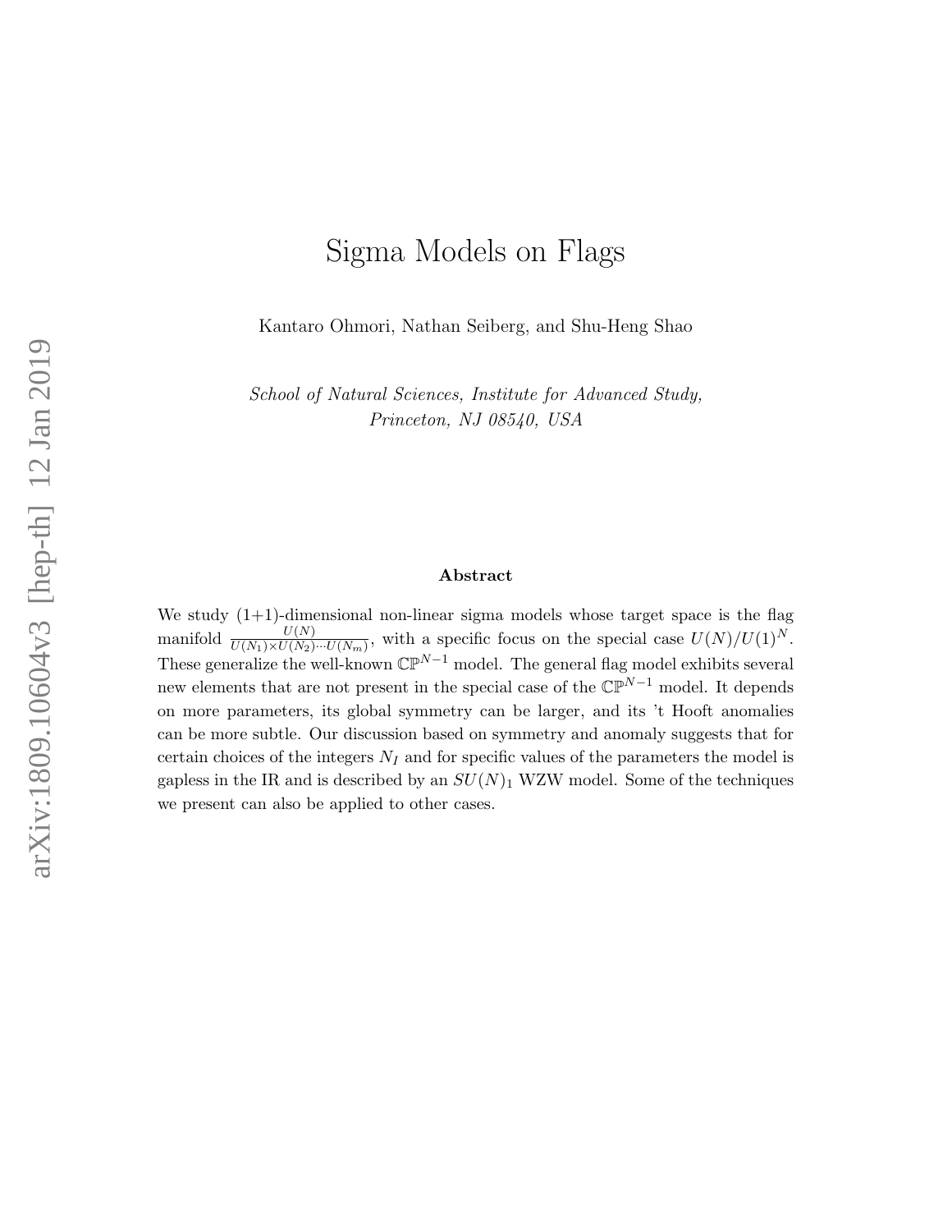# Sigma Models on Flags

Kantaro Ohmori, Nathan Seiberg, and Shu-Heng Shao

*School of Natural Sciences, Institute for Advanced Study, Princeton, NJ 08540, USA*

### Abstract

We study (1+1)-dimensional non-linear sigma models whose target space is the flag manifold $\frac{U(N)}{U(N_1)\times U(N_2)\cdots U(N_m)}$, with a specific focus on the special case $U(N)/U(1)^N$. These generalize the well-known $\mathbb{CP}^{N-1}$ model. The general flag model exhibits several new elements that are not present in the special case of the $\mathbb{CP}^{N-1}$ model. It depends on more parameters, its global symmetry can be larger, and its 't Hooft anomalies can be more subtle. Our discussion based on symmetry and anomaly suggests that for certain choices of the integers $N_I$ and for specific values of the parameters the model is gapless in the IR and is described by an $SU(N)_1$ WZW model. Some of the techniques we present can also be applied to other cases.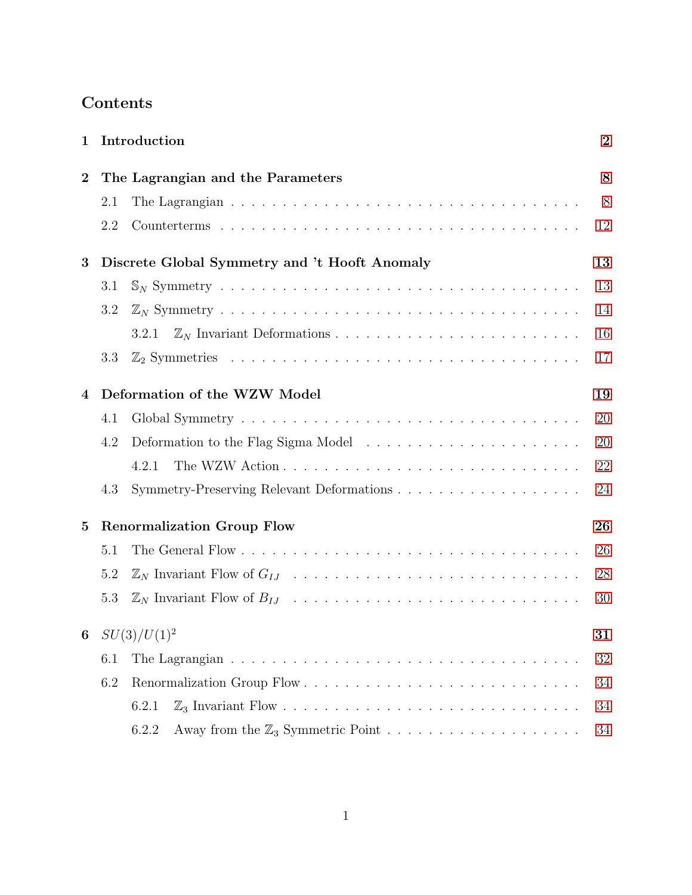# Contents

| | | |
|---|---|---|
| **1** | **Introduction** | **2** |
| **2** | **The Lagrangian and the Parameters** | **8** |
| | 2.1 The Lagrangian | 8 |
| | 2.2 Counterterms | 12 |
| **3** | **Discrete Global Symmetry and 't Hooft Anomaly** | **13** |
| | 3.1 $\mathbb{S}_N$ Symmetry | 13 |
| | 3.2 $\mathbb{Z}_N$ Symmetry | 14 |
| | 3.2.1 $\mathbb{Z}_N$ Invariant Deformations | 16 |
| | 3.3 $\mathbb{Z}_2$ Symmetries | 17 |
| **4** | **Deformation of the WZW Model** | **19** |
| | 4.1 Global Symmetry | 20 |
| | 4.2 Deformation to the Flag Sigma Model | 20 |
| | 4.2.1 The WZW Action | 22 |
| | 4.3 Symmetry-Preserving Relevant Deformations | 24 |
| **5** | **Renormalization Group Flow** | **26** |
| | 5.1 The General Flow | 26 |
| | 5.2 $\mathbb{Z}_N$ Invariant Flow of $G_{IJ}$ | 28 |
| | 5.3 $\mathbb{Z}_N$ Invariant Flow of $B_{IJ}$ | 30 |
| **6** | **$SU(3)/U(1)^2$** | **31** |
| | 6.1 The Lagrangian | 32 |
| | 6.2 Renormalization Group Flow | 34 |
| | 6.2.1 $\mathbb{Z}_3$ Invariant Flow | 34 |
| | 6.2.2 Away from the $\mathbb{Z}_3$ Symmetric Point | 34 |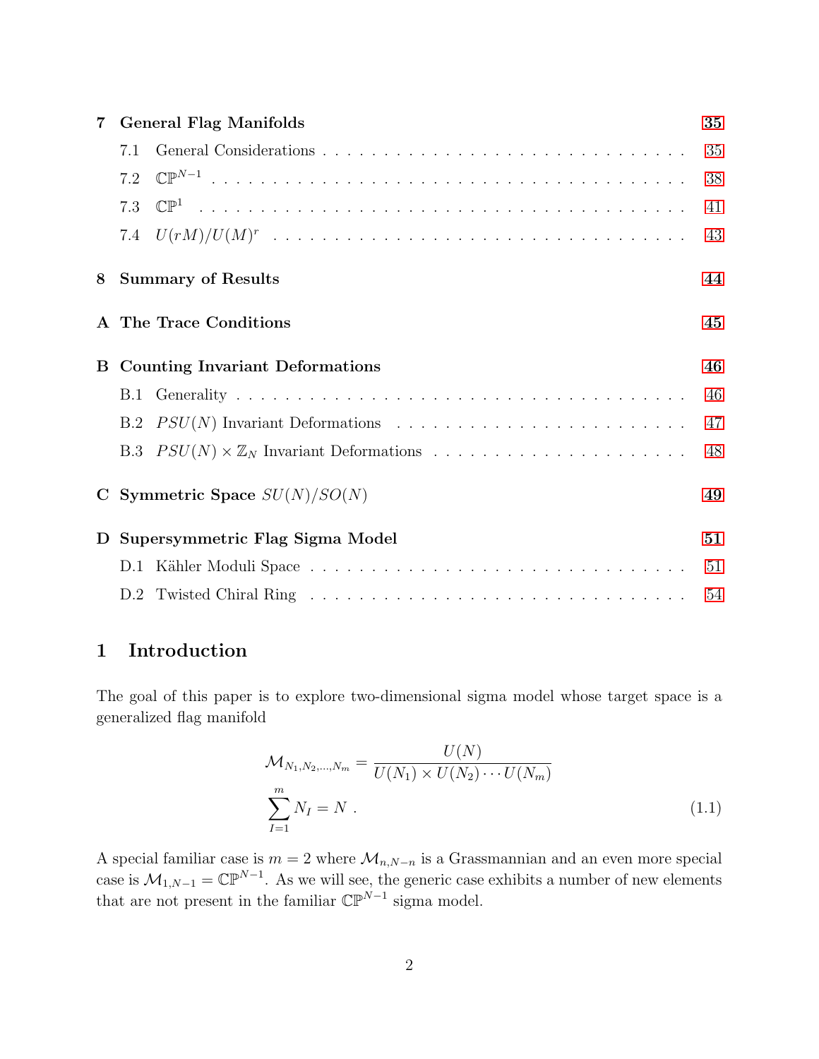| | | |
|---|---|---|
| **7** | **General Flag Manifolds** | **35** |
| 7.1 | General Considerations | 35 |
| 7.2 | $\mathbb{CP}^{N-1}$ | 38 |
| 7.3 | $\mathbb{CP}^{1}$ | 41 |
| 7.4 | $U(rM)/U(M)^r$ | 43 |
| **8** | **Summary of Results** | **44** |
| **A** | **The Trace Conditions** | **45** |
| **B** | **Counting Invariant Deformations** | **46** |
| B.1 | Generality | 46 |
| B.2 | $PSU(N)$ Invariant Deformations | 47 |
| B.3 | $PSU(N) \times \mathbb{Z}_N$ Invariant Deformations | 48 |
| **C** | **Symmetric Space $SU(N)/SO(N)$** | **49** |
| **D** | **Supersymmetric Flag Sigma Model** | **51** |
| D.1 | Kähler Moduli Space | 51 |
| D.2 | Twisted Chiral Ring | 54 |

# 1 Introduction

The goal of this paper is to explore two-dimensional sigma model whose target space is a generalized flag manifold

$$
\mathcal{M}_{N_1,N_2,\ldots,N_m} = \frac{U(N)}{U(N_1)\times U(N_2)\cdots U(N_m)}
$$
$$
\sum_{I=1}^{m} N_I = N \ . \tag{1.1}
$$

A special familiar case is $m = 2$ where $\mathcal{M}_{n,N-n}$ is a Grassmannian and an even more special case is $\mathcal{M}_{1,N-1} = \mathbb{CP}^{N-1}$. As we will see, the generic case exhibits a number of new elements that are not present in the familiar $\mathbb{CP}^{N-1}$ sigma model.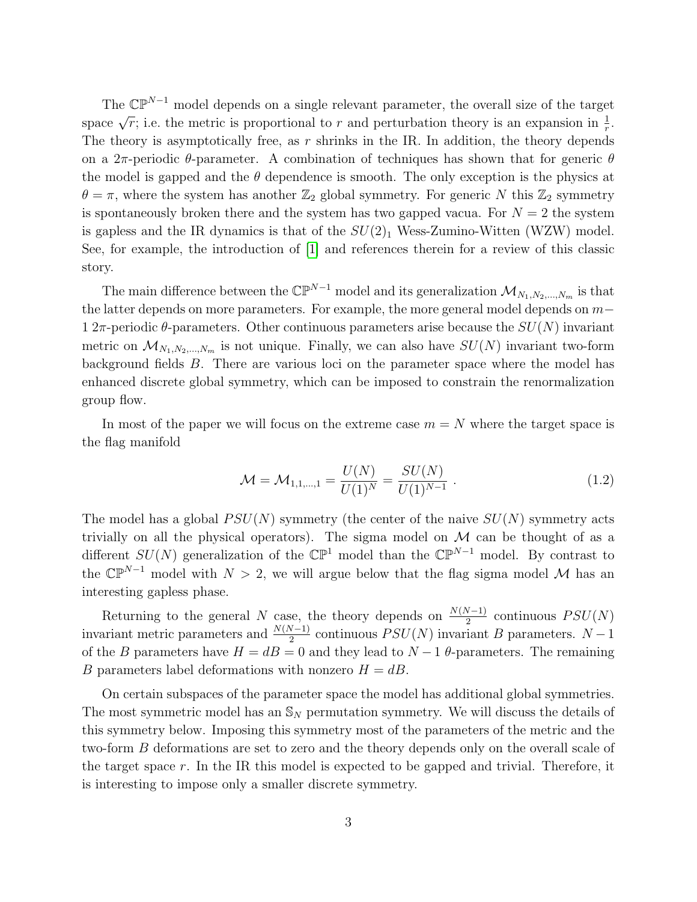The $\mathbb{CP}^{N-1}$ model depends on a single relevant parameter, the overall size of the target space $\sqrt{r}$; i.e. the metric is proportional to $r$ and perturbation theory is an expansion in $\frac{1}{r}$. The theory is asymptotically free, as $r$ shrinks in the IR. In addition, the theory depends on a $2\pi$-periodic $\theta$-parameter. A combination of techniques has shown that for generic $\theta$ the model is gapped and the $\theta$ dependence is smooth. The only exception is the physics at $\theta = \pi$, where the system has another $\mathbb{Z}_2$ global symmetry. For generic $N$ this $\mathbb{Z}_2$ symmetry is spontaneously broken there and the system has two gapped vacua. For $N = 2$ the system is gapless and the IR dynamics is that of the $SU(2)_1$ Wess-Zumino-Witten (WZW) model. See, for example, the introduction of [1] and references therein for a review of this classic story.

The main difference between the $\mathbb{CP}^{N-1}$ model and its generalization $\mathcal{M}_{N_1,N_2,\ldots,N_m}$ is that the latter depends on more parameters. For example, the more general model depends on $m-1$ $2\pi$-periodic $\theta$-parameters. Other continuous parameters arise because the $SU(N)$ invariant metric on $\mathcal{M}_{N_1,N_2,\ldots,N_m}$ is not unique. Finally, we can also have $SU(N)$ invariant two-form background fields $B$. There are various loci on the parameter space where the model has enhanced discrete global symmetry, which can be imposed to constrain the renormalization group flow.

In most of the paper we will focus on the extreme case $m = N$ where the target space is the flag manifold

$$\mathcal{M} = \mathcal{M}_{1,1,\ldots,1} = \frac{U(N)}{U(1)^N} = \frac{SU(N)}{U(1)^{N-1}} \ . \tag{1.2}$$

The model has a global $PSU(N)$ symmetry (the center of the naive $SU(N)$ symmetry acts trivially on all the physical operators). The sigma model on $\mathcal{M}$ can be thought of as a different $SU(N)$ generalization of the $\mathbb{CP}^1$ model than the $\mathbb{CP}^{N-1}$ model. By contrast to the $\mathbb{CP}^{N-1}$ model with $N > 2$, we will argue below that the flag sigma model $\mathcal{M}$ has an interesting gapless phase.

Returning to the general $N$ case, the theory depends on $\frac{N(N-1)}{2}$ continuous $PSU(N)$ invariant metric parameters and $\frac{N(N-1)}{2}$ continuous $PSU(N)$ invariant $B$ parameters. $N-1$ of the $B$ parameters have $H = dB = 0$ and they lead to $N-1$ $\theta$-parameters. The remaining $B$ parameters label deformations with nonzero $H = dB$.

On certain subspaces of the parameter space the model has additional global symmetries. The most symmetric model has an $\mathbb{S}_N$ permutation symmetry. We will discuss the details of this symmetry below. Imposing this symmetry most of the parameters of the metric and the two-form $B$ deformations are set to zero and the theory depends only on the overall scale of the target space $r$. In the IR this model is expected to be gapped and trivial. Therefore, it is interesting to impose only a smaller discrete symmetry.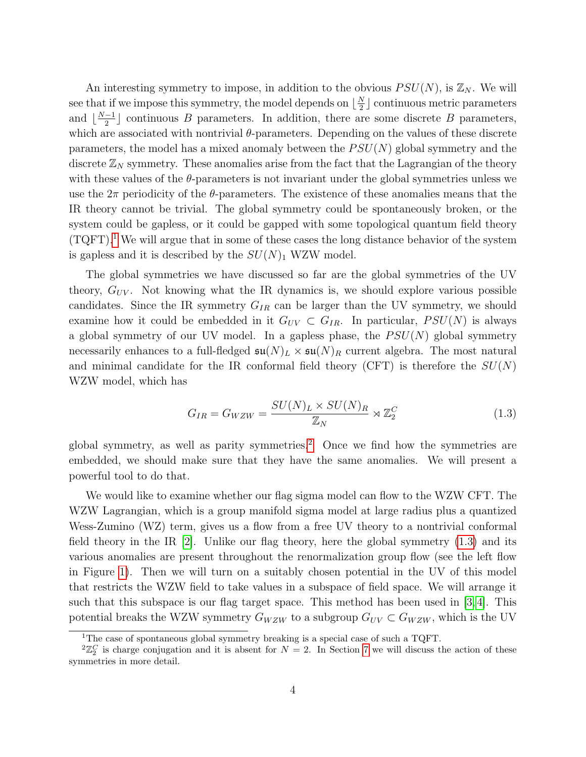An interesting symmetry to impose, in addition to the obvious $PSU(N)$, is $\mathbb{Z}_N$. We will see that if we impose this symmetry, the model depends on $\lfloor \frac{N}{2} \rfloor$ continuous metric parameters and $\lfloor \frac{N-1}{2} \rfloor$ continuous $B$ parameters. In addition, there are some discrete $B$ parameters, which are associated with nontrivial $\theta$-parameters. Depending on the values of these discrete parameters, the model has a mixed anomaly between the $PSU(N)$ global symmetry and the discrete $\mathbb{Z}_N$ symmetry. These anomalies arise from the fact that the Lagrangian of the theory with these values of the $\theta$-parameters is not invariant under the global symmetries unless we use the $2\pi$ periodicity of the $\theta$-parameters. The existence of these anomalies means that the IR theory cannot be trivial. The global symmetry could be spontaneously broken, or the system could be gapless, or it could be gapped with some topological quantum field theory (TQFT).[1] We will argue that in some of these cases the long distance behavior of the system is gapless and it is described by the $SU(N)_1$ WZW model.

The global symmetries we have discussed so far are the global symmetries of the UV theory, $G_{UV}$. Not knowing what the IR dynamics is, we should explore various possible candidates. Since the IR symmetry $G_{IR}$ can be larger than the UV symmetry, we should examine how it could be embedded in it $G_{UV} \subset G_{IR}$. In particular, $PSU(N)$ is always a global symmetry of our UV model. In a gapless phase, the $PSU(N)$ global symmetry necessarily enhances to a full-fledged $\mathfrak{su}(N)_L \times \mathfrak{su}(N)_R$ current algebra. The most natural and minimal candidate for the IR conformal field theory (CFT) is therefore the $SU(N)$ WZW model, which has

$$G_{IR} = G_{WZW} = \frac{SU(N)_L \times SU(N)_R}{\mathbb{Z}_N} \rtimes \mathbb{Z}_2^C \tag{1.3}$$

global symmetry, as well as parity symmetries.[2] Once we find how the symmetries are embedded, we should make sure that they have the same anomalies. We will present a powerful tool to do that.

We would like to examine whether our flag sigma model can flow to the WZW CFT. The WZW Lagrangian, which is a group manifold sigma model at large radius plus a quantized Wess-Zumino (WZ) term, gives us a flow from a free UV theory to a nontrivial conformal field theory in the IR [2]. Unlike our flag theory, here the global symmetry (1.3) and its various anomalies are present throughout the renormalization group flow (see the left flow in Figure 1). Then we will turn on a suitably chosen potential in the UV of this model that restricts the WZW field to take values in a subspace of field space. We will arrange it such that this subspace is our flag target space. This method has been used in [3,4]. This potential breaks the WZW symmetry $G_{WZW}$ to a subgroup $G_{UV} \subset G_{WZW}$, which is the UV

[1] The case of spontaneous global symmetry breaking is a special case of such a TQFT.

[2] $\mathbb{Z}_2^C$ is charge conjugation and it is absent for $N = 2$. In Section 7 we will discuss the action of these symmetries in more detail.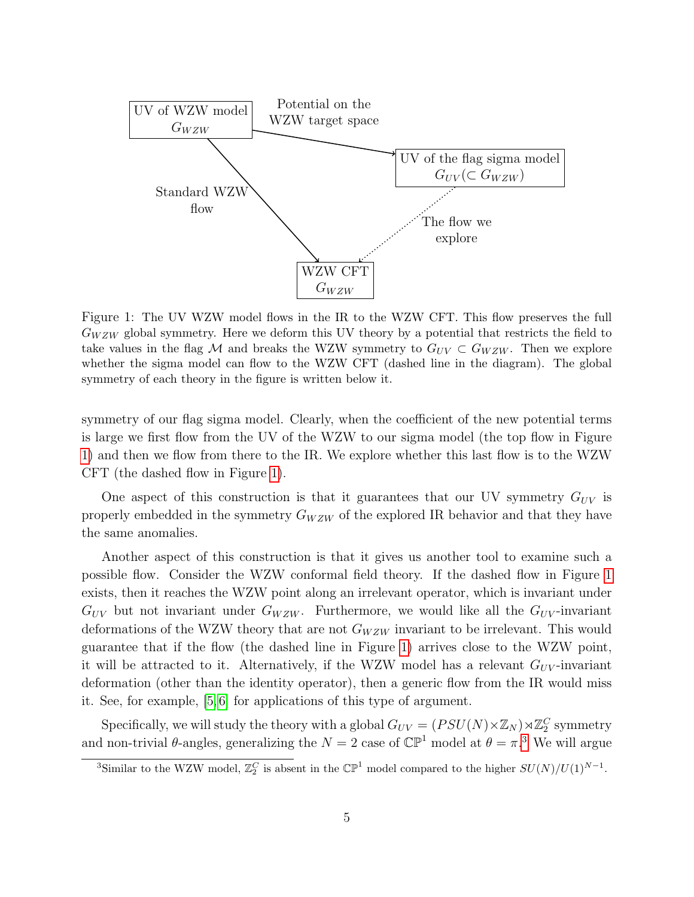Figure 1: The UV WZW model flows in the IR to the WZW CFT. This flow preserves the full $G_{WZW}$ global symmetry. Here we deform this UV theory by a potential that restricts the field to take values in the flag $\mathcal{M}$ and breaks the WZW symmetry to $G_{UV} \subset G_{WZW}$. Then we explore whether the sigma model can flow to the WZW CFT (dashed line in the diagram). The global symmetry of each theory in the figure is written below it.

symmetry of our flag sigma model. Clearly, when the coefficient of the new potential terms is large we first flow from the UV of the WZW to our sigma model (the top flow in Figure 1) and then we flow from there to the IR. We explore whether this last flow is to the WZW CFT (the dashed flow in Figure 1).

One aspect of this construction is that it guarantees that our UV symmetry $G_{UV}$ is properly embedded in the symmetry $G_{WZW}$ of the explored IR behavior and that they have the same anomalies.

Another aspect of this construction is that it gives us another tool to examine such a possible flow. Consider the WZW conformal field theory. If the dashed flow in Figure 1 exists, then it reaches the WZW point along an irrelevant operator, which is invariant under $G_{UV}$ but not invariant under $G_{WZW}$. Furthermore, we would like all the $G_{UV}$-invariant deformations of the WZW theory that are not $G_{WZW}$ invariant to be irrelevant. This would guarantee that if the flow (the dashed line in Figure 1) arrives close to the WZW point, it will be attracted to it. Alternatively, if the WZW model has a relevant $G_{UV}$-invariant deformation (other than the identity operator), then a generic flow from the IR would miss it. See, for example, [5, 6] for applications of this type of argument.

Specifically, we will study the theory with a global $G_{UV} = (PSU(N) \times \mathbb{Z}_N) \rtimes \mathbb{Z}_2^C$ symmetry and non-trivial $\theta$-angles, generalizing the $N = 2$ case of $\mathbb{CP}^1$ model at $\theta = \pi$.[3] We will argue

[3] Similar to the WZW model, $\mathbb{Z}_2^C$ is absent in the $\mathbb{CP}^1$ model compared to the higher $SU(N)/U(1)^{N-1}$.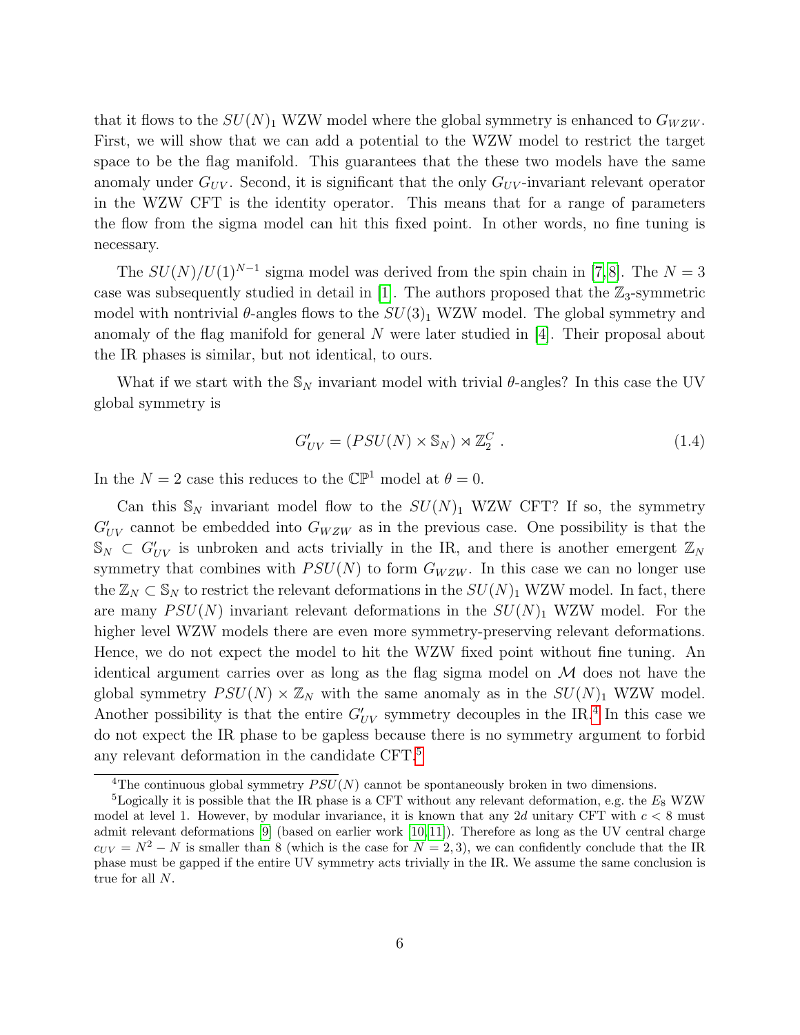that it flows to the $SU(N)_1$ WZW model where the global symmetry is enhanced to $G_{WZW}$. First, we will show that we can add a potential to the WZW model to restrict the target space to be the flag manifold. This guarantees that the these two models have the same anomaly under $G_{UV}$. Second, it is significant that the only $G_{UV}$-invariant relevant operator in the WZW CFT is the identity operator. This means that for a range of parameters the flow from the sigma model can hit this fixed point. In other words, no fine tuning is necessary.

The $SU(N)/U(1)^{N-1}$ sigma model was derived from the spin chain in [7,8]. The $N = 3$ case was subsequently studied in detail in [1]. The authors proposed that the $\mathbb{Z}_3$-symmetric model with nontrivial $\theta$-angles flows to the $SU(3)_1$ WZW model. The global symmetry and anomaly of the flag manifold for general $N$ were later studied in [4]. Their proposal about the IR phases is similar, but not identical, to ours.

What if we start with the $\mathbb{S}_N$ invariant model with trivial $\theta$-angles? In this case the UV global symmetry is

$$G'_{UV} = (PSU(N) \times \mathbb{S}_N) \rtimes \mathbb{Z}_2^C \ . \tag{1.4}$$

In the $N = 2$ case this reduces to the $\mathbb{CP}^1$ model at $\theta = 0$.

Can this $\mathbb{S}_N$ invariant model flow to the $SU(N)_1$ WZW CFT? If so, the symmetry $G'_{UV}$ cannot be embedded into $G_{WZW}$ as in the previous case. One possibility is that the $\mathbb{S}_N \subset G'_{UV}$ is unbroken and acts trivially in the IR, and there is another emergent $\mathbb{Z}_N$ symmetry that combines with $PSU(N)$ to form $G_{WZW}$. In this case we can no longer use the $\mathbb{Z}_N \subset \mathbb{S}_N$ to restrict the relevant deformations in the $SU(N)_1$ WZW model. In fact, there are many $PSU(N)$ invariant relevant deformations in the $SU(N)_1$ WZW model. For the higher level WZW models there are even more symmetry-preserving relevant deformations. Hence, we do not expect the model to hit the WZW fixed point without fine tuning. An identical argument carries over as long as the flag sigma model on $\mathcal{M}$ does not have the global symmetry $PSU(N) \times \mathbb{Z}_N$ with the same anomaly as in the $SU(N)_1$ WZW model. Another possibility is that the entire $G'_{UV}$ symmetry decouples in the IR.[4] In this case we do not expect the IR phase to be gapless because there is no symmetry argument to forbid any relevant deformation in the candidate CFT.[5]

[4]The continuous global symmetry $PSU(N)$ cannot be spontaneously broken in two dimensions.

[5]Logically it is possible that the IR phase is a CFT without any relevant deformation, e.g. the $E_8$ WZW model at level 1. However, by modular invariance, it is known that any $2d$ unitary CFT with $c < 8$ must admit relevant deformations [9] (based on earlier work [10,11]). Therefore as long as the UV central charge $c_{UV} = N^2 - N$ is smaller than 8 (which is the case for $N = 2, 3$), we can confidently conclude that the IR phase must be gapped if the entire UV symmetry acts trivially in the IR. We assume the same conclusion is true for all $N$.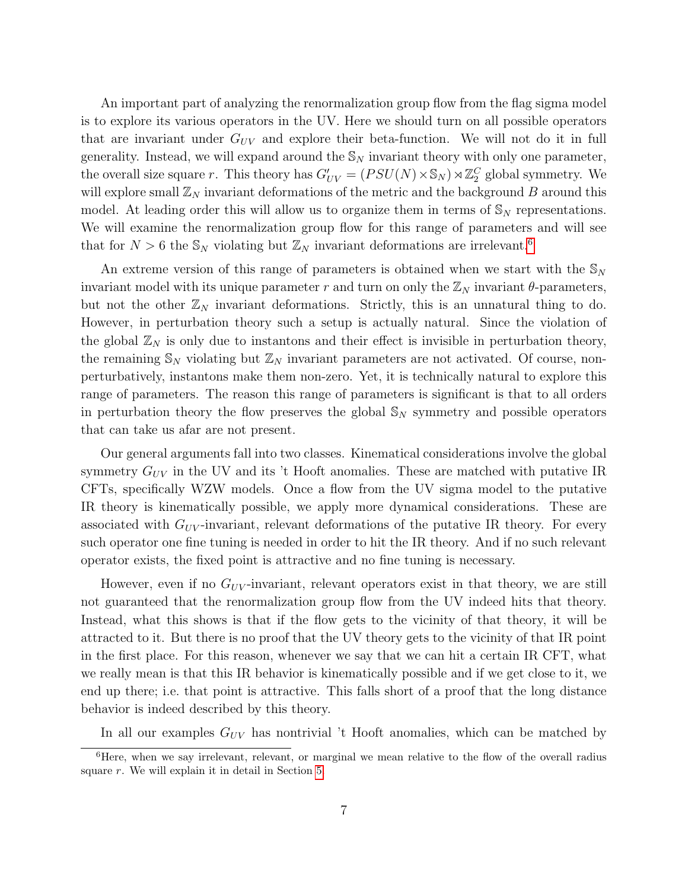An important part of analyzing the renormalization group flow from the flag sigma model is to explore its various operators in the UV. Here we should turn on all possible operators that are invariant under $G_{UV}$ and explore their beta-function. We will not do it in full generality. Instead, we will expand around the $\mathbb{S}_N$ invariant theory with only one parameter, the overall size square $r$. This theory has $G'_{UV} = (PSU(N) \times \mathbb{S}_N) \rtimes \mathbb{Z}_2^C$ global symmetry. We will explore small $\mathbb{Z}_N$ invariant deformations of the metric and the background $B$ around this model. At leading order this will allow us to organize them in terms of $\mathbb{S}_N$ representations. We will examine the renormalization group flow for this range of parameters and will see that for $N > 6$ the $\mathbb{S}_N$ violating but $\mathbb{Z}_N$ invariant deformations are irrelevant.[6]

An extreme version of this range of parameters is obtained when we start with the $\mathbb{S}_N$ invariant model with its unique parameter $r$ and turn on only the $\mathbb{Z}_N$ invariant $\theta$-parameters, but not the other $\mathbb{Z}_N$ invariant deformations. Strictly, this is an unnatural thing to do. However, in perturbation theory such a setup is actually natural. Since the violation of the global $\mathbb{Z}_N$ is only due to instantons and their effect is invisible in perturbation theory, the remaining $\mathbb{S}_N$ violating but $\mathbb{Z}_N$ invariant parameters are not activated. Of course, non-perturbatively, instantons make them non-zero. Yet, it is technically natural to explore this range of parameters. The reason this range of parameters is significant is that to all orders in perturbation theory the flow preserves the global $\mathbb{S}_N$ symmetry and possible operators that can take us afar are not present.

Our general arguments fall into two classes. Kinematical considerations involve the global symmetry $G_{UV}$ in the UV and its 't Hooft anomalies. These are matched with putative IR CFTs, specifically WZW models. Once a flow from the UV sigma model to the putative IR theory is kinematically possible, we apply more dynamical considerations. These are associated with $G_{UV}$-invariant, relevant deformations of the putative IR theory. For every such operator one fine tuning is needed in order to hit the IR theory. And if no such relevant operator exists, the fixed point is attractive and no fine tuning is necessary.

However, even if no $G_{UV}$-invariant, relevant operators exist in that theory, we are still not guaranteed that the renormalization group flow from the UV indeed hits that theory. Instead, what this shows is that if the flow gets to the vicinity of that theory, it will be attracted to it. But there is no proof that the UV theory gets to the vicinity of that IR point in the first place. For this reason, whenever we say that we can hit a certain IR CFT, what we really mean is that this IR behavior is kinematically possible and if we get close to it, we end up there; i.e. that point is attractive. This falls short of a proof that the long distance behavior is indeed described by this theory.

In all our examples $G_{UV}$ has nontrivial 't Hooft anomalies, which can be matched by

[6]Here, when we say irrelevant, relevant, or marginal we mean relative to the flow of the overall radius square $r$. We will explain it in detail in Section 5.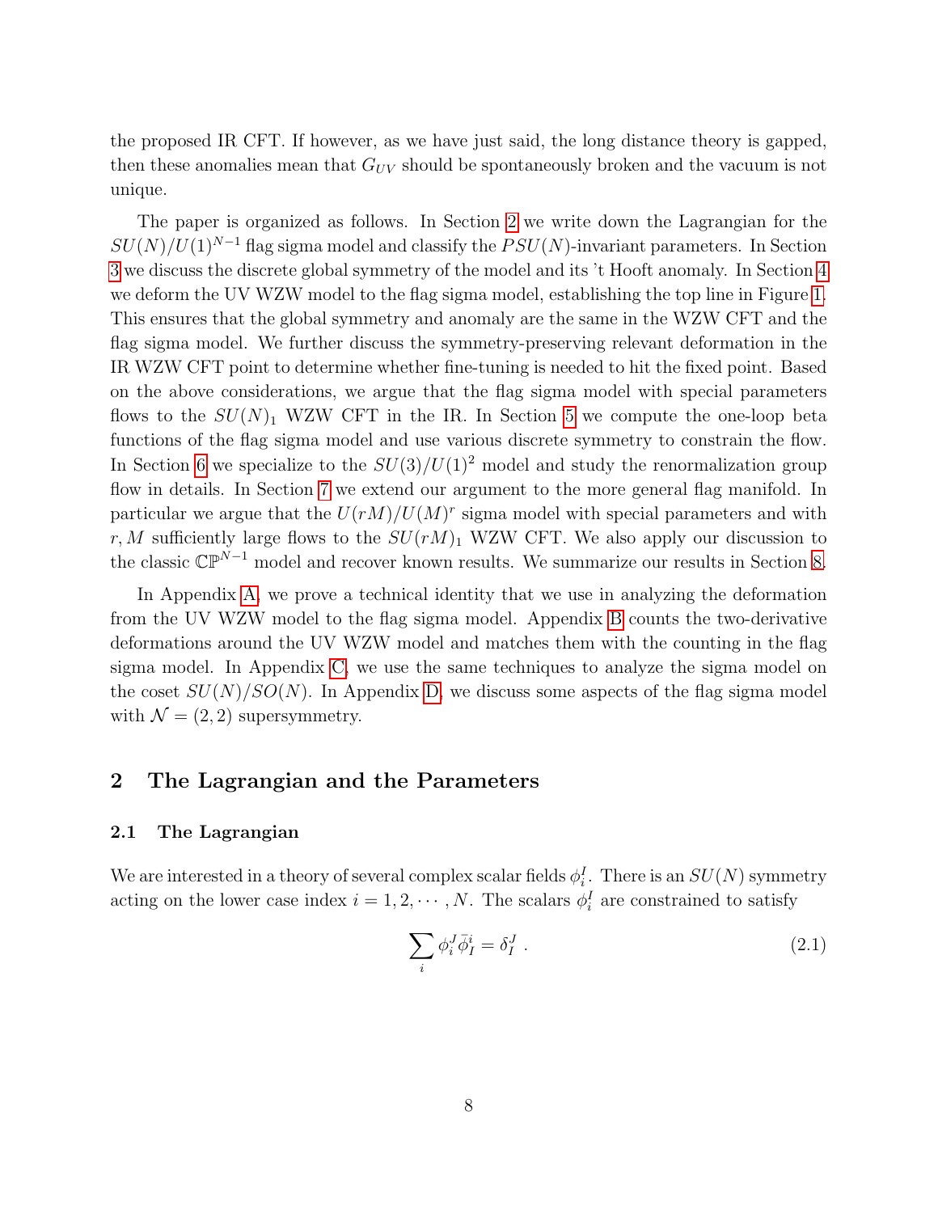the proposed IR CFT. If however, as we have just said, the long distance theory is gapped, then these anomalies mean that $G_{UV}$ should be spontaneously broken and the vacuum is not unique.

The paper is organized as follows. In Section 2 we write down the Lagrangian for the $SU(N)/U(1)^{N-1}$ flag sigma model and classify the $PSU(N)$-invariant parameters. In Section 3 we discuss the discrete global symmetry of the model and its 't Hooft anomaly. In Section 4 we deform the UV WZW model to the flag sigma model, establishing the top line in Figure 1. This ensures that the global symmetry and anomaly are the same in the WZW CFT and the flag sigma model. We further discuss the symmetry-preserving relevant deformation in the IR WZW CFT point to determine whether fine-tuning is needed to hit the fixed point. Based on the above considerations, we argue that the flag sigma model with special parameters flows to the $SU(N)_1$ WZW CFT in the IR. In Section 5 we compute the one-loop beta functions of the flag sigma model and use various discrete symmetry to constrain the flow. In Section 6 we specialize to the $SU(3)/U(1)^2$ model and study the renormalization group flow in details. In Section 7 we extend our argument to the more general flag manifold. In particular we argue that the $U(rM)/U(M)^r$ sigma model with special parameters and with $r, M$ sufficiently large flows to the $SU(rM)_1$ WZW CFT. We also apply our discussion to the classic $\mathbb{CP}^{N-1}$ model and recover known results. We summarize our results in Section 8.

In Appendix A, we prove a technical identity that we use in analyzing the deformation from the UV WZW model to the flag sigma model. Appendix B counts the two-derivative deformations around the UV WZW model and matches them with the counting in the flag sigma model. In Appendix C, we use the same techniques to analyze the sigma model on the coset $SU(N)/SO(N)$. In Appendix D, we discuss some aspects of the flag sigma model with $\mathcal{N} = (2,2)$ supersymmetry.

## 2 The Lagrangian and the Parameters

### 2.1 The Lagrangian

We are interested in a theory of several complex scalar fields $\phi^I_i$. There is an $SU(N)$ symmetry acting on the lower case index $i = 1, 2, \cdots, N$. The scalars $\phi^I_i$ are constrained to satisfy

$$\sum_i \phi^J_i \bar{\phi}^i_I = \delta^J_I \ . \tag{2.1}$$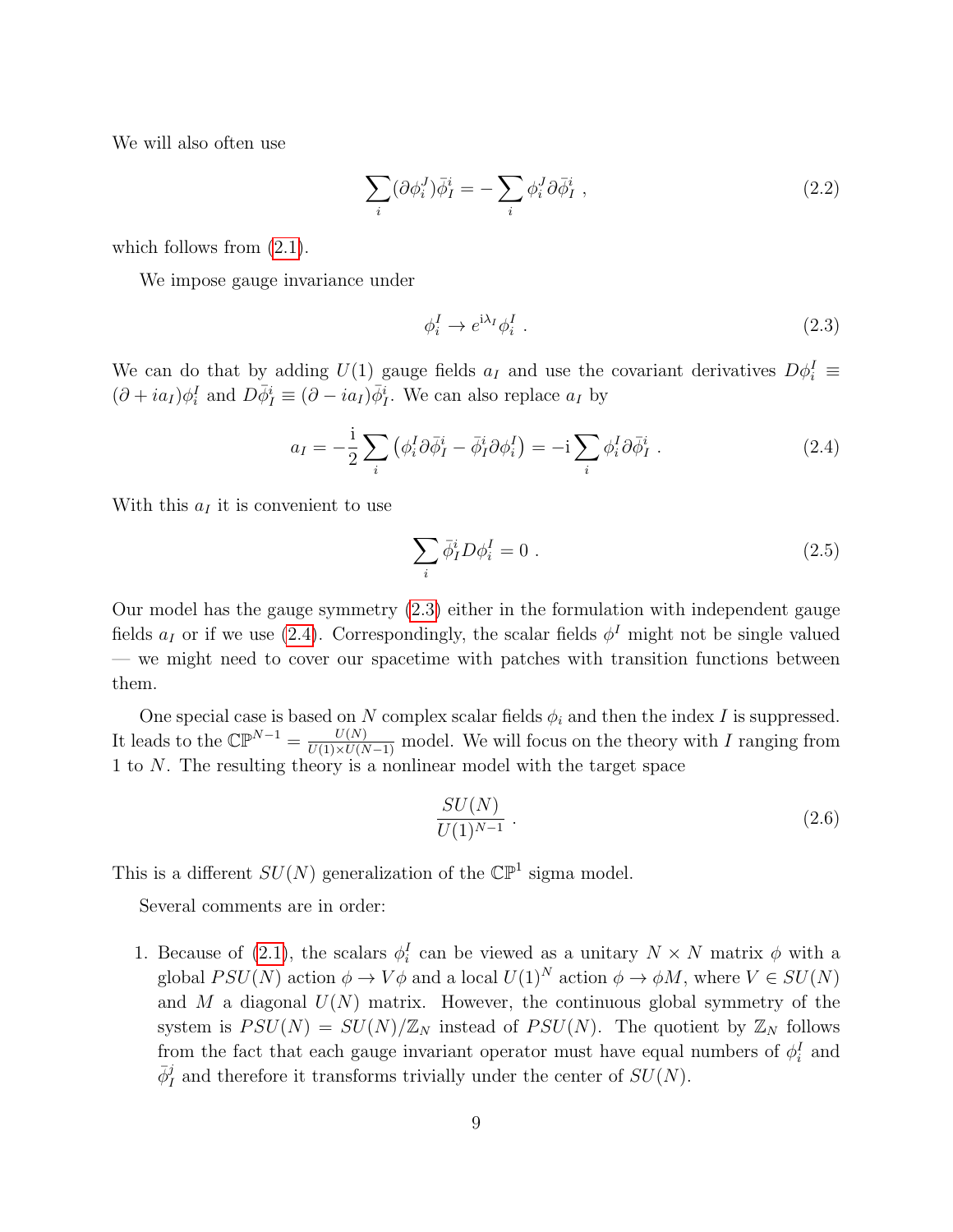We will also often use

$$\sum_i (\partial \phi_i^J) \bar{\phi}_I^i = -\sum_i \phi_i^J \partial \bar{\phi}_I^i \ , \tag{2.2}$$

which follows from (2.1).

We impose gauge invariance under

$$\phi_i^I \to e^{\mathrm{i}\lambda_I} \phi_i^I \ . \tag{2.3}$$

We can do that by adding $U(1)$ gauge fields $a_I$ and use the covariant derivatives $D\phi_i^I \equiv (\partial + ia_I)\phi_i^I$ and $D\bar{\phi}_I^i \equiv (\partial - ia_I)\bar{\phi}_I^i$. We can also replace $a_I$ by

$$a_I = -\frac{\mathrm{i}}{2} \sum_i \left( \phi_i^I \partial \bar{\phi}_I^i - \bar{\phi}_I^i \partial \phi_i^I \right) = -\mathrm{i} \sum_i \phi_i^I \partial \bar{\phi}_I^i \ . \tag{2.4}$$

With this $a_I$ it is convenient to use

$$\sum_i \bar{\phi}_I^i D\phi_i^I = 0 \ . \tag{2.5}$$

Our model has the gauge symmetry (2.3) either in the formulation with independent gauge fields $a_I$ or if we use (2.4). Correspondingly, the scalar fields $\phi^I$ might not be single valued — we might need to cover our spacetime with patches with transition functions between them.

One special case is based on $N$ complex scalar fields $\phi_i$ and then the index $I$ is suppressed. It leads to the $\mathbb{CP}^{N-1} = \frac{U(N)}{U(1)\times U(N-1)}$ model. We will focus on the theory with $I$ ranging from 1 to $N$. The resulting theory is a nonlinear model with the target space

$$\frac{SU(N)}{U(1)^{N-1}} \ . \tag{2.6}$$

This is a different $SU(N)$ generalization of the $\mathbb{CP}^1$ sigma model.

Several comments are in order:

1. Because of (2.1), the scalars $\phi_i^I$ can be viewed as a unitary $N \times N$ matrix $\phi$ with a global $PSU(N)$ action $\phi \to V\phi$ and a local $U(1)^N$ action $\phi \to \phi M$, where $V \in SU(N)$ and $M$ a diagonal $U(N)$ matrix. However, the continuous global symmetry of the system is $PSU(N) = SU(N)/\mathbb{Z}_N$ instead of $PSU(N)$. The quotient by $\mathbb{Z}_N$ follows from the fact that each gauge invariant operator must have equal numbers of $\phi_i^I$ and $\bar{\phi}_I^j$ and therefore it transforms trivially under the center of $SU(N)$.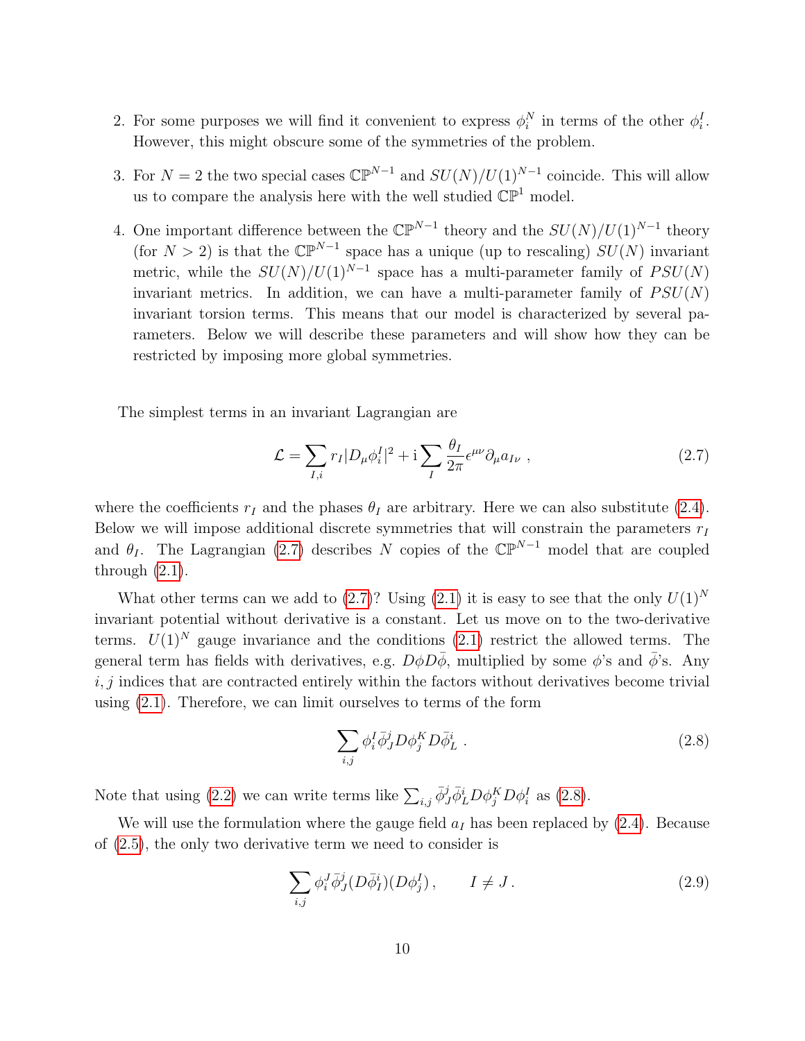2. For some purposes we will find it convenient to express $\phi^N_i$ in terms of the other $\phi^I_i$. However, this might obscure some of the symmetries of the problem.

3. For $N = 2$ the two special cases $\mathbb{CP}^{N-1}$ and $SU(N)/U(1)^{N-1}$ coincide. This will allow us to compare the analysis here with the well studied $\mathbb{CP}^1$ model.

4. One important difference between the $\mathbb{CP}^{N-1}$ theory and the $SU(N)/U(1)^{N-1}$ theory (for $N > 2$) is that the $\mathbb{CP}^{N-1}$ space has a unique (up to rescaling) $SU(N)$ invariant metric, while the $SU(N)/U(1)^{N-1}$ space has a multi-parameter family of $PSU(N)$ invariant metrics. In addition, we can have a multi-parameter family of $PSU(N)$ invariant torsion terms. This means that our model is characterized by several parameters. Below we will describe these parameters and will show how they can be restricted by imposing more global symmetries.

The simplest terms in an invariant Lagrangian are

$$\mathcal{L} = \sum_{I,i} r_I |D_\mu \phi^I_i|^2 + \mathrm{i} \sum_I \frac{\theta_I}{2\pi} \epsilon^{\mu\nu} \partial_\mu a_{I\nu} \ , \tag{2.7}$$

where the coefficients $r_I$ and the phases $\theta_I$ are arbitrary. Here we can also substitute (2.4). Below we will impose additional discrete symmetries that will constrain the parameters $r_I$ and $\theta_I$. The Lagrangian (2.7) describes $N$ copies of the $\mathbb{CP}^{N-1}$ model that are coupled through (2.1).

What other terms can we add to (2.7)? Using (2.1) it is easy to see that the only $U(1)^N$ invariant potential without derivative is a constant. Let us move on to the two-derivative terms. $U(1)^N$ gauge invariance and the conditions (2.1) restrict the allowed terms. The general term has fields with derivatives, e.g. $D\phi D\bar{\phi}$, multiplied by some $\phi$'s and $\bar{\phi}$'s. Any $i, j$ indices that are contracted entirely within the factors without derivatives become trivial using (2.1). Therefore, we can limit ourselves to terms of the form

$$\sum_{i,j} \phi^I_i \bar{\phi}^j_J D\phi^K_j D\bar{\phi}^i_L \ . \tag{2.8}$$

Note that using (2.2) we can write terms like $\sum_{i,j} \bar{\phi}^j_J \bar{\phi}^i_L D\phi^K_j D\phi^I_i$ as (2.8).

We will use the formulation where the gauge field $a_I$ has been replaced by (2.4). Because of (2.5), the only two derivative term we need to consider is

$$\sum_{i,j} \phi^J_i \bar{\phi}^j_J (D\bar{\phi}^i_I)(D\phi^I_j) \, , \qquad I \neq J \, . \tag{2.9}$$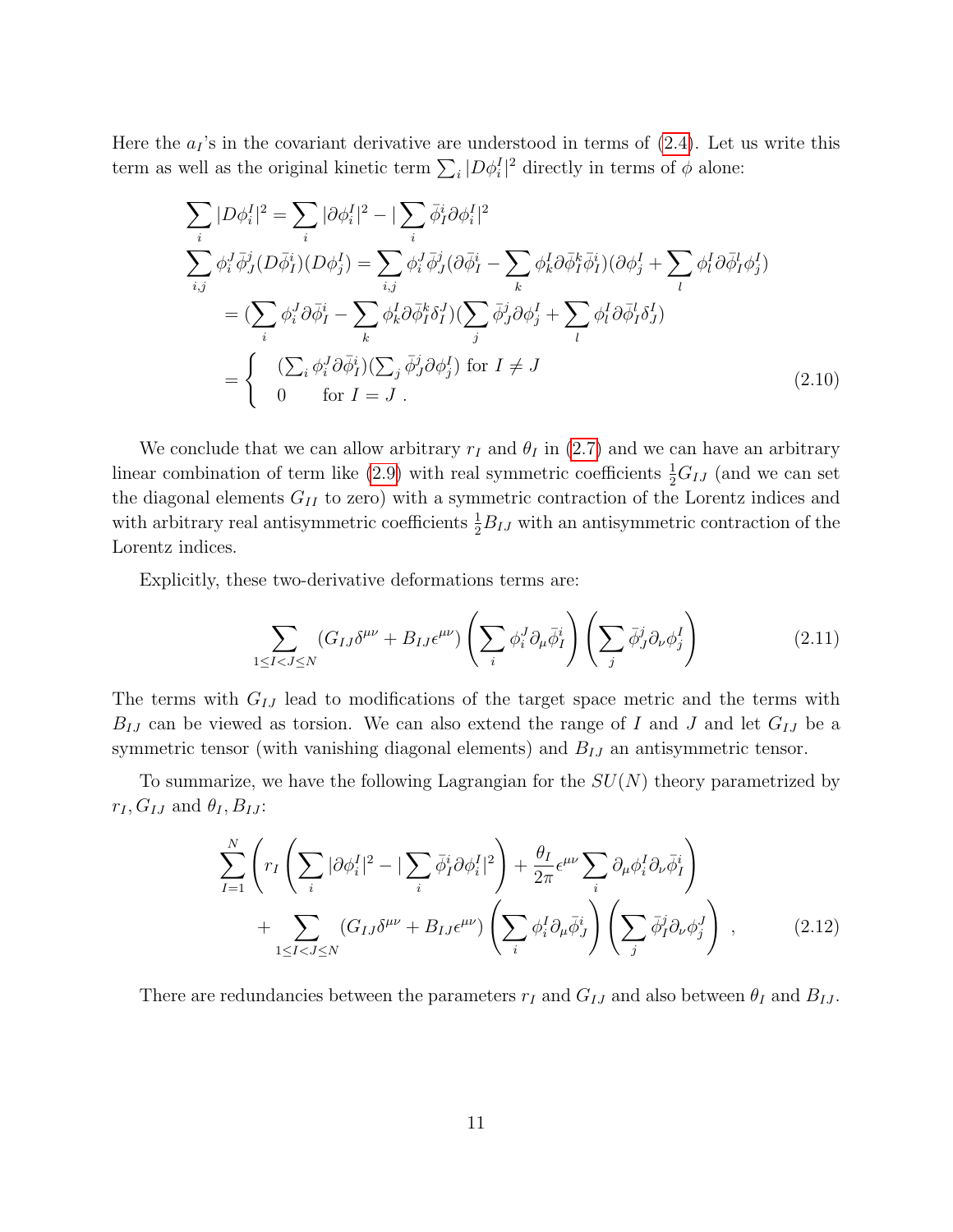Here the $a_I$'s in the covariant derivative are understood in terms of (2.4). Let us write this term as well as the original kinetic term $\sum_i |D\phi_i^I|^2$ directly in terms of $\phi$ alone:

$$
\begin{aligned}
\sum_i |D\phi_i^I|^2 &= \sum_i |\partial\phi_i^I|^2 - |\sum_i \bar{\phi}_I^i \partial\phi_i^I|^2 \\
\sum_{i,j} \phi_i^J \bar{\phi}_J^j (D\bar{\phi}_I^i)(D\phi_j^I) &= \sum_{i,j} \phi_i^J \bar{\phi}_J^j (\partial\bar{\phi}_I^i - \sum_k \phi_k^I \partial\bar{\phi}_I^k \bar{\phi}_I^i)(\partial\phi_j^I + \sum_l \phi_l^I \partial\bar{\phi}_I^l \phi_j^I) \\
&= (\sum_i \phi_i^J \partial\bar{\phi}_I^i - \sum_k \phi_k^I \partial\bar{\phi}_I^k \delta_I^J)(\sum_j \bar{\phi}_J^j \partial\phi_j^I + \sum_l \phi_l^I \partial\bar{\phi}_I^l \delta_J^I) \\
&= \begin{cases} (\sum_i \phi_i^J \partial\bar{\phi}_I^i)(\sum_j \bar{\phi}_J^j \partial\phi_j^I) \text{ for } I \neq J \\ 0 \quad \text{ for } I = J \ . \end{cases}
\end{aligned}
\tag{2.10}
$$

We conclude that we can allow arbitrary $r_I$ and $\theta_I$ in (2.7) and we can have an arbitrary linear combination of term like (2.9) with real symmetric coefficients $\frac{1}{2}G_{IJ}$ (and we can set the diagonal elements $G_{II}$ to zero) with a symmetric contraction of the Lorentz indices and with arbitrary real antisymmetric coefficients $\frac{1}{2}B_{IJ}$ with an antisymmetric contraction of the Lorentz indices.

Explicitly, these two-derivative deformations terms are:

$$
\sum_{1\le I<J\le N} (G_{IJ}\delta^{\mu\nu} + B_{IJ}\epsilon^{\mu\nu}) \left(\sum_i \phi_i^J \partial_\mu \bar{\phi}_I^i\right) \left(\sum_j \bar{\phi}_J^j \partial_\nu \phi_j^I\right) \tag{2.11}
$$

The terms with $G_{IJ}$ lead to modifications of the target space metric and the terms with $B_{IJ}$ can be viewed as torsion. We can also extend the range of $I$ and $J$ and let $G_{IJ}$ be a symmetric tensor (with vanishing diagonal elements) and $B_{IJ}$ an antisymmetric tensor.

To summarize, we have the following Lagrangian for the $SU(N)$ theory parametrized by $r_I, G_{IJ}$ and $\theta_I, B_{IJ}$:

$$
\begin{aligned}
&\sum_{I=1}^{N} \left( r_I \left( \sum_i |\partial\phi_i^I|^2 - |\sum_i \bar{\phi}_I^i \partial\phi_i^I|^2 \right) + \frac{\theta_I}{2\pi}\epsilon^{\mu\nu} \sum_i \partial_\mu \phi_i^I \partial_\nu \bar{\phi}_I^i \right) \\
&\quad + \sum_{1\le I<J\le N} (G_{IJ}\delta^{\mu\nu} + B_{IJ}\epsilon^{\mu\nu}) \left(\sum_i \phi_i^I \partial_\mu \bar{\phi}_J^i\right) \left(\sum_j \bar{\phi}_I^j \partial_\nu \phi_j^J\right) \ ,
\end{aligned}
\tag{2.12}
$$

There are redundancies between the parameters $r_I$ and $G_{IJ}$ and also between $\theta_I$ and $B_{IJ}$.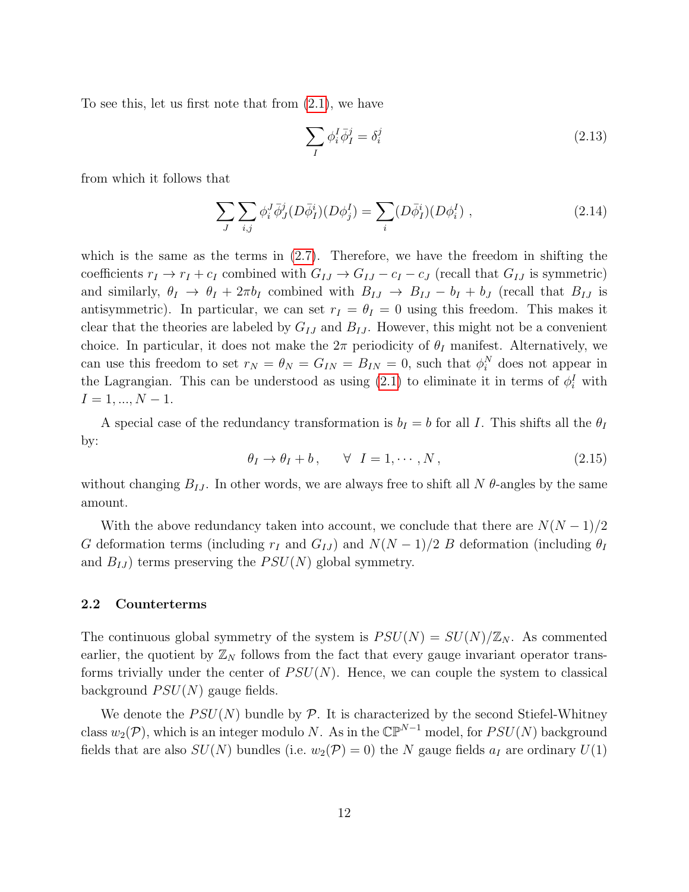To see this, let us first note that from (2.1), we have

$$\sum_I \phi_i^I \bar{\phi}_I^j = \delta_i^j \tag{2.13}$$

from which it follows that

$$\sum_J \sum_{i,j} \phi_i^J \bar{\phi}_J^j (D\bar{\phi}_I^i)(D\phi_j^I) = \sum_i (D\bar{\phi}_I^i)(D\phi_i^I) \,, \tag{2.14}$$

which is the same as the terms in (2.7). Therefore, we have the freedom in shifting the coefficients $r_I \to r_I + c_I$ combined with $G_{IJ} \to G_{IJ} - c_I - c_J$ (recall that $G_{IJ}$ is symmetric) and similarly, $\theta_I \to \theta_I + 2\pi b_I$ combined with $B_{IJ} \to B_{IJ} - b_I + b_J$ (recall that $B_{IJ}$ is antisymmetric). In particular, we can set $r_I = \theta_I = 0$ using this freedom. This makes it clear that the theories are labeled by $G_{IJ}$ and $B_{IJ}$. However, this might not be a convenient choice. In particular, it does not make the $2\pi$ periodicity of $\theta_I$ manifest. Alternatively, we can use this freedom to set $r_N = \theta_N = G_{IN} = B_{IN} = 0$, such that $\phi_i^N$ does not appear in the Lagrangian. This can be understood as using (2.1) to eliminate it in terms of $\phi_i^I$ with $I = 1, ..., N-1$.

A special case of the redundancy transformation is $b_I = b$ for all $I$. This shifts all the $\theta_I$ by:

$$\theta_I \to \theta_I + b \,, \qquad \forall \;\; I = 1, \cdots, N \,, \tag{2.15}$$

without changing $B_{IJ}$. In other words, we are always free to shift all $N$ $\theta$-angles by the same amount.

With the above redundancy taken into account, we conclude that there are $N(N-1)/2$ $G$ deformation terms (including $r_I$ and $G_{IJ}$) and $N(N-1)/2$ $B$ deformation (including $\theta_I$ and $B_{IJ}$) terms preserving the $PSU(N)$ global symmetry.

### 2.2 Counterterms

The continuous global symmetry of the system is $PSU(N) = SU(N)/\mathbb{Z}_N$. As commented earlier, the quotient by $\mathbb{Z}_N$ follows from the fact that every gauge invariant operator transforms trivially under the center of $PSU(N)$. Hence, we can couple the system to classical background $PSU(N)$ gauge fields.

We denote the $PSU(N)$ bundle by $\mathcal{P}$. It is characterized by the second Stiefel-Whitney class $w_2(\mathcal{P})$, which is an integer modulo $N$. As in the $\mathbb{CP}^{N-1}$ model, for $PSU(N)$ background fields that are also $SU(N)$ bundles (i.e. $w_2(\mathcal{P}) = 0$) the $N$ gauge fields $a_I$ are ordinary $U(1)$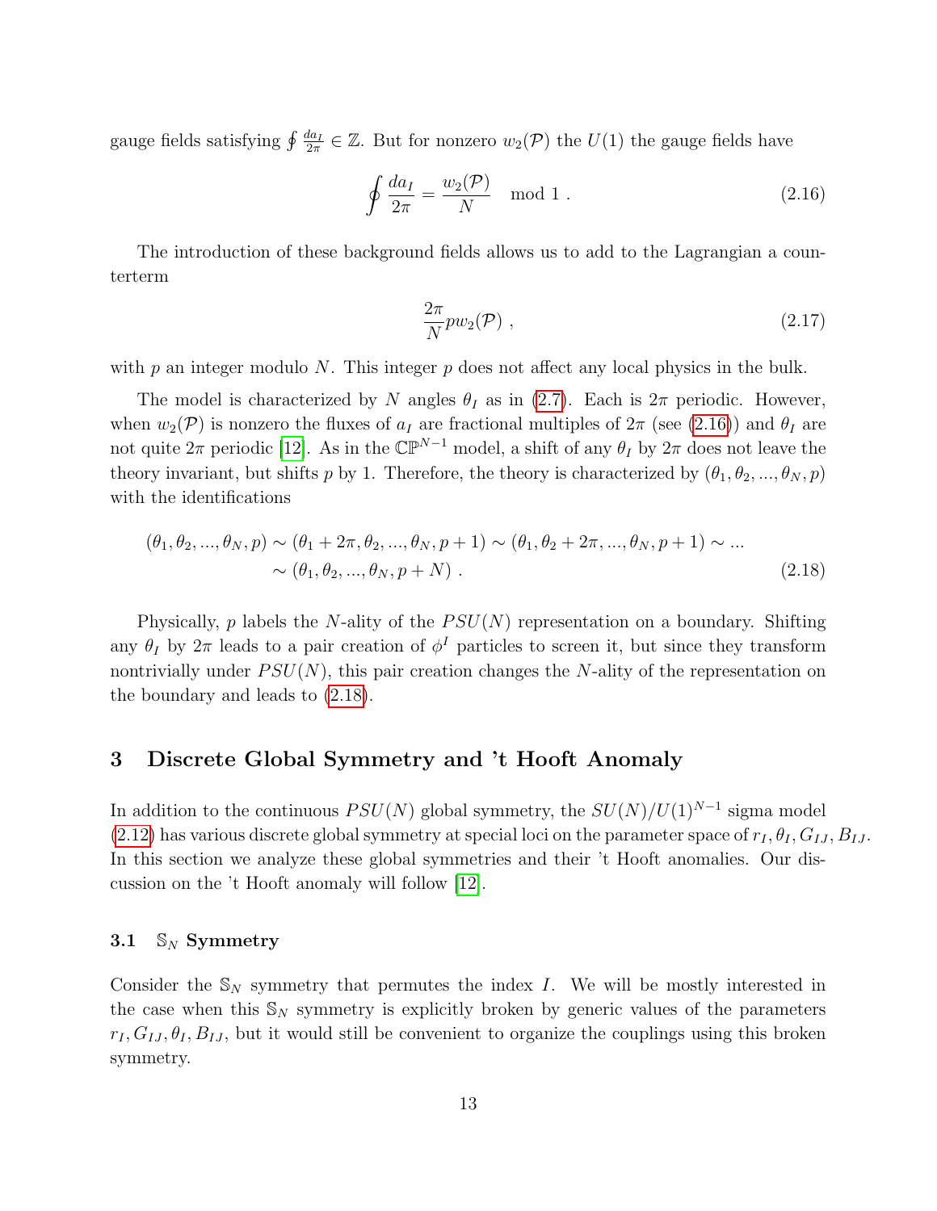gauge fields satisfying $\oint \frac{da_I}{2\pi} \in \mathbb{Z}$. But for nonzero $w_2(\mathcal{P})$ the $U(1)$ the gauge fields have

$$\oint \frac{da_I}{2\pi} = \frac{w_2(\mathcal{P})}{N} \mod 1 \ . \tag{2.16}$$

The introduction of these background fields allows us to add to the Lagrangian a counterterm

$$\frac{2\pi}{N} p w_2(\mathcal{P}) \ , \tag{2.17}$$

with $p$ an integer modulo $N$. This integer $p$ does not affect any local physics in the bulk.

The model is characterized by $N$ angles $\theta_I$ as in (2.7). Each is $2\pi$ periodic. However, when $w_2(\mathcal{P})$ is nonzero the fluxes of $a_I$ are fractional multiples of $2\pi$ (see (2.16)) and $\theta_I$ are not quite $2\pi$ periodic [12]. As in the $\mathbb{CP}^{N-1}$ model, a shift of any $\theta_I$ by $2\pi$ does not leave the theory invariant, but shifts $p$ by 1. Therefore, the theory is characterized by $(\theta_1, \theta_2, ..., \theta_N, p)$ with the identifications

$$\begin{aligned}(\theta_1, \theta_2, ..., \theta_N, p) &\sim (\theta_1 + 2\pi, \theta_2, ..., \theta_N, p+1) \sim (\theta_1, \theta_2 + 2\pi, ..., \theta_N, p+1) \sim ... \\ &\sim (\theta_1, \theta_2, ..., \theta_N, p+N) \ . \end{aligned} \tag{2.18}$$

Physically, $p$ labels the $N$-ality of the $PSU(N)$ representation on a boundary. Shifting any $\theta_I$ by $2\pi$ leads to a pair creation of $\phi^I$ particles to screen it, but since they transform nontrivially under $PSU(N)$, this pair creation changes the $N$-ality of the representation on the boundary and leads to (2.18).

# 3 Discrete Global Symmetry and 't Hooft Anomaly

In addition to the continuous $PSU(N)$ global symmetry, the $SU(N)/U(1)^{N-1}$ sigma model (2.12) has various discrete global symmetry at special loci on the parameter space of $r_I, \theta_I, G_{IJ}, B_{IJ}$. In this section we analyze these global symmetries and their 't Hooft anomalies. Our discussion on the 't Hooft anomaly will follow [12].

## 3.1 $\mathbb{S}_N$ Symmetry

Consider the $\mathbb{S}_N$ symmetry that permutes the index $I$. We will be mostly interested in the case when this $\mathbb{S}_N$ symmetry is explicitly broken by generic values of the parameters $r_I, G_{IJ}, \theta_I, B_{IJ}$, but it would still be convenient to organize the couplings using this broken symmetry.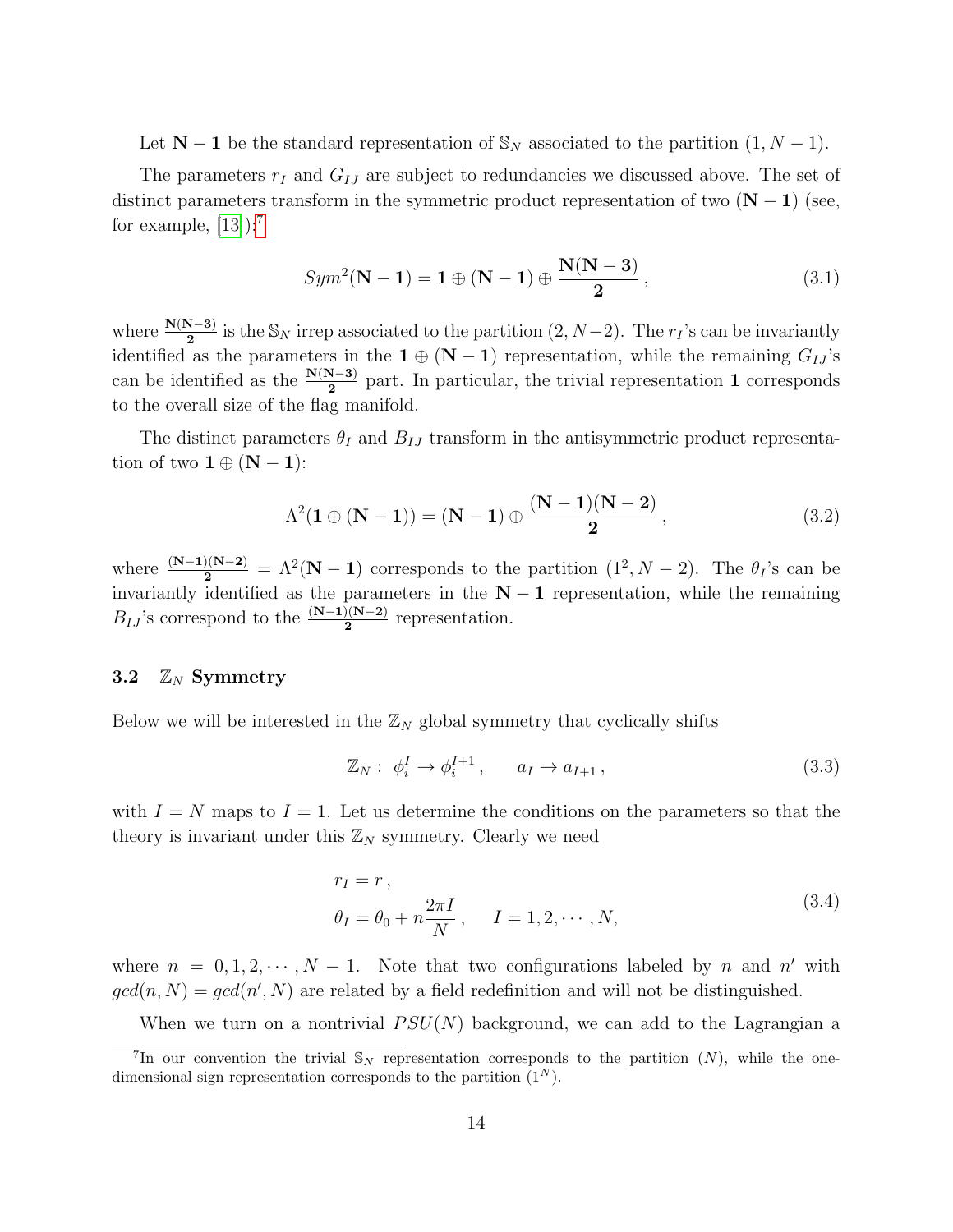Let $\mathbf{N-1}$ be the standard representation of $\mathbb{S}_N$ associated to the partition $(1, N-1)$.

The parameters $r_I$ and $G_{IJ}$ are subject to redundancies we discussed above. The set of distinct parameters transform in the symmetric product representation of two $(\mathbf{N-1})$ (see, for example, [13]):[7]

$$
Sym^2(\mathbf{N-1}) = \mathbf{1} \oplus (\mathbf{N-1}) \oplus \frac{\mathbf{N(N-3)}}{\mathbf{2}}\,, \tag{3.1}
$$

where $\frac{\mathbf{N(N-3)}}{\mathbf{2}}$ is the $\mathbb{S}_N$ irrep associated to the partition $(2, N-2)$. The $r_I$'s can be invariantly identified as the parameters in the $\mathbf{1} \oplus (\mathbf{N-1})$ representation, while the remaining $G_{IJ}$'s can be identified as the $\frac{\mathbf{N(N-3)}}{\mathbf{2}}$ part. In particular, the trivial representation $\mathbf{1}$ corresponds to the overall size of the flag manifold.

The distinct parameters $\theta_I$ and $B_{IJ}$ transform in the antisymmetric product representation of two $\mathbf{1} \oplus (\mathbf{N-1})$:

$$
\Lambda^2(\mathbf{1} \oplus (\mathbf{N-1})) = (\mathbf{N-1}) \oplus \frac{\mathbf{(N-1)(N-2)}}{\mathbf{2}}\,, \tag{3.2}
$$

where $\frac{\mathbf{(N-1)(N-2)}}{\mathbf{2}} = \Lambda^2(\mathbf{N-1})$ corresponds to the partition $(1^2, N-2)$. The $\theta_I$'s can be invariantly identified as the parameters in the $\mathbf{N-1}$ representation, while the remaining $B_{IJ}$'s correspond to the $\frac{\mathbf{(N-1)(N-2)}}{\mathbf{2}}$ representation.

### 3.2 $\mathbb{Z}_N$ Symmetry

Below we will be interested in the $\mathbb{Z}_N$ global symmetry that cyclically shifts

$$
\mathbb{Z}_N: \ \phi_i^I \to \phi_i^{I+1}\,, \qquad a_I \to a_{I+1}\,, \tag{3.3}
$$

with $I = N$ maps to $I = 1$. Let us determine the conditions on the parameters so that the theory is invariant under this $\mathbb{Z}_N$ symmetry. Clearly we need

$$
\begin{aligned}
&r_I = r\,, \\
&\theta_I = \theta_0 + n\frac{2\pi I}{N}\,, \qquad I = 1, 2, \cdots, N,
\end{aligned} \tag{3.4}
$$

where $n = 0, 1, 2, \cdots, N-1$. Note that two configurations labeled by $n$ and $n'$ with $gcd(n, N) = gcd(n', N)$ are related by a field redefinition and will not be distinguished.

When we turn on a nontrivial $PSU(N)$ background, we can add to the Lagrangian a

[7] In our convention the trivial $\mathbb{S}_N$ representation corresponds to the partition $(N)$, while the one-dimensional sign representation corresponds to the partition $(1^N)$.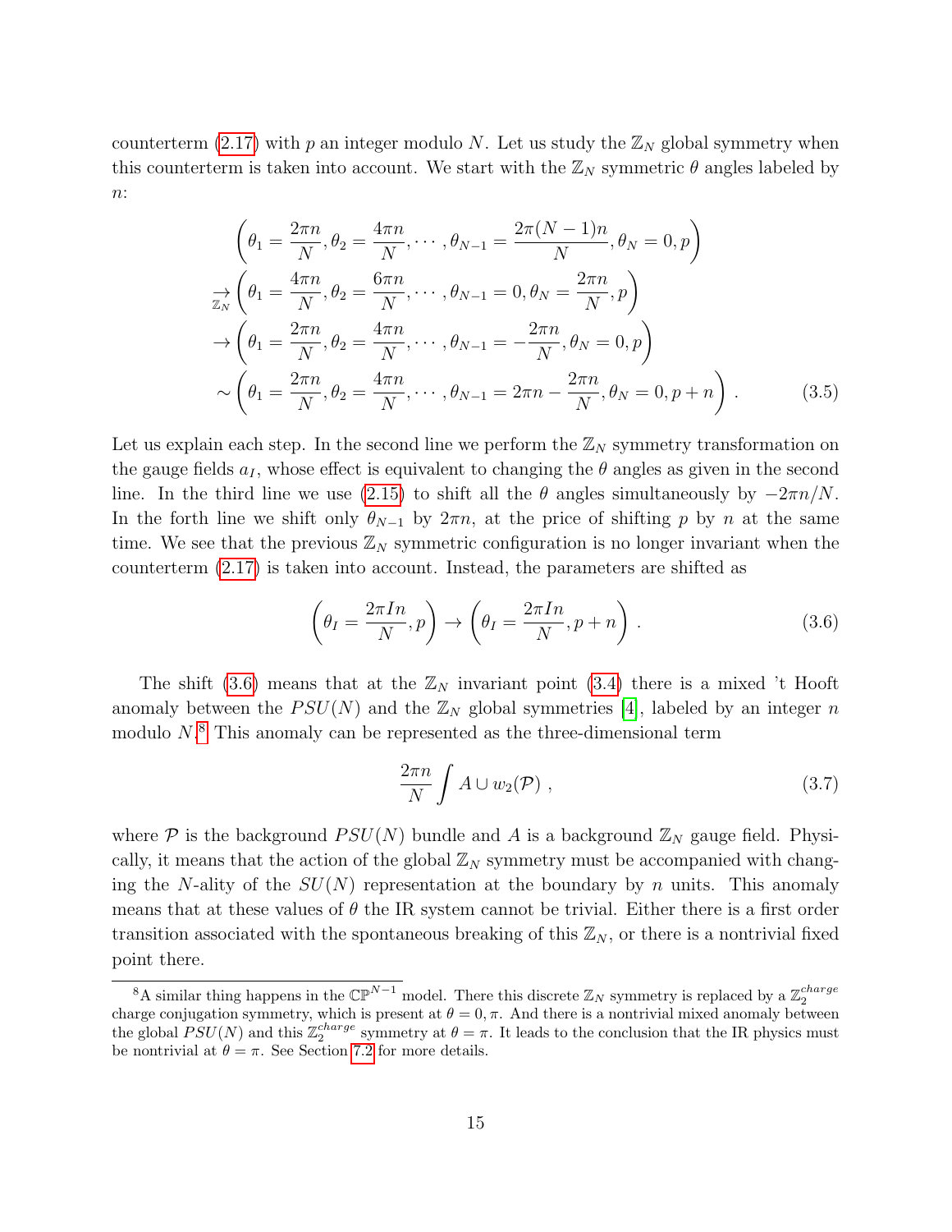counterterm (2.17) with $p$ an integer modulo $N$. Let us study the $\mathbb{Z}_N$ global symmetry when this counterterm is taken into account. We start with the $\mathbb{Z}_N$ symmetric $\theta$ angles labeled by $n$:

$$
\begin{aligned}
&\left(\theta_1 = \frac{2\pi n}{N}, \theta_2 = \frac{4\pi n}{N}, \cdots, \theta_{N-1} = \frac{2\pi(N-1)n}{N}, \theta_N = 0, p\right) \\
\underset{\mathbb{Z}_N}{\to} &\left(\theta_1 = \frac{4\pi n}{N}, \theta_2 = \frac{6\pi n}{N}, \cdots, \theta_{N-1} = 0, \theta_N = \frac{2\pi n}{N}, p\right) \\
\to &\left(\theta_1 = \frac{2\pi n}{N}, \theta_2 = \frac{4\pi n}{N}, \cdots, \theta_{N-1} = -\frac{2\pi n}{N}, \theta_N = 0, p\right) \\
\sim &\left(\theta_1 = \frac{2\pi n}{N}, \theta_2 = \frac{4\pi n}{N}, \cdots, \theta_{N-1} = 2\pi n - \frac{2\pi n}{N}, \theta_N = 0, p + n\right) .
\end{aligned}
\tag{3.5}
$$

Let us explain each step. In the second line we perform the $\mathbb{Z}_N$ symmetry transformation on the gauge fields $a_I$, whose effect is equivalent to changing the $\theta$ angles as given in the second line. In the third line we use (2.15) to shift all the $\theta$ angles simultaneously by $-2\pi n/N$. In the forth line we shift only $\theta_{N-1}$ by $2\pi n$, at the price of shifting $p$ by $n$ at the same time. We see that the previous $\mathbb{Z}_N$ symmetric configuration is no longer invariant when the counterterm (2.17) is taken into account. Instead, the parameters are shifted as

$$
\left(\theta_I = \frac{2\pi I n}{N}, p\right) \to \left(\theta_I = \frac{2\pi I n}{N}, p + n\right) . \tag{3.6}
$$

The shift (3.6) means that at the $\mathbb{Z}_N$ invariant point (3.4) there is a mixed 't Hooft anomaly between the $PSU(N)$ and the $\mathbb{Z}_N$ global symmetries [4], labeled by an integer $n$ modulo $N$.[8] This anomaly can be represented as the three-dimensional term

$$
\frac{2\pi n}{N} \int A \cup w_2(\mathcal{P}) , \tag{3.7}
$$

where $\mathcal{P}$ is the background $PSU(N)$ bundle and $A$ is a background $\mathbb{Z}_N$ gauge field. Physically, it means that the action of the global $\mathbb{Z}_N$ symmetry must be accompanied with changing the $N$-ality of the $SU(N)$ representation at the boundary by $n$ units. This anomaly means that at these values of $\theta$ the IR system cannot be trivial. Either there is a first order transition associated with the spontaneous breaking of this $\mathbb{Z}_N$, or there is a nontrivial fixed point there.

[8] A similar thing happens in the $\mathbb{CP}^{N-1}$ model. There this discrete $\mathbb{Z}_N$ symmetry is replaced by a $\mathbb{Z}_2^{charge}$ charge conjugation symmetry, which is present at $\theta = 0, \pi$. And there is a nontrivial mixed anomaly between the global $PSU(N)$ and this $\mathbb{Z}_2^{charge}$ symmetry at $\theta = \pi$. It leads to the conclusion that the IR physics must be nontrivial at $\theta = \pi$. See Section 7.2 for more details.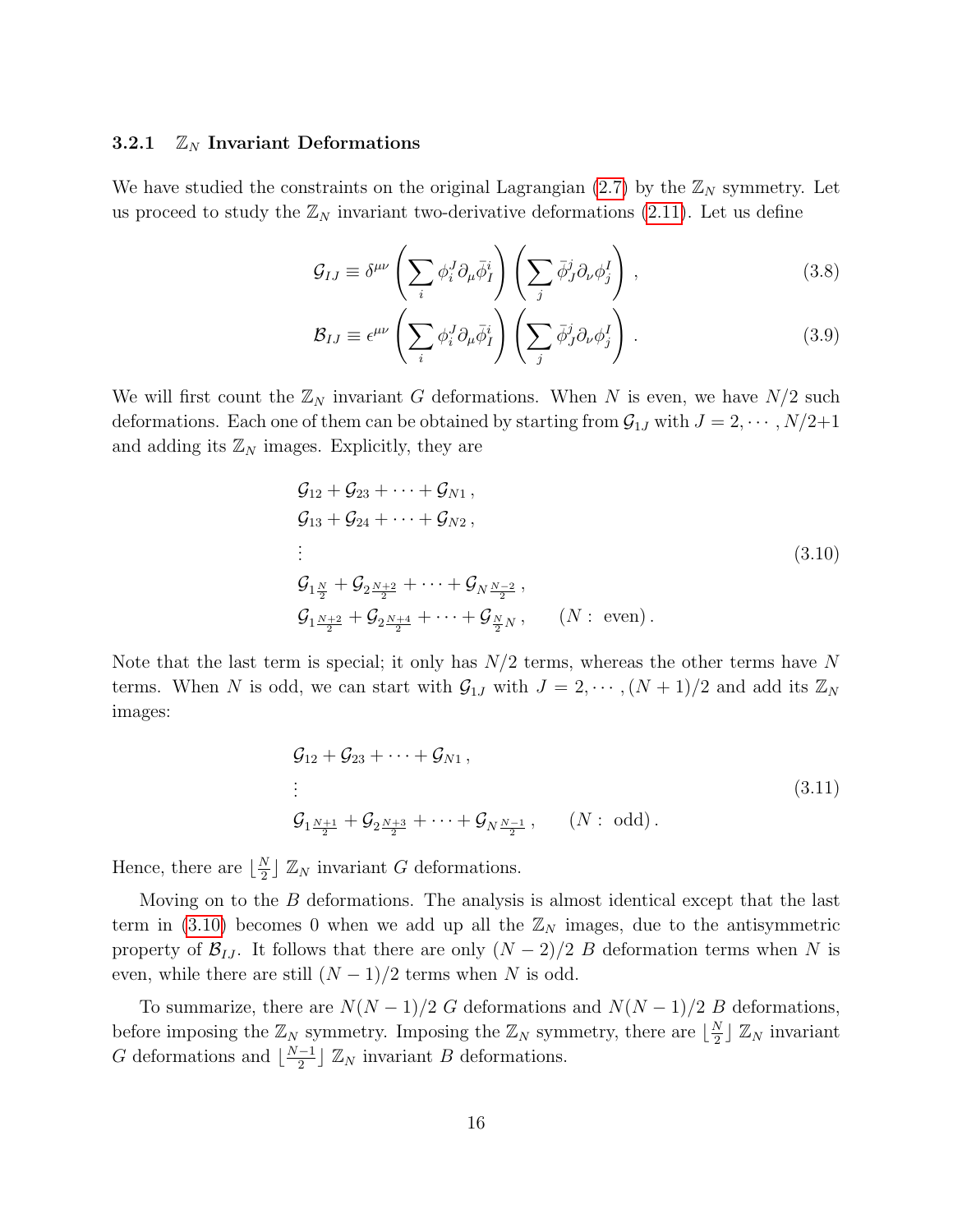#### 3.2.1 $\mathbb{Z}_N$ Invariant Deformations

We have studied the constraints on the original Lagrangian (2.7) by the $\mathbb{Z}_N$ symmetry. Let us proceed to study the $\mathbb{Z}_N$ invariant two-derivative deformations (2.11). Let us define

$$
\mathcal{G}_{IJ} \equiv \delta^{\mu\nu} \left( \sum_i \phi_i^J \partial_\mu \bar{\phi}_I^i \right) \left( \sum_j \bar{\phi}_J^j \partial_\nu \phi_j^I \right) , \tag{3.8}
$$

$$
\mathcal{B}_{IJ} \equiv \epsilon^{\mu\nu} \left( \sum_i \phi_i^J \partial_\mu \bar{\phi}_I^i \right) \left( \sum_j \bar{\phi}_J^j \partial_\nu \phi_j^I \right) . \tag{3.9}
$$

We will first count the $\mathbb{Z}_N$ invariant $G$ deformations. When $N$ is even, we have $N/2$ such deformations. Each one of them can be obtained by starting from $\mathcal{G}_{1J}$ with $J = 2, \cdots, N/2+1$ and adding its $\mathbb{Z}_N$ images. Explicitly, they are

$$
\begin{aligned}
&\mathcal{G}_{12} + \mathcal{G}_{23} + \cdots + \mathcal{G}_{N1} \, , \\
&\mathcal{G}_{13} + \mathcal{G}_{24} + \cdots + \mathcal{G}_{N2} \, , \\
&\vdots \\
&\mathcal{G}_{1\frac{N}{2}} + \mathcal{G}_{2\frac{N+2}{2}} + \cdots + \mathcal{G}_{N\frac{N-2}{2}} \, , \\
&\mathcal{G}_{1\frac{N+2}{2}} + \mathcal{G}_{2\frac{N+4}{2}} + \cdots + \mathcal{G}_{\frac{N}{2}N} \, , \qquad (N: \text{ even}) \, .
\end{aligned} \tag{3.10}
$$

Note that the last term is special; it only has $N/2$ terms, whereas the other terms have $N$ terms. When $N$ is odd, we can start with $\mathcal{G}_{1J}$ with $J = 2, \cdots, (N+1)/2$ and add its $\mathbb{Z}_N$ images:

$$
\begin{aligned}
&\mathcal{G}_{12} + \mathcal{G}_{23} + \cdots + \mathcal{G}_{N1} \, , \\
&\vdots \\
&\mathcal{G}_{1\frac{N+1}{2}} + \mathcal{G}_{2\frac{N+3}{2}} + \cdots + \mathcal{G}_{N\frac{N-1}{2}} \, , \qquad (N: \text{ odd}) \, .
\end{aligned} \tag{3.11}
$$

Hence, there are $\lfloor \frac{N}{2} \rfloor$ $\mathbb{Z}_N$ invariant $G$ deformations.

Moving on to the $B$ deformations. The analysis is almost identical except that the last term in (3.10) becomes 0 when we add up all the $\mathbb{Z}_N$ images, due to the antisymmetric property of $\mathcal{B}_{IJ}$. It follows that there are only $(N-2)/2$ $B$ deformation terms when $N$ is even, while there are still $(N-1)/2$ terms when $N$ is odd.

To summarize, there are $N(N-1)/2$ $G$ deformations and $N(N-1)/2$ $B$ deformations, before imposing the $\mathbb{Z}_N$ symmetry. Imposing the $\mathbb{Z}_N$ symmetry, there are $\lfloor \frac{N}{2} \rfloor$ $\mathbb{Z}_N$ invariant $G$ deformations and $\lfloor \frac{N-1}{2} \rfloor$ $\mathbb{Z}_N$ invariant $B$ deformations.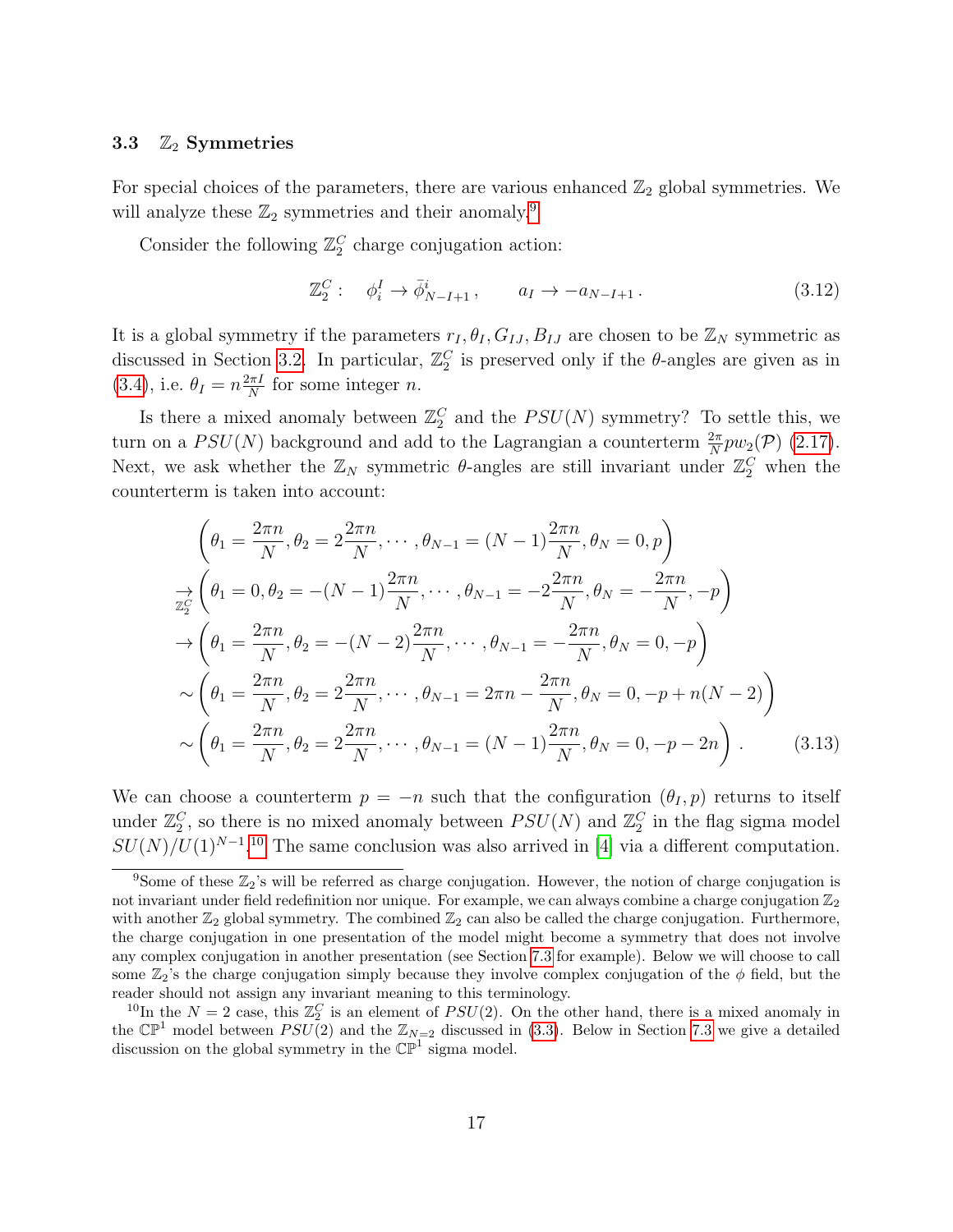### 3.3 $\mathbb{Z}_2$ Symmetries

For special choices of the parameters, there are various enhanced $\mathbb{Z}_2$ global symmetries. We will analyze these $\mathbb{Z}_2$ symmetries and their anomaly.[9]

Consider the following $\mathbb{Z}_2^C$ charge conjugation action:

$$\mathbb{Z}_2^C: \quad \phi_i^I \to \bar{\phi}_{N-I+1}^i\,, \qquad a_I \to -a_{N-I+1}\,. \tag{3.12}$$

It is a global symmetry if the parameters $r_I, \theta_I, G_{IJ}, B_{IJ}$ are chosen to be $\mathbb{Z}_N$ symmetric as discussed in Section 3.2. In particular, $\mathbb{Z}_2^C$ is preserved only if the $\theta$-angles are given as in (3.4), i.e. $\theta_I = n\frac{2\pi I}{N}$ for some integer $n$.

Is there a mixed anomaly between $\mathbb{Z}_2^C$ and the $PSU(N)$ symmetry? To settle this, we turn on a $PSU(N)$ background and add to the Lagrangian a counterterm $\frac{2\pi}{N}pw_2(\mathcal{P})$ (2.17). Next, we ask whether the $\mathbb{Z}_N$ symmetric $\theta$-angles are still invariant under $\mathbb{Z}_2^C$ when the counterterm is taken into account:

$$\begin{aligned}
&\left(\theta_1 = \frac{2\pi n}{N}, \theta_2 = 2\frac{2\pi n}{N}, \cdots, \theta_{N-1} = (N-1)\frac{2\pi n}{N}, \theta_N = 0, p\right)\\
\underset{\mathbb{Z}_2^C}{\to}&\left(\theta_1 = 0, \theta_2 = -(N-1)\frac{2\pi n}{N}, \cdots, \theta_{N-1} = -2\frac{2\pi n}{N}, \theta_N = -\frac{2\pi n}{N}, -p\right)\\
\to&\left(\theta_1 = \frac{2\pi n}{N}, \theta_2 = -(N-2)\frac{2\pi n}{N}, \cdots, \theta_{N-1} = -\frac{2\pi n}{N}, \theta_N = 0, -p\right)\\
\sim&\left(\theta_1 = \frac{2\pi n}{N}, \theta_2 = 2\frac{2\pi n}{N}, \cdots, \theta_{N-1} = 2\pi n - \frac{2\pi n}{N}, \theta_N = 0, -p + n(N-2)\right)\\
\sim&\left(\theta_1 = \frac{2\pi n}{N}, \theta_2 = 2\frac{2\pi n}{N}, \cdots, \theta_{N-1} = (N-1)\frac{2\pi n}{N}, \theta_N = 0, -p - 2n\right)\,.
\end{aligned} \tag{3.13}$$

We can choose a counterterm $p = -n$ such that the configuration $(\theta_I, p)$ returns to itself under $\mathbb{Z}_2^C$, so there is no mixed anomaly between $PSU(N)$ and $\mathbb{Z}_2^C$ in the flag sigma model $SU(N)/U(1)^{N-1}$.[10] The same conclusion was also arrived in [4] via a different computation.

---

[9] Some of these $\mathbb{Z}_2$'s will be referred as charge conjugation. However, the notion of charge conjugation is not invariant under field redefinition nor unique. For example, we can always combine a charge conjugation $\mathbb{Z}_2$ with another $\mathbb{Z}_2$ global symmetry. The combined $\mathbb{Z}_2$ can also be called the charge conjugation. Furthermore, the charge conjugation in one presentation of the model might become a symmetry that does not involve any complex conjugation in another presentation (see Section 7.3 for example). Below we will choose to call some $\mathbb{Z}_2$'s the charge conjugation simply because they involve complex conjugation of the $\phi$ field, but the reader should not assign any invariant meaning to this terminology.

[10] In the $N = 2$ case, this $\mathbb{Z}_2^C$ is an element of $PSU(2)$. On the other hand, there is a mixed anomaly in the $\mathbb{CP}^1$ model between $PSU(2)$ and the $\mathbb{Z}_{N=2}$ discussed in (3.3). Below in Section 7.3 we give a detailed discussion on the global symmetry in the $\mathbb{CP}^1$ sigma model.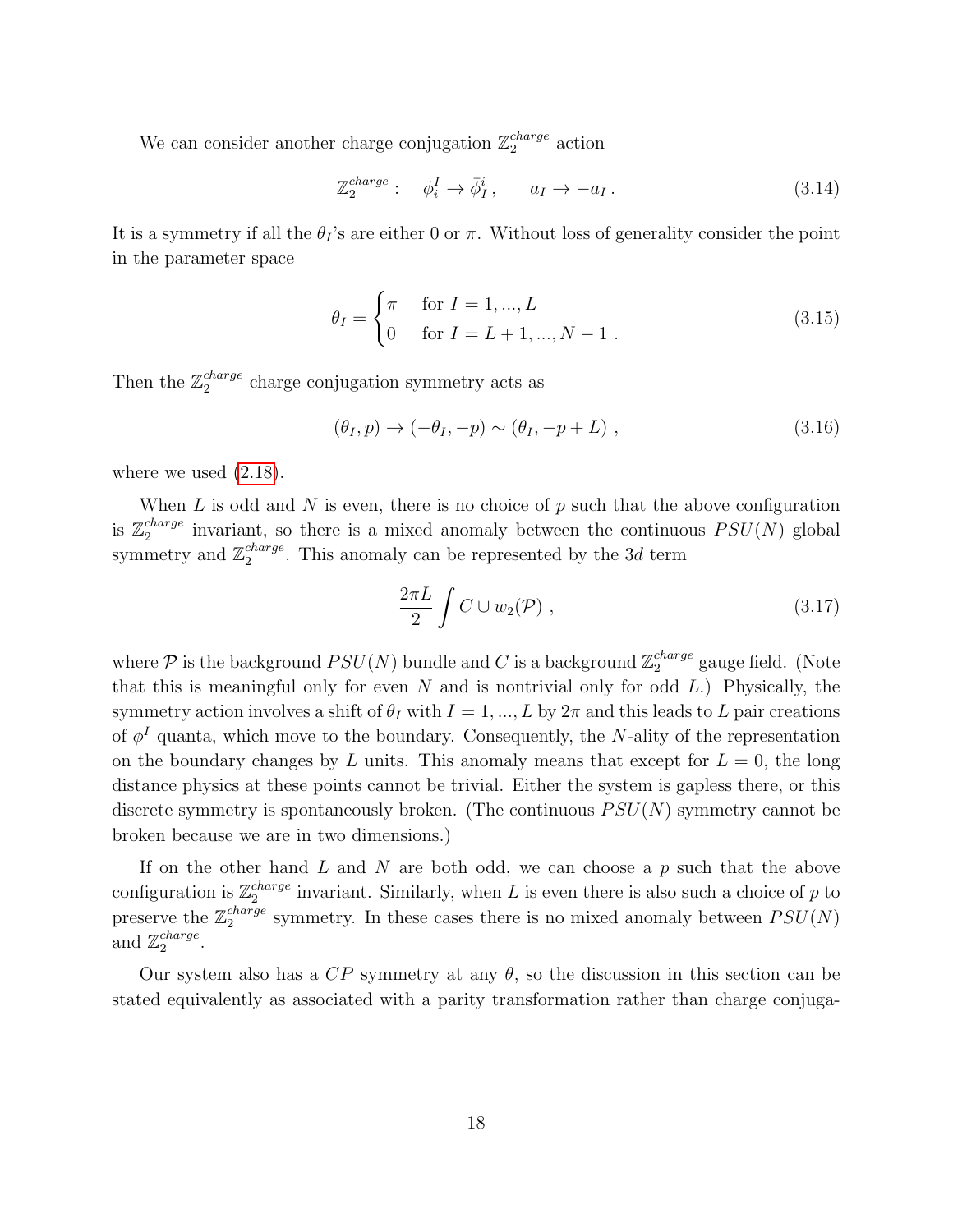We can consider another charge conjugation $\mathbb{Z}_2^{charge}$ action

$$
\mathbb{Z}_2^{charge}: \quad \phi_i^I \to \bar{\phi}_I^i \,, \qquad a_I \to -a_I \,. \tag{3.14}
$$

It is a symmetry if all the $\theta_I$'s are either 0 or $\pi$. Without loss of generality consider the point in the parameter space

$$
\theta_I = \begin{cases} \pi & \text{for } I = 1, ..., L \\ 0 & \text{for } I = L+1, ..., N-1 \,. \end{cases} \tag{3.15}
$$

Then the $\mathbb{Z}_2^{charge}$ charge conjugation symmetry acts as

$$
(\theta_I, p) \to (-\theta_I, -p) \sim (\theta_I, -p + L) \;, \tag{3.16}
$$

where we used (2.18).

When $L$ is odd and $N$ is even, there is no choice of $p$ such that the above configuration is $\mathbb{Z}_2^{charge}$ invariant, so there is a mixed anomaly between the continuous $PSU(N)$ global symmetry and $\mathbb{Z}_2^{charge}$. This anomaly can be represented by the $3d$ term

$$
\frac{2\pi L}{2} \int C \cup w_2(\mathcal{P}) \;, \tag{3.17}
$$

where $\mathcal{P}$ is the background $PSU(N)$ bundle and $C$ is a background $\mathbb{Z}_2^{charge}$ gauge field. (Note that this is meaningful only for even $N$ and is nontrivial only for odd $L$.) Physically, the symmetry action involves a shift of $\theta_I$ with $I = 1, ..., L$ by $2\pi$ and this leads to $L$ pair creations of $\phi^I$ quanta, which move to the boundary. Consequently, the $N$-ality of the representation on the boundary changes by $L$ units. This anomaly means that except for $L = 0$, the long distance physics at these points cannot be trivial. Either the system is gapless there, or this discrete symmetry is spontaneously broken. (The continuous $PSU(N)$ symmetry cannot be broken because we are in two dimensions.)

If on the other hand $L$ and $N$ are both odd, we can choose a $p$ such that the above configuration is $\mathbb{Z}_2^{charge}$ invariant. Similarly, when $L$ is even there is also such a choice of $p$ to preserve the $\mathbb{Z}_2^{charge}$ symmetry. In these cases there is no mixed anomaly between $PSU(N)$ and $\mathbb{Z}_2^{charge}$.

Our system also has a $CP$ symmetry at any $\theta$, so the discussion in this section can be stated equivalently as associated with a parity transformation rather than charge conjuga-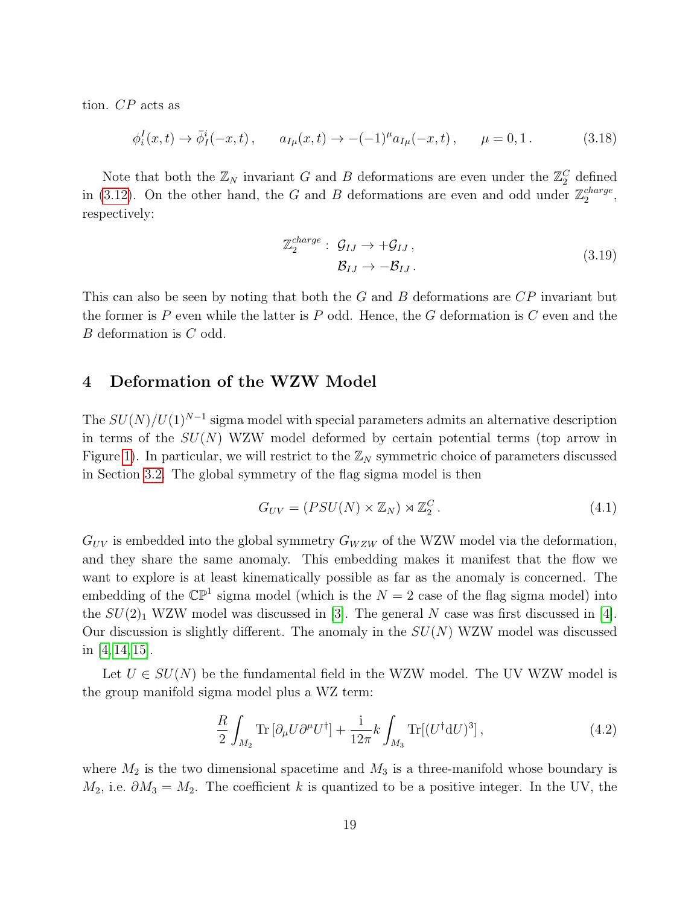tion. $CP$ acts as

$$\phi_i^I(x,t) \to \bar{\phi}_I^i(-x,t)\,, \qquad a_{I\mu}(x,t) \to -(-1)^\mu a_{I\mu}(-x,t)\,, \qquad \mu = 0,1\,. \tag{3.18}$$

Note that both the $\mathbb{Z}_N$ invariant $G$ and $B$ deformations are even under the $\mathbb{Z}_2^C$ defined in (3.12). On the other hand, the $G$ and $B$ deformations are even and odd under $\mathbb{Z}_2^{charge}$, respectively:

$$\begin{aligned} \mathbb{Z}_2^{charge}:\ &\mathcal{G}_{IJ} \to +\mathcal{G}_{IJ}\,,\\ &\mathcal{B}_{IJ} \to -\mathcal{B}_{IJ}\,. \end{aligned} \tag{3.19}$$

This can also be seen by noting that both the $G$ and $B$ deformations are $CP$ invariant but the former is $P$ even while the latter is $P$ odd. Hence, the $G$ deformation is $C$ even and the $B$ deformation is $C$ odd.

# 4 Deformation of the WZW Model

The $SU(N)/U(1)^{N-1}$ sigma model with special parameters admits an alternative description in terms of the $SU(N)$ WZW model deformed by certain potential terms (top arrow in Figure 1). In particular, we will restrict to the $\mathbb{Z}_N$ symmetric choice of parameters discussed in Section 3.2. The global symmetry of the flag sigma model is then

$$G_{UV} = (PSU(N) \times \mathbb{Z}_N) \rtimes \mathbb{Z}_2^C\,. \tag{4.1}$$

$G_{UV}$ is embedded into the global symmetry $G_{WZW}$ of the WZW model via the deformation, and they share the same anomaly. This embedding makes it manifest that the flow we want to explore is at least kinematically possible as far as the anomaly is concerned. The embedding of the $\mathbb{CP}^1$ sigma model (which is the $N=2$ case of the flag sigma model) into the $SU(2)_1$ WZW model was discussed in [3]. The general $N$ case was first discussed in [4]. Our discussion is slightly different. The anomaly in the $SU(N)$ WZW model was discussed in [4, 14, 15].

Let $U \in SU(N)$ be the fundamental field in the WZW model. The UV WZW model is the group manifold sigma model plus a WZ term:

$$\frac{R}{2}\int_{M_2} \mathrm{Tr}\,[\partial_\mu U \partial^\mu U^\dagger] + \frac{\mathrm{i}}{12\pi}k\int_{M_3} \mathrm{Tr}[(U^\dagger \mathrm{d}U)^3]\,, \tag{4.2}$$

where $M_2$ is the two dimensional spacetime and $M_3$ is a three-manifold whose boundary is $M_2$, i.e. $\partial M_3 = M_2$. The coefficient $k$ is quantized to be a positive integer. In the UV, the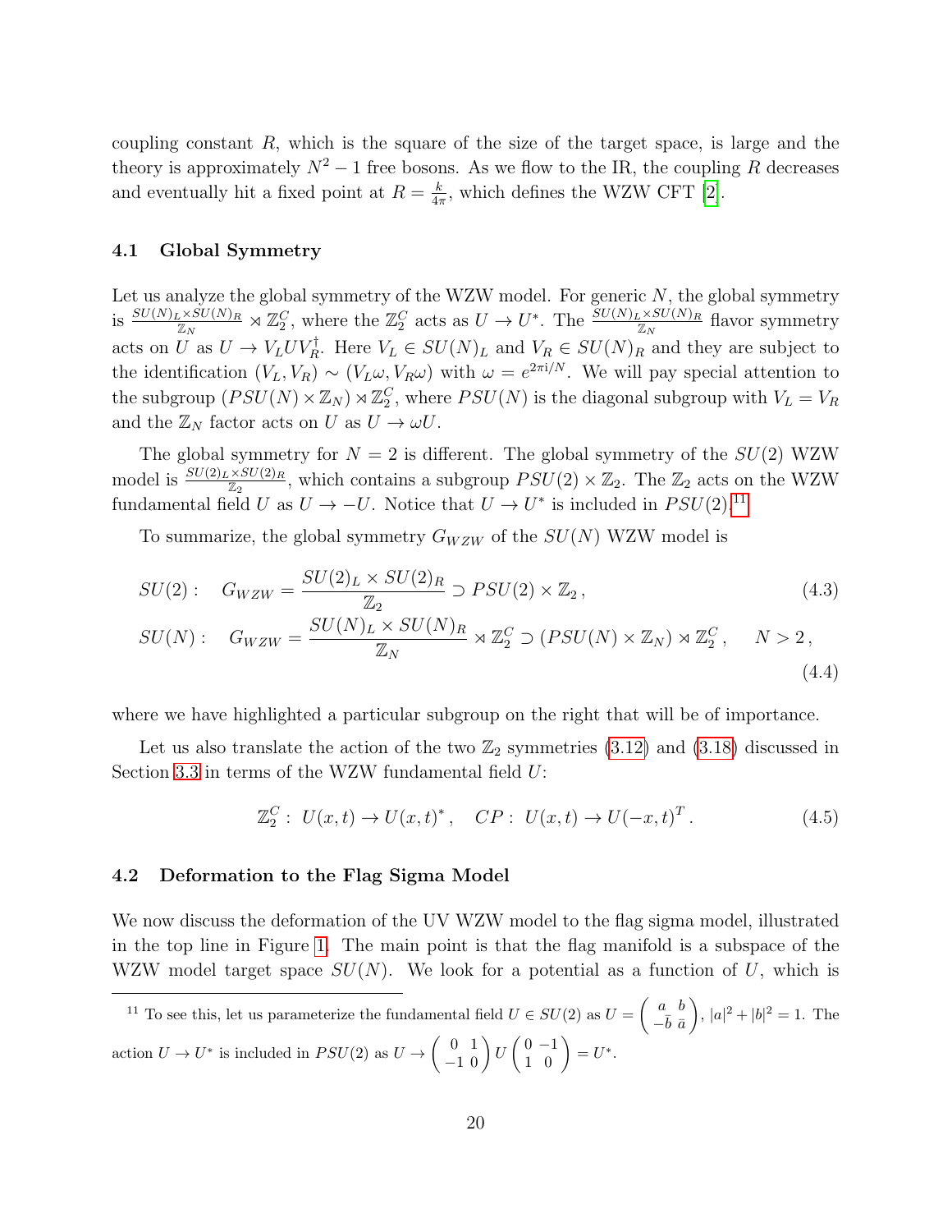coupling constant $R$, which is the square of the size of the target space, is large and the theory is approximately $N^2-1$ free bosons. As we flow to the IR, the coupling $R$ decreases and eventually hit a fixed point at $R=\frac{k}{4\pi}$, which defines the WZW CFT [2].

### 4.1 Global Symmetry

Let us analyze the global symmetry of the WZW model. For generic $N$, the global symmetry is $\frac{SU(N)_L\times SU(N)_R}{\mathbb{Z}_N}\rtimes\mathbb{Z}_2^C$, where the $\mathbb{Z}_2^C$ acts as $U\to U^*$. The $\frac{SU(N)_L\times SU(N)_R}{\mathbb{Z}_N}$ flavor symmetry acts on $U$ as $U\to V_L U V_R^\dagger$. Here $V_L\in SU(N)_L$ and $V_R\in SU(N)_R$ and they are subject to the identification $(V_L,V_R)\sim(V_L\omega,V_R\omega)$ with $\omega=e^{2\pi i/N}$. We will pay special attention to the subgroup $(PSU(N)\times\mathbb{Z}_N)\rtimes\mathbb{Z}_2^C$, where $PSU(N)$ is the diagonal subgroup with $V_L=V_R$ and the $\mathbb{Z}_N$ factor acts on $U$ as $U\to\omega U$.

The global symmetry for $N=2$ is different. The global symmetry of the $SU(2)$ WZW model is $\frac{SU(2)_L\times SU(2)_R}{\mathbb{Z}_2}$, which contains a subgroup $PSU(2)\times\mathbb{Z}_2$. The $\mathbb{Z}_2$ acts on the WZW fundamental field $U$ as $U\to -U$. Notice that $U\to U^*$ is included in $PSU(2)$.[11]

To summarize, the global symmetry $G_{WZW}$ of the $SU(N)$ WZW model is

$$SU(2):\quad G_{WZW}=\frac{SU(2)_L\times SU(2)_R}{\mathbb{Z}_2}\supset PSU(2)\times\mathbb{Z}_2\,, \tag{4.3}$$

$$SU(N):\quad G_{WZW}=\frac{SU(N)_L\times SU(N)_R}{\mathbb{Z}_N}\rtimes\mathbb{Z}_2^C\supset(PSU(N)\times\mathbb{Z}_N)\rtimes\mathbb{Z}_2^C\,,\qquad N>2\,, \tag{4.4}$$

where we have highlighted a particular subgroup on the right that will be of importance.

Let us also translate the action of the two $\mathbb{Z}_2$ symmetries (3.12) and (3.18) discussed in Section 3.3 in terms of the WZW fundamental field $U$:

$$\mathbb{Z}_2^C:\ U(x,t)\to U(x,t)^*\,,\quad CP:\ U(x,t)\to U(-x,t)^T\,. \tag{4.5}$$

### 4.2 Deformation to the Flag Sigma Model

We now discuss the deformation of the UV WZW model to the flag sigma model, illustrated in the top line in Figure 1. The main point is that the flag manifold is a subspace of the WZW model target space $SU(N)$. We look for a potential as a function of $U$, which is

---

[11] To see this, let us parameterize the fundamental field $U\in SU(2)$ as $U=\begin{pmatrix}a & b\\ -\bar b & \bar a\end{pmatrix}$, $|a|^2+|b|^2=1$. The action $U\to U^*$ is included in $PSU(2)$ as $U\to\begin{pmatrix}0 & 1\\ -1 & 0\end{pmatrix}U\begin{pmatrix}0 & -1\\ 1 & 0\end{pmatrix}=U^*$.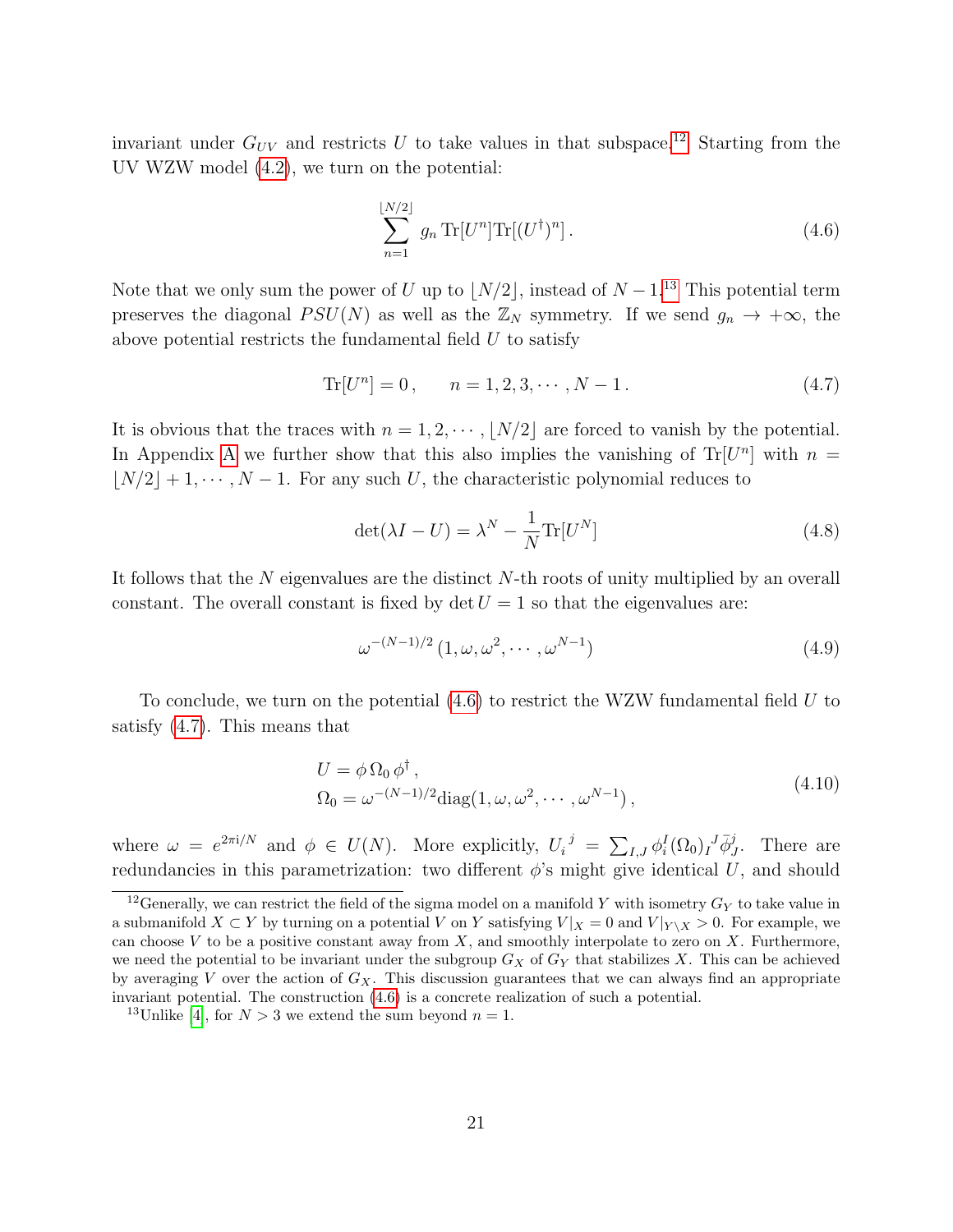invariant under $G_{UV}$ and restricts $U$ to take values in that subspace.[12] Starting from the UV WZW model (4.2), we turn on the potential:

$$\sum_{n=1}^{\lfloor N/2 \rfloor} g_n \, \mathrm{Tr}[U^n] \mathrm{Tr}[(U^\dagger)^n] \,. \tag{4.6}$$

Note that we only sum the power of $U$ up to $\lfloor N/2 \rfloor$, instead of $N-1$.[13] This potential term preserves the diagonal $PSU(N)$ as well as the $\mathbb{Z}_N$ symmetry. If we send $g_n \to +\infty$, the above potential restricts the fundamental field $U$ to satisfy

$$\mathrm{Tr}[U^n] = 0 \,, \qquad n = 1, 2, 3, \cdots, N-1 \,. \tag{4.7}$$

It is obvious that the traces with $n = 1, 2, \cdots, \lfloor N/2 \rfloor$ are forced to vanish by the potential. In Appendix A we further show that this also implies the vanishing of $\mathrm{Tr}[U^n]$ with $n = \lfloor N/2 \rfloor + 1, \cdots, N-1$. For any such $U$, the characteristic polynomial reduces to

$$\det(\lambda I - U) = \lambda^N - \frac{1}{N} \mathrm{Tr}[U^N] \tag{4.8}$$

It follows that the $N$ eigenvalues are the distinct $N$-th roots of unity multiplied by an overall constant. The overall constant is fixed by $\det U = 1$ so that the eigenvalues are:

$$\omega^{-(N-1)/2} \, (1, \omega, \omega^2, \cdots, \omega^{N-1}) \tag{4.9}$$

To conclude, we turn on the potential (4.6) to restrict the WZW fundamental field $U$ to satisfy (4.7). This means that

$$\begin{aligned} &U = \phi \, \Omega_0 \, \phi^\dagger \,, \\ &\Omega_0 = \omega^{-(N-1)/2} \mathrm{diag}(1, \omega, \omega^2, \cdots, \omega^{N-1}) \,, \end{aligned} \tag{4.10}$$

where $\omega = e^{2\pi \mathrm{i}/N}$ and $\phi \in U(N)$. More explicitly, $U_i^{\ j} = \sum_{I,J} \phi_i^I (\Omega_0)_I^{\ J} \bar{\phi}_J^j$. There are redundancies in this parametrization: two different $\phi$'s might give identical $U$, and should

[12] Generally, we can restrict the field of the sigma model on a manifold $Y$ with isometry $G_Y$ to take value in a submanifold $X \subset Y$ by turning on a potential $V$ on $Y$ satisfying $V|_X = 0$ and $V|_{Y \setminus X} > 0$. For example, we can choose $V$ to be a positive constant away from $X$, and smoothly interpolate to zero on $X$. Furthermore, we need the potential to be invariant under the subgroup $G_X$ of $G_Y$ that stabilizes $X$. This can be achieved by averaging $V$ over the action of $G_X$. This discussion guarantees that we can always find an appropriate invariant potential. The construction (4.6) is a concrete realization of such a potential.

[13] Unlike [4], for $N > 3$ we extend the sum beyond $n = 1$.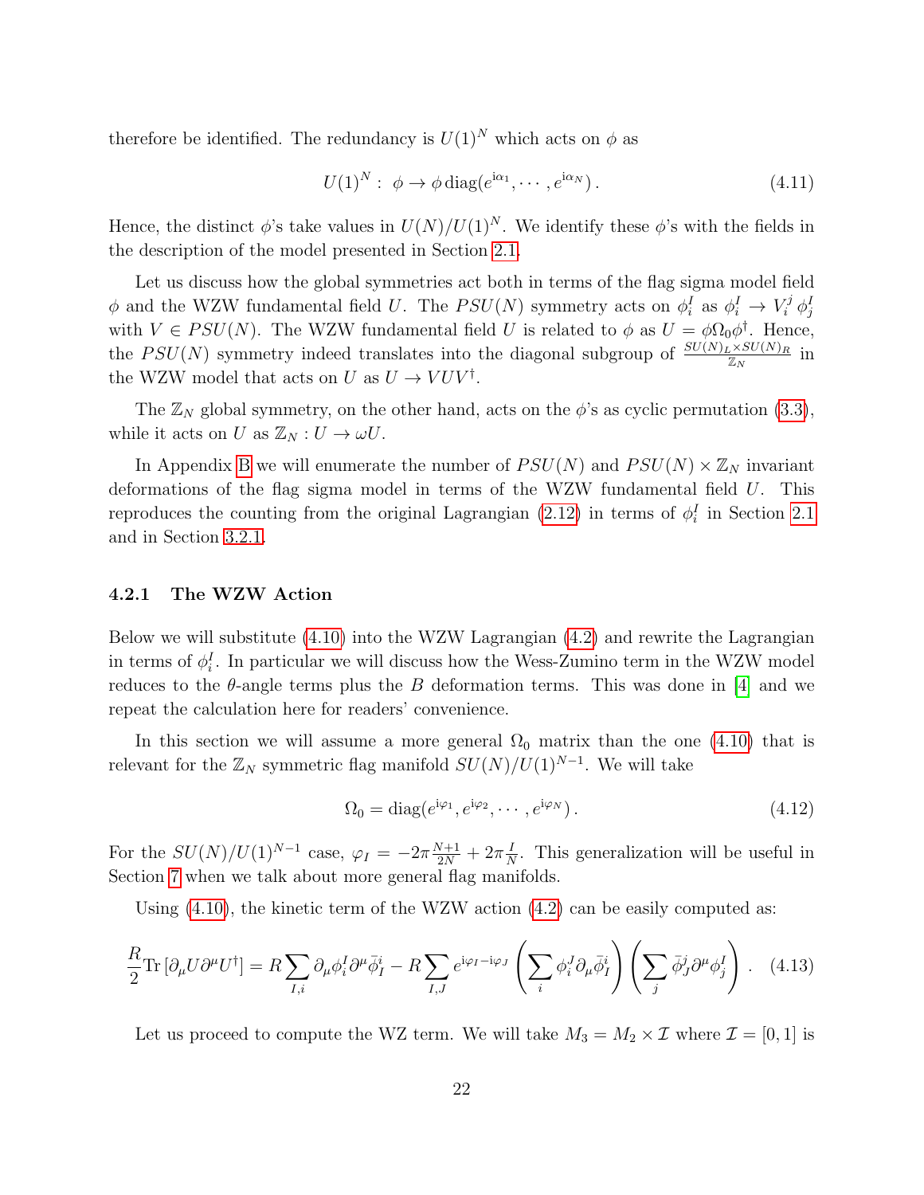therefore be identified. The redundancy is $U(1)^N$ which acts on $\phi$ as

$$U(1)^N: \ \phi \to \phi \, \mathrm{diag}(e^{\mathrm{i}\alpha_1}, \cdots, e^{\mathrm{i}\alpha_N})\,. \tag{4.11}$$

Hence, the distinct $\phi$'s take values in $U(N)/U(1)^N$. We identify these $\phi$'s with the fields in the description of the model presented in Section 2.1.

Let us discuss how the global symmetries act both in terms of the flag sigma model field $\phi$ and the WZW fundamental field $U$. The $PSU(N)$ symmetry acts on $\phi_i^I$ as $\phi_i^I \to V_i^j \, \phi_j^I$ with $V \in PSU(N)$. The WZW fundamental field $U$ is related to $\phi$ as $U = \phi \Omega_0 \phi^\dagger$. Hence, the $PSU(N)$ symmetry indeed translates into the diagonal subgroup of $\frac{SU(N)_L \times SU(N)_R}{\mathbb{Z}_N}$ in the WZW model that acts on $U$ as $U \to VUV^\dagger$.

The $\mathbb{Z}_N$ global symmetry, on the other hand, acts on the $\phi$'s as cyclic permutation (3.3), while it acts on $U$ as $\mathbb{Z}_N : U \to \omega U$.

In Appendix B we will enumerate the number of $PSU(N)$ and $PSU(N) \times \mathbb{Z}_N$ invariant deformations of the flag sigma model in terms of the WZW fundamental field $U$. This reproduces the counting from the original Lagrangian (2.12) in terms of $\phi_i^I$ in Section 2.1 and in Section 3.2.1.

#### 4.2.1 The WZW Action

Below we will substitute (4.10) into the WZW Lagrangian (4.2) and rewrite the Lagrangian in terms of $\phi_i^I$. In particular we will discuss how the Wess-Zumino term in the WZW model reduces to the $\theta$-angle terms plus the $B$ deformation terms. This was done in [4] and we repeat the calculation here for readers' convenience.

In this section we will assume a more general $\Omega_0$ matrix than the one (4.10) that is relevant for the $\mathbb{Z}_N$ symmetric flag manifold $SU(N)/U(1)^{N-1}$. We will take

$$\Omega_0 = \mathrm{diag}(e^{\mathrm{i}\varphi_1}, e^{\mathrm{i}\varphi_2}, \cdots, e^{\mathrm{i}\varphi_N})\,. \tag{4.12}$$

For the $SU(N)/U(1)^{N-1}$ case, $\varphi_I = -2\pi \frac{N+1}{2N} + 2\pi \frac{I}{N}$. This generalization will be useful in Section 7 when we talk about more general flag manifolds.

Using (4.10), the kinetic term of the WZW action (4.2) can be easily computed as:

$$\frac{R}{2} \mathrm{Tr}\left[\partial_\mu U \partial^\mu U^\dagger\right] = R \sum_{I,i} \partial_\mu \phi_i^I \partial^\mu \bar{\phi}_I^i - R \sum_{I,J} e^{\mathrm{i}\varphi_I - \mathrm{i}\varphi_J} \left( \sum_i \phi_i^J \partial_\mu \bar{\phi}_I^i \right) \left( \sum_j \bar{\phi}_J^j \partial^\mu \phi_j^I \right) . \tag{4.13}$$

Let us proceed to compute the WZ term. We will take $M_3 = M_2 \times \mathcal{I}$ where $\mathcal{I} = [0, 1]$ is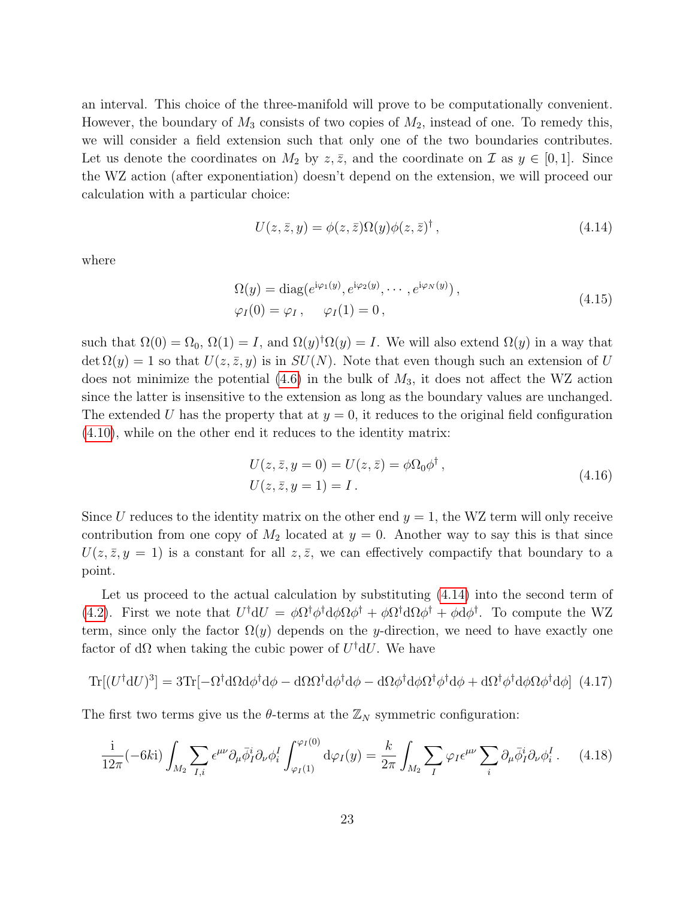an interval. This choice of the three-manifold will prove to be computationally convenient. However, the boundary of $M_3$ consists of two copies of $M_2$, instead of one. To remedy this, we will consider a field extension such that only one of the two boundaries contributes. Let us denote the coordinates on $M_2$ by $z, \bar{z}$, and the coordinate on $\mathcal{I}$ as $y \in [0, 1]$. Since the WZ action (after exponentiation) doesn't depend on the extension, we will proceed our calculation with a particular choice:

$$
U(z, \bar{z}, y) = \phi(z, \bar{z})\Omega(y)\phi(z, \bar{z})^\dagger \,, \tag{4.14}
$$

where

$$
\begin{aligned}
&\Omega(y) = \mathrm{diag}(e^{\mathrm{i}\varphi_1(y)}, e^{\mathrm{i}\varphi_2(y)}, \cdots, e^{\mathrm{i}\varphi_N(y)}) \,, \\
&\varphi_I(0) = \varphi_I \,, \quad \varphi_I(1) = 0 \,,
\end{aligned} \tag{4.15}
$$

such that $\Omega(0) = \Omega_0$, $\Omega(1) = I$, and $\Omega(y)^\dagger\Omega(y) = I$. We will also extend $\Omega(y)$ in a way that $\det \Omega(y) = 1$ so that $U(z, \bar{z}, y)$ is in $SU(N)$. Note that even though such an extension of $U$ does not minimize the potential (4.6) in the bulk of $M_3$, it does not affect the WZ action since the latter is insensitive to the extension as long as the boundary values are unchanged. The extended $U$ has the property that at $y = 0$, it reduces to the original field configuration (4.10), while on the other end it reduces to the identity matrix:

$$
\begin{aligned}
&U(z, \bar{z}, y = 0) = U(z, \bar{z}) = \phi\Omega_0\phi^\dagger \,, \\
&U(z, \bar{z}, y = 1) = I \,.
\end{aligned} \tag{4.16}
$$

Since $U$ reduces to the identity matrix on the other end $y = 1$, the WZ term will only receive contribution from one copy of $M_2$ located at $y = 0$. Another way to say this is that since $U(z, \bar{z}, y = 1)$ is a constant for all $z, \bar{z}$, we can effectively compactify that boundary to a point.

Let us proceed to the actual calculation by substituting (4.14) into the second term of (4.2). First we note that $U^\dagger \mathrm{d}U = \phi\Omega^\dagger\phi^\dagger\mathrm{d}\phi\Omega\phi^\dagger + \phi\Omega^\dagger\mathrm{d}\Omega\phi^\dagger + \phi\mathrm{d}\phi^\dagger$. To compute the WZ term, since only the factor $\Omega(y)$ depends on the $y$-direction, we need to have exactly one factor of $\mathrm{d}\Omega$ when taking the cubic power of $U^\dagger\mathrm{d}U$. We have

$$
\mathrm{Tr}[(U^\dagger \mathrm{d}U)^3] = 3\mathrm{Tr}[-\Omega^\dagger\mathrm{d}\Omega\mathrm{d}\phi^\dagger\mathrm{d}\phi - \mathrm{d}\Omega\Omega^\dagger\mathrm{d}\phi^\dagger\mathrm{d}\phi - \mathrm{d}\Omega\phi^\dagger\mathrm{d}\phi\Omega^\dagger\phi^\dagger\mathrm{d}\phi + \mathrm{d}\Omega^\dagger\phi^\dagger\mathrm{d}\phi\Omega\phi^\dagger\mathrm{d}\phi] \tag{4.17}
$$

The first two terms give us the $\theta$-terms at the $\mathbb{Z}_N$ symmetric configuration:

$$
\frac{\mathrm{i}}{12\pi}(-6k\mathrm{i})\int_{M_2}\sum_{I,i}\epsilon^{\mu\nu}\partial_\mu\bar{\phi}^i_I\partial_\nu\phi^I_i\int_{\varphi_I(1)}^{\varphi_I(0)}\mathrm{d}\varphi_I(y) = \frac{k}{2\pi}\int_{M_2}\sum_I\varphi_I\epsilon^{\mu\nu}\sum_i\partial_\mu\bar{\phi}^i_I\partial_\nu\phi^I_i \,. \tag{4.18}
$$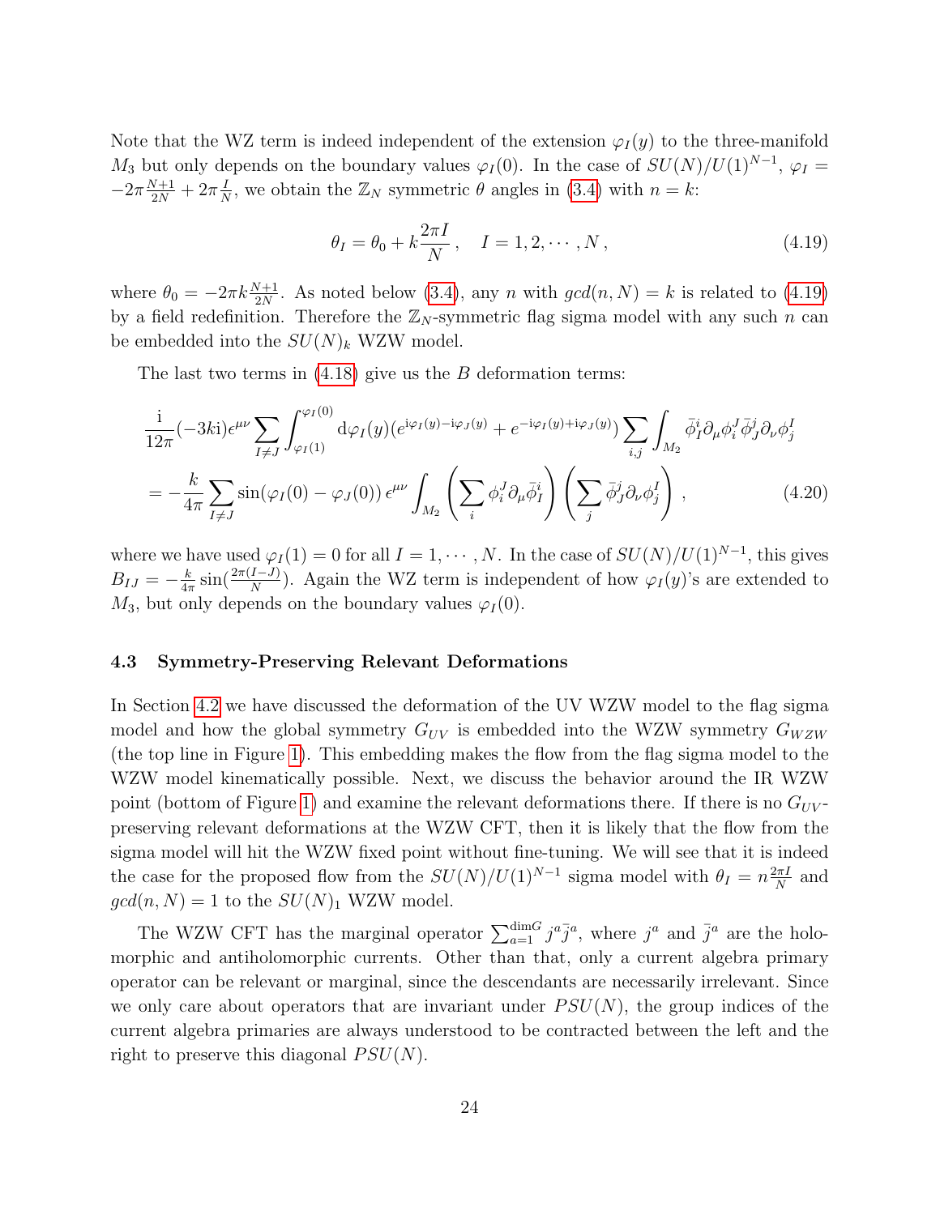Note that the WZ term is indeed independent of the extension $\varphi_I(y)$ to the three-manifold $M_3$ but only depends on the boundary values $\varphi_I(0)$. In the case of $SU(N)/U(1)^{N-1}$, $\varphi_I = -2\pi\frac{N+1}{2N} + 2\pi\frac{I}{N}$, we obtain the $\mathbb{Z}_N$ symmetric $\theta$ angles in (3.4) with $n = k$:

$$\theta_I = \theta_0 + k\frac{2\pi I}{N}\,, \quad I = 1, 2, \cdots, N\,, \tag{4.19}$$

where $\theta_0 = -2\pi k\frac{N+1}{2N}$. As noted below (3.4), any $n$ with $gcd(n, N) = k$ is related to (4.19) by a field redefinition. Therefore the $\mathbb{Z}_N$-symmetric flag sigma model with any such $n$ can be embedded into the $SU(N)_k$ WZW model.

The last two terms in (4.18) give us the $B$ deformation terms:

$$\begin{aligned}
&\frac{\mathrm{i}}{12\pi}(-3k\mathrm{i})\epsilon^{\mu\nu}\sum_{I\neq J}\int_{\varphi_I(1)}^{\varphi_I(0)} \mathrm{d}\varphi_I(y)(e^{\mathrm{i}\varphi_I(y)-\mathrm{i}\varphi_J(y)} + e^{-\mathrm{i}\varphi_I(y)+\mathrm{i}\varphi_J(y)})\sum_{i,j}\int_{M_2}\bar{\phi}_I^i\partial_\mu\phi_i^J\bar{\phi}_J^j\partial_\nu\phi_j^I \\
&= -\frac{k}{4\pi}\sum_{I\neq J}\sin(\varphi_I(0)-\varphi_J(0))\,\epsilon^{\mu\nu}\int_{M_2}\left(\sum_i \phi_i^J\partial_\mu\bar{\phi}_I^i\right)\left(\sum_j \bar{\phi}_J^j\partial_\nu\phi_j^I\right)\,,
\end{aligned} \tag{4.20}$$

where we have used $\varphi_I(1) = 0$ for all $I = 1, \cdots, N$. In the case of $SU(N)/U(1)^{N-1}$, this gives $B_{IJ} = -\frac{k}{4\pi}\sin(\frac{2\pi(I-J)}{N})$. Again the WZ term is independent of how $\varphi_I(y)$'s are extended to $M_3$, but only depends on the boundary values $\varphi_I(0)$.

### 4.3 Symmetry-Preserving Relevant Deformations

In Section 4.2 we have discussed the deformation of the UV WZW model to the flag sigma model and how the global symmetry $G_{UV}$ is embedded into the WZW symmetry $G_{WZW}$ (the top line in Figure 1). This embedding makes the flow from the flag sigma model to the WZW model kinematically possible. Next, we discuss the behavior around the IR WZW point (bottom of Figure 1) and examine the relevant deformations there. If there is no $G_{UV}$-preserving relevant deformations at the WZW CFT, then it is likely that the flow from the sigma model will hit the WZW fixed point without fine-tuning. We will see that it is indeed the case for the proposed flow from the $SU(N)/U(1)^{N-1}$ sigma model with $\theta_I = n\frac{2\pi I}{N}$ and $gcd(n, N) = 1$ to the $SU(N)_1$ WZW model.

The WZW CFT has the marginal operator $\sum_{a=1}^{\dim G} j^a\bar{j}^a$, where $j^a$ and $\bar{j}^a$ are the holomorphic and antiholomorphic currents. Other than that, only a current algebra primary operator can be relevant or marginal, since the descendants are necessarily irrelevant. Since we only care about operators that are invariant under $PSU(N)$, the group indices of the current algebra primaries are always understood to be contracted between the left and the right to preserve this diagonal $PSU(N)$.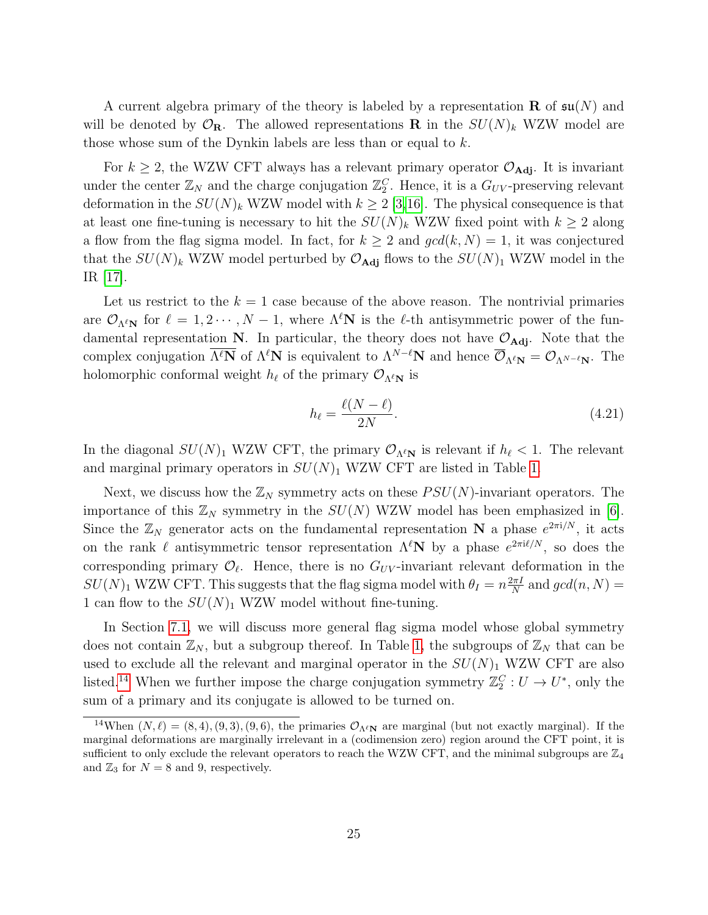A current algebra primary of the theory is labeled by a representation $\mathbf{R}$ of $\mathfrak{su}(N)$ and will be denoted by $\mathcal{O}_{\mathbf{R}}$. The allowed representations $\mathbf{R}$ in the $SU(N)_k$ WZW model are those whose sum of the Dynkin labels are less than or equal to $k$.

For $k \geq 2$, the WZW CFT always has a relevant primary operator $\mathcal{O}_{\mathbf{Adj}}$. It is invariant under the center $\mathbb{Z}_N$ and the charge conjugation $\mathbb{Z}_2^C$. Hence, it is a $G_{UV}$-preserving relevant deformation in the $SU(N)_k$ WZW model with $k \geq 2$ [3, 16]. The physical consequence is that at least one fine-tuning is necessary to hit the $SU(N)_k$ WZW fixed point with $k \geq 2$ along a flow from the flag sigma model. In fact, for $k \geq 2$ and $gcd(k, N) = 1$, it was conjectured that the $SU(N)_k$ WZW model perturbed by $\mathcal{O}_{\mathbf{Adj}}$ flows to the $SU(N)_1$ WZW model in the IR [17].

Let us restrict to the $k = 1$ case because of the above reason. The nontrivial primaries are $\mathcal{O}_{\Lambda^\ell \mathbf{N}}$ for $\ell = 1, 2 \cdots, N-1$, where $\Lambda^\ell \mathbf{N}$ is the $\ell$-th antisymmetric power of the fundamental representation $\mathbf{N}$. In particular, the theory does not have $\mathcal{O}_{\mathbf{Adj}}$. Note that the complex conjugation $\overline{\Lambda^\ell \mathbf{N}}$ of $\Lambda^\ell \mathbf{N}$ is equivalent to $\Lambda^{N-\ell}\mathbf{N}$ and hence $\overline{\mathcal{O}}_{\Lambda^\ell \mathbf{N}} = \mathcal{O}_{\Lambda^{N-\ell}\mathbf{N}}$. The holomorphic conformal weight $h_\ell$ of the primary $\mathcal{O}_{\Lambda^\ell \mathbf{N}}$ is

$$h_\ell = \frac{\ell(N-\ell)}{2N}. \tag{4.21}$$

In the diagonal $SU(N)_1$ WZW CFT, the primary $\mathcal{O}_{\Lambda^\ell \mathbf{N}}$ is relevant if $h_\ell < 1$. The relevant and marginal primary operators in $SU(N)_1$ WZW CFT are listed in Table 1.

Next, we discuss how the $\mathbb{Z}_N$ symmetry acts on these $PSU(N)$-invariant operators. The importance of this $\mathbb{Z}_N$ symmetry in the $SU(N)$ WZW model has been emphasized in [6]. Since the $\mathbb{Z}_N$ generator acts on the fundamental representation $\mathbf{N}$ a phase $e^{2\pi i/N}$, it acts on the rank $\ell$ antisymmetric tensor representation $\Lambda^\ell \mathbf{N}$ by a phase $e^{2\pi i \ell/N}$, so does the corresponding primary $\mathcal{O}_\ell$. Hence, there is no $G_{UV}$-invariant relevant deformation in the $SU(N)_1$ WZW CFT. This suggests that the flag sigma model with $\theta_I = n\frac{2\pi I}{N}$ and $gcd(n, N) = 1$ can flow to the $SU(N)_1$ WZW model without fine-tuning.

In Section 7.1, we will discuss more general flag sigma model whose global symmetry does not contain $\mathbb{Z}_N$, but a subgroup thereof. In Table 1, the subgroups of $\mathbb{Z}_N$ that can be used to exclude all the relevant and marginal operator in the $SU(N)_1$ WZW CFT are also listed.[14] When we further impose the charge conjugation symmetry $\mathbb{Z}_2^C : U \to U^*$, only the sum of a primary and its conjugate is allowed to be turned on.

[14] When $(N, \ell) = (8, 4), (9, 3), (9, 6)$, the primaries $\mathcal{O}_{\Lambda^\ell \mathbf{N}}$ are marginal (but not exactly marginal). If the marginal deformations are marginally irrelevant in a (codimension zero) region around the CFT point, it is sufficient to only exclude the relevant operators to reach the WZW CFT, and the minimal subgroups are $\mathbb{Z}_4$ and $\mathbb{Z}_3$ for $N = 8$ and 9, respectively.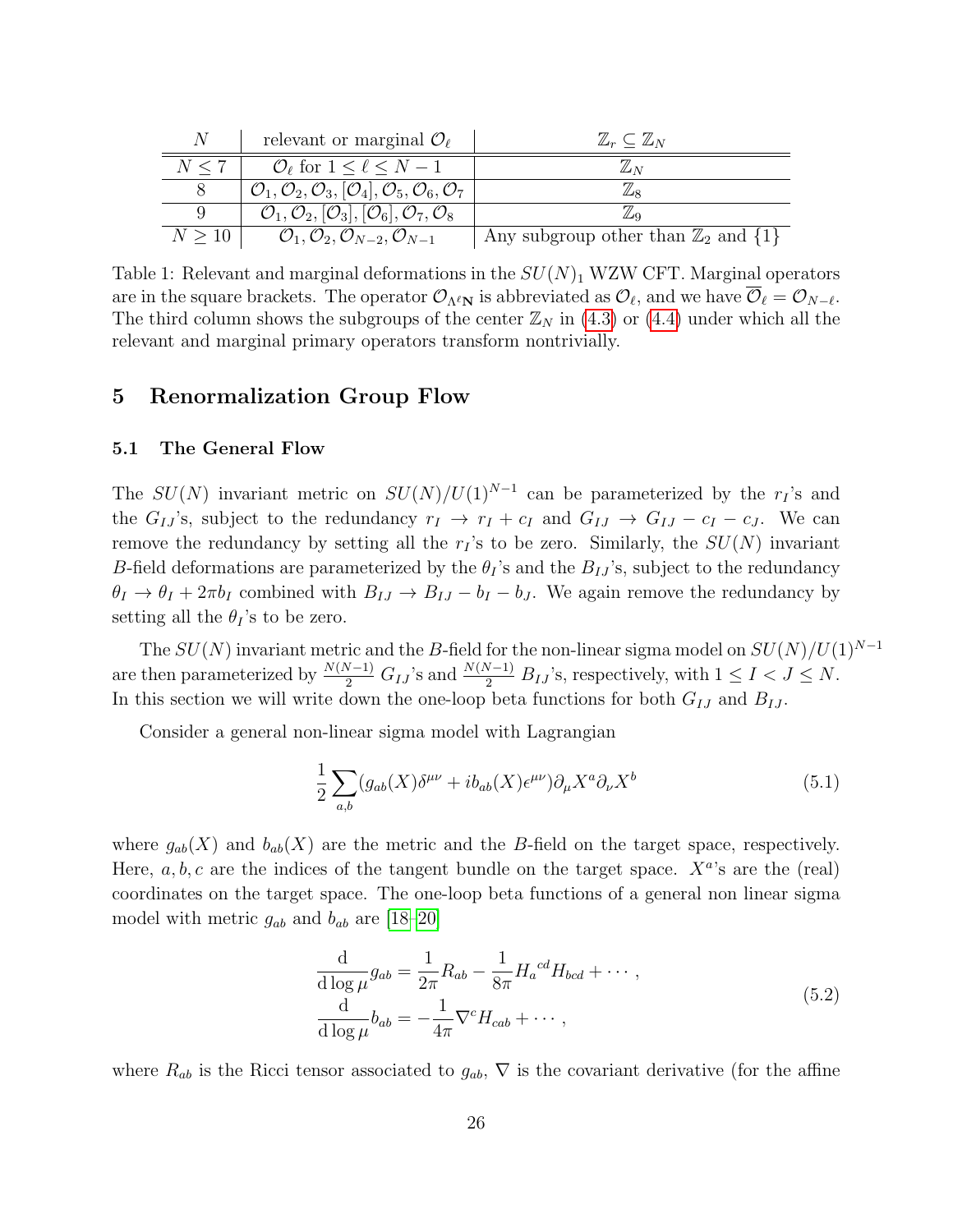| $N$ | relevant or marginal $\mathcal{O}_\ell$ | $\mathbb{Z}_r \subseteq \mathbb{Z}_N$ |
|---|---|---|
| $N \leq 7$ | $\mathcal{O}_\ell$ for $1 \leq \ell \leq N-1$ | $\mathbb{Z}_N$ |
| 8 | $\mathcal{O}_1, \mathcal{O}_2, \mathcal{O}_3, [\mathcal{O}_4], \mathcal{O}_5, \mathcal{O}_6, \mathcal{O}_7$ | $\mathbb{Z}_8$ |
| 9 | $\mathcal{O}_1, \mathcal{O}_2, [\mathcal{O}_3], [\mathcal{O}_6], \mathcal{O}_7, \mathcal{O}_8$ | $\mathbb{Z}_9$ |
| $N \geq 10$ | $\mathcal{O}_1, \mathcal{O}_2, \mathcal{O}_{N-2}, \mathcal{O}_{N-1}$ | Any subgroup other than $\mathbb{Z}_2$ and $\{1\}$ |

Table 1: Relevant and marginal deformations in the $SU(N)_1$ WZW CFT. Marginal operators are in the square brackets. The operator $\mathcal{O}_{\Lambda^\ell \mathbf{N}}$ is abbreviated as $\mathcal{O}_\ell$, and we have $\overline{\mathcal{O}}_\ell = \mathcal{O}_{N-\ell}$. The third column shows the subgroups of the center $\mathbb{Z}_N$ in (4.3) or (4.4) under which all the relevant and marginal primary operators transform nontrivially.

# 5 Renormalization Group Flow

## 5.1 The General Flow

The $SU(N)$ invariant metric on $SU(N)/U(1)^{N-1}$ can be parameterized by the $r_I$'s and the $G_{IJ}$'s, subject to the redundancy $r_I \to r_I + c_I$ and $G_{IJ} \to G_{IJ} - c_I - c_J$. We can remove the redundancy by setting all the $r_I$'s to be zero. Similarly, the $SU(N)$ invariant $B$-field deformations are parameterized by the $\theta_I$'s and the $B_{IJ}$'s, subject to the redundancy $\theta_I \to \theta_I + 2\pi b_I$ combined with $B_{IJ} \to B_{IJ} - b_I - b_J$. We again remove the redundancy by setting all the $\theta_I$'s to be zero.

The $SU(N)$ invariant metric and the $B$-field for the non-linear sigma model on $SU(N)/U(1)^{N-1}$ are then parameterized by $\frac{N(N-1)}{2}$ $G_{IJ}$'s and $\frac{N(N-1)}{2}$ $B_{IJ}$'s, respectively, with $1 \leq I < J \leq N$. In this section we will write down the one-loop beta functions for both $G_{IJ}$ and $B_{IJ}$.

Consider a general non-linear sigma model with Lagrangian

$$
\frac{1}{2}\sum_{a,b}(g_{ab}(X)\delta^{\mu\nu} + i b_{ab}(X)\epsilon^{\mu\nu})\partial_\mu X^a \partial_\nu X^b \tag{5.1}
$$

where $g_{ab}(X)$ and $b_{ab}(X)$ are the metric and the $B$-field on the target space, respectively. Here, $a, b, c$ are the indices of the tangent bundle on the target space. $X^a$'s are the (real) coordinates on the target space. The one-loop beta functions of a general non linear sigma model with metric $g_{ab}$ and $b_{ab}$ are [18–20]

$$
\begin{aligned}
\frac{\mathrm{d}}{\mathrm{d}\log\mu} g_{ab} &= \frac{1}{2\pi} R_{ab} - \frac{1}{8\pi} H_a{}^{cd} H_{bcd} + \cdots\,, \\
\frac{\mathrm{d}}{\mathrm{d}\log\mu} b_{ab} &= -\frac{1}{4\pi} \nabla^c H_{cab} + \cdots\,,
\end{aligned} \tag{5.2}
$$

where $R_{ab}$ is the Ricci tensor associated to $g_{ab}$, $\nabla$ is the covariant derivative (for the affine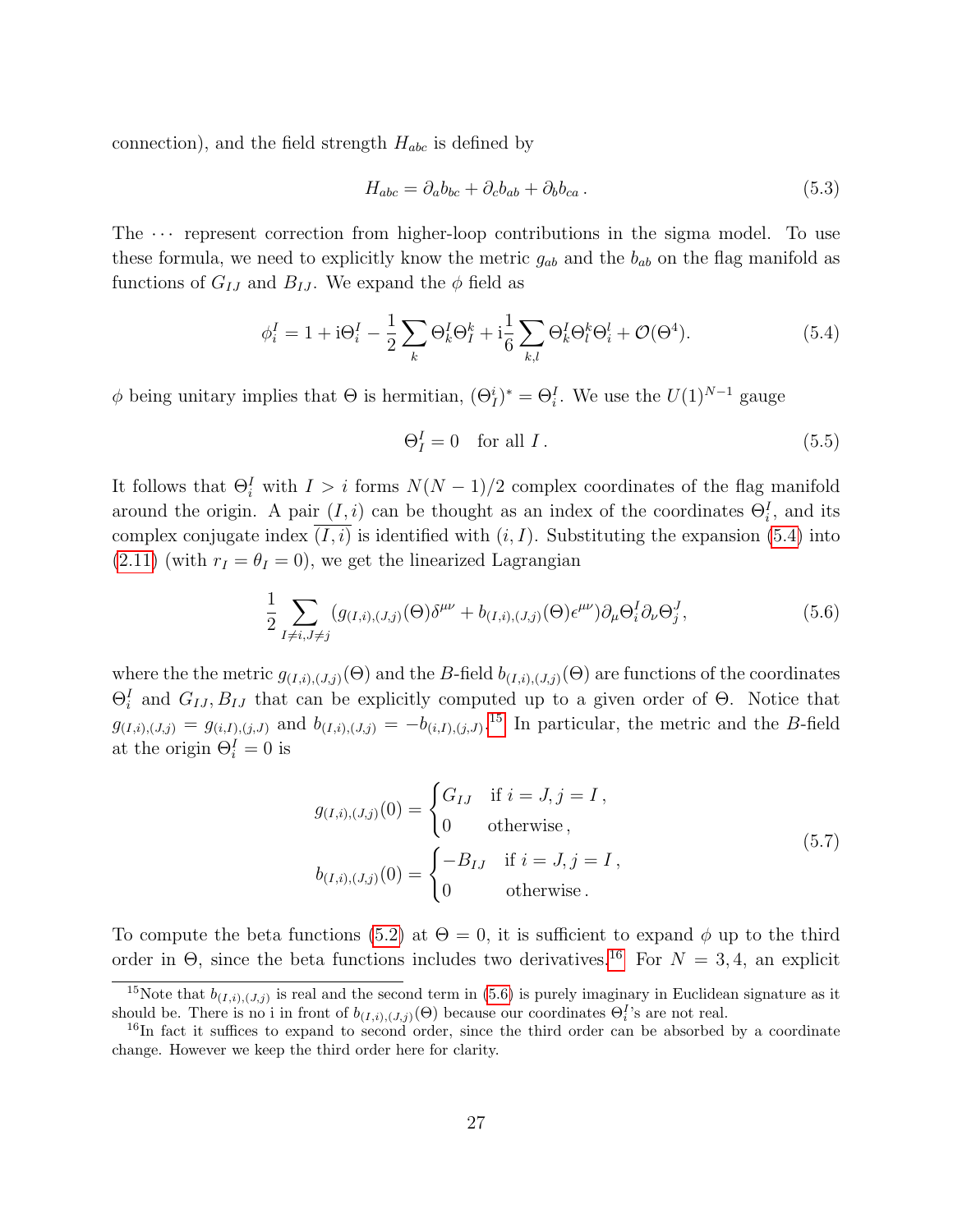connection), and the field strength $H_{abc}$ is defined by

$$H_{abc} = \partial_a b_{bc} + \partial_c b_{ab} + \partial_b b_{ca}\,. \tag{5.3}$$

The $\cdots$ represent correction from higher-loop contributions in the sigma model. To use these formula, we need to explicitly know the metric $g_{ab}$ and the $b_{ab}$ on the flag manifold as functions of $G_{IJ}$ and $B_{IJ}$. We expand the $\phi$ field as

$$\phi_i^I = 1 + \mathrm{i}\Theta_i^I - \frac{1}{2}\sum_k \Theta_k^I \Theta_I^k + \mathrm{i}\frac{1}{6}\sum_{k,l} \Theta_k^I \Theta_l^k \Theta_i^l + \mathcal{O}(\Theta^4). \tag{5.4}$$

$\phi$ being unitary implies that $\Theta$ is hermitian, $(\Theta_I^i)^* = \Theta_i^I$. We use the $U(1)^{N-1}$ gauge

$$\Theta_I^I = 0 \quad \text{for all } I\,. \tag{5.5}$$

It follows that $\Theta_i^I$ with $I > i$ forms $N(N-1)/2$ complex coordinates of the flag manifold around the origin. A pair $(I, i)$ can be thought as an index of the coordinates $\Theta_i^I$, and its complex conjugate index $\overline{(I,i)}$ is identified with $(i, I)$. Substituting the expansion (5.4) into (2.11) (with $r_I = \theta_I = 0$), we get the linearized Lagrangian

$$\frac{1}{2}\sum_{I\neq i, J\neq j} (g_{(I,i),(J,j)}(\Theta)\delta^{\mu\nu} + b_{(I,i),(J,j)}(\Theta)\epsilon^{\mu\nu})\partial_\mu \Theta_i^I \partial_\nu \Theta_j^J, \tag{5.6}$$

where the the metric $g_{(I,i),(J,j)}(\Theta)$ and the $B$-field $b_{(I,i),(J,j)}(\Theta)$ are functions of the coordinates $\Theta_i^I$ and $G_{IJ}, B_{IJ}$ that can be explicitly computed up to a given order of $\Theta$. Notice that $g_{(I,i),(J,j)} = g_{(i,I),(j,J)}$ and $b_{(I,i),(J,j)} = -b_{(i,I),(j,J)}$.[15] In particular, the metric and the $B$-field at the origin $\Theta_i^I = 0$ is

$$\begin{aligned}
g_{(I,i),(J,j)}(0) &= \begin{cases} G_{IJ} & \text{if } i = J, j = I\,, \\ 0 & \text{otherwise}\,, \end{cases} \\
b_{(I,i),(J,j)}(0) &= \begin{cases} -B_{IJ} & \text{if } i = J, j = I\,, \\ 0 & \text{otherwise}\,. \end{cases}
\end{aligned} \tag{5.7}$$

To compute the beta functions (5.2) at $\Theta = 0$, it is sufficient to expand $\phi$ up to the third order in $\Theta$, since the beta functions includes two derivatives.[16] For $N = 3, 4$, an explicit

[15] Note that $b_{(I,i),(J,j)}$ is real and the second term in (5.6) is purely imaginary in Euclidean signature as it should be. There is no i in front of $b_{(I,i),(J,j)}(\Theta)$ because our coordinates $\Theta_i^I$'s are not real.

[16] In fact it suffices to expand to second order, since the third order can be absorbed by a coordinate change. However we keep the third order here for clarity.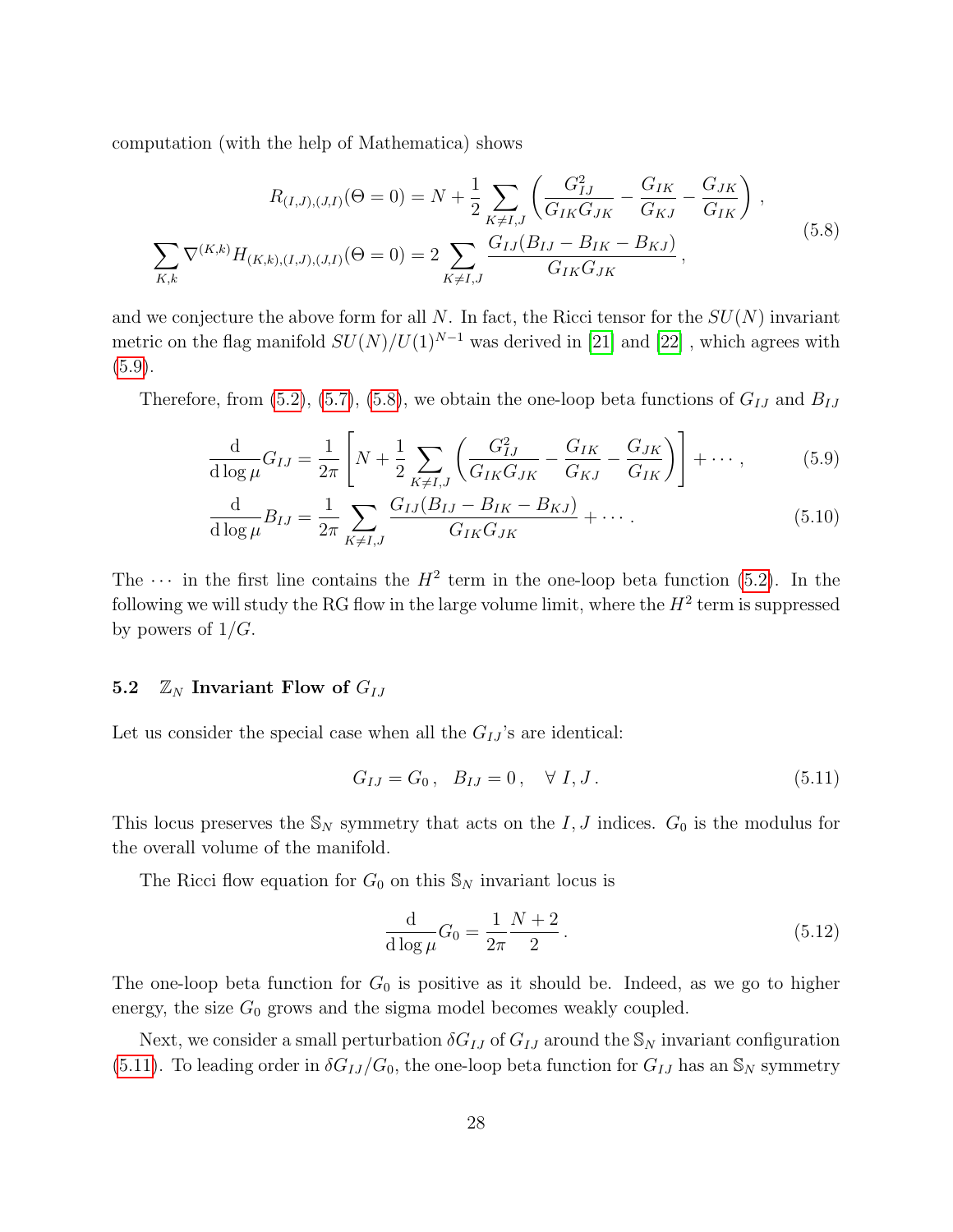computation (with the help of Mathematica) shows

$$
\begin{aligned}
R_{(I,J),(J,I)}(\Theta=0) &= N + \frac{1}{2}\sum_{K\neq I,J}\left(\frac{G_{IJ}^2}{G_{IK}G_{JK}} - \frac{G_{IK}}{G_{KJ}} - \frac{G_{JK}}{G_{IK}}\right),\\
\sum_{K,k}\nabla^{(K,k)}H_{(K,k),(I,J),(J,I)}(\Theta=0) &= 2\sum_{K\neq I,J}\frac{G_{IJ}(B_{IJ}-B_{IK}-B_{KJ})}{G_{IK}G_{JK}},
\end{aligned}
\tag{5.8}
$$

and we conjecture the above form for all $N$. In fact, the Ricci tensor for the $SU(N)$ invariant metric on the flag manifold $SU(N)/U(1)^{N-1}$ was derived in [21] and [22] , which agrees with (5.9).

Therefore, from (5.2), (5.7), (5.8), we obtain the one-loop beta functions of $G_{IJ}$ and $B_{IJ}$

$$
\frac{\mathrm{d}}{\mathrm{d}\log\mu}G_{IJ} = \frac{1}{2\pi}\left[N + \frac{1}{2}\sum_{K\neq I,J}\left(\frac{G_{IJ}^2}{G_{IK}G_{JK}} - \frac{G_{IK}}{G_{KJ}} - \frac{G_{JK}}{G_{IK}}\right)\right] + \cdots, \tag{5.9}
$$

$$
\frac{\mathrm{d}}{\mathrm{d}\log\mu}B_{IJ} = \frac{1}{2\pi}\sum_{K\neq I,J}\frac{G_{IJ}(B_{IJ}-B_{IK}-B_{KJ})}{G_{IK}G_{JK}} + \cdots. \tag{5.10}
$$

The $\cdots$ in the first line contains the $H^2$ term in the one-loop beta function (5.2). In the following we will study the RG flow in the large volume limit, where the $H^2$ term is suppressed by powers of $1/G$.

### 5.2 $\mathbb{Z}_N$ Invariant Flow of $G_{IJ}$

Let us consider the special case when all the $G_{IJ}$'s are identical:

$$
G_{IJ} = G_0\,, \quad B_{IJ} = 0\,, \quad \forall\ I,J\,. \tag{5.11}
$$

This locus preserves the $\mathbb{S}_N$ symmetry that acts on the $I,J$ indices. $G_0$ is the modulus for the overall volume of the manifold.

The Ricci flow equation for $G_0$ on this $\mathbb{S}_N$ invariant locus is

$$
\frac{\mathrm{d}}{\mathrm{d}\log\mu}G_0 = \frac{1}{2\pi}\frac{N+2}{2}\,. \tag{5.12}
$$

The one-loop beta function for $G_0$ is positive as it should be. Indeed, as we go to higher energy, the size $G_0$ grows and the sigma model becomes weakly coupled.

Next, we consider a small perturbation $\delta G_{IJ}$ of $G_{IJ}$ around the $\mathbb{S}_N$ invariant configuration (5.11). To leading order in $\delta G_{IJ}/G_0$, the one-loop beta function for $G_{IJ}$ has an $\mathbb{S}_N$ symmetry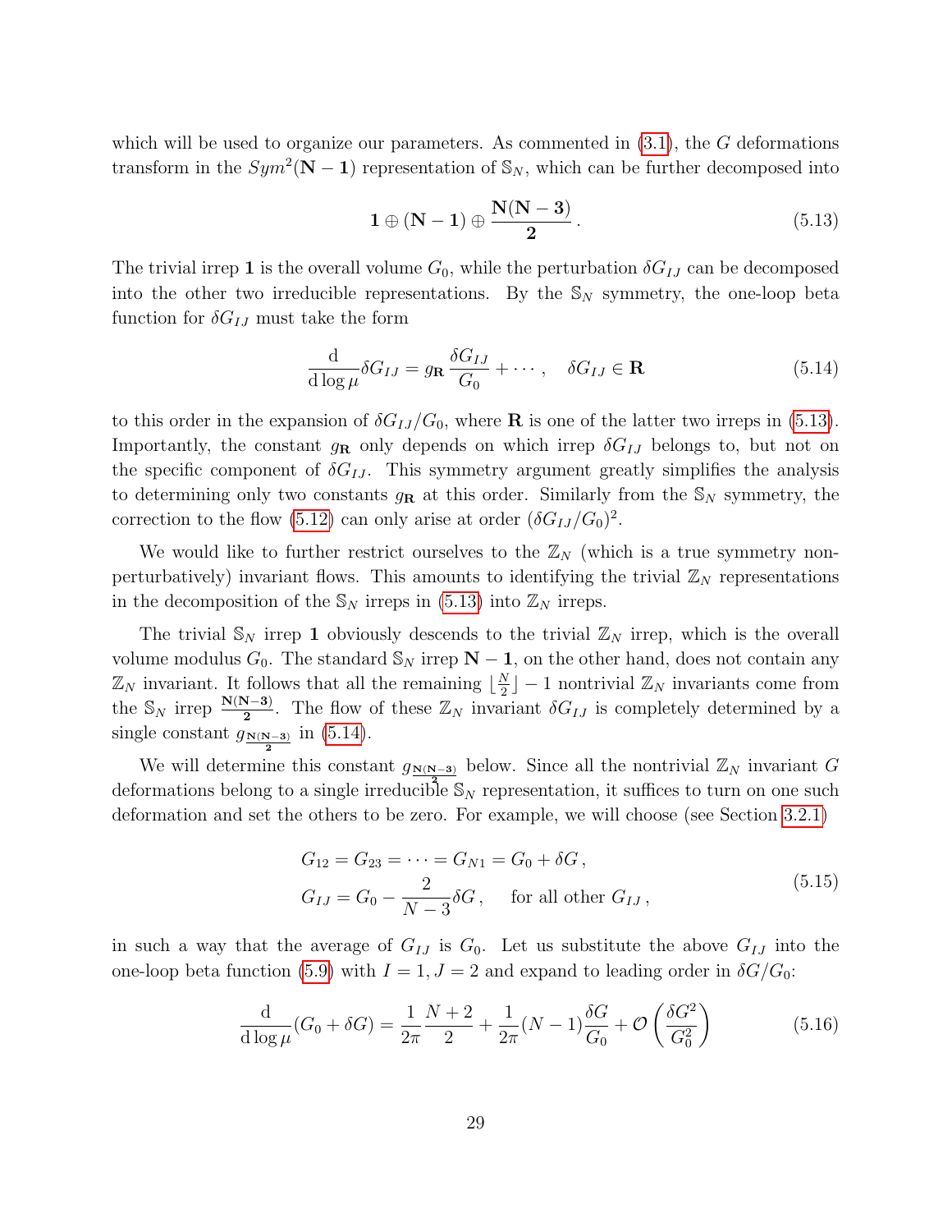which will be used to organize our parameters. As commented in (3.1), the $G$ deformations transform in the $Sym^2(\mathbf{N-1})$ representation of $\mathbb{S}_N$, which can be further decomposed into

$$
\mathbf{1} \oplus (\mathbf{N-1}) \oplus \frac{\mathbf{N(N-3)}}{\mathbf{2}}\,. \tag{5.13}
$$

The trivial irrep $\mathbf{1}$ is the overall volume $G_0$, while the perturbation $\delta G_{IJ}$ can be decomposed into the other two irreducible representations. By the $\mathbb{S}_N$ symmetry, the one-loop beta function for $\delta G_{IJ}$ must take the form

$$
\frac{\mathrm{d}}{\mathrm{d}\log\mu}\delta G_{IJ} = g_{\mathbf{R}}\,\frac{\delta G_{IJ}}{G_0} + \cdots\,, \quad \delta G_{IJ} \in \mathbf{R} \tag{5.14}
$$

to this order in the expansion of $\delta G_{IJ}/G_0$, where $\mathbf{R}$ is one of the latter two irreps in (5.13). Importantly, the constant $g_{\mathbf{R}}$ only depends on which irrep $\delta G_{IJ}$ belongs to, but not on the specific component of $\delta G_{IJ}$. This symmetry argument greatly simplifies the analysis to determining only two constants $g_{\mathbf{R}}$ at this order. Similarly from the $\mathbb{S}_N$ symmetry, the correction to the flow (5.12) can only arise at order $(\delta G_{IJ}/G_0)^2$.

We would like to further restrict ourselves to the $\mathbb{Z}_N$ (which is a true symmetry non-perturbatively) invariant flows. This amounts to identifying the trivial $\mathbb{Z}_N$ representations in the decomposition of the $\mathbb{S}_N$ irreps in (5.13) into $\mathbb{Z}_N$ irreps.

The trivial $\mathbb{S}_N$ irrep $\mathbf{1}$ obviously descends to the trivial $\mathbb{Z}_N$ irrep, which is the overall volume modulus $G_0$. The standard $\mathbb{S}_N$ irrep $\mathbf{N-1}$, on the other hand, does not contain any $\mathbb{Z}_N$ invariant. It follows that all the remaining $\lfloor \frac{N}{2} \rfloor - 1$ nontrivial $\mathbb{Z}_N$ invariants come from the $\mathbb{S}_N$ irrep $\frac{\mathbf{N(N-3)}}{\mathbf{2}}$. The flow of these $\mathbb{Z}_N$ invariant $\delta G_{IJ}$ is completely determined by a single constant $g_{\frac{\mathbf{N(N-3)}}{\mathbf{2}}}$ in (5.14).

We will determine this constant $g_{\frac{\mathbf{N(N-3)}}{\mathbf{2}}}$ below. Since all the nontrivial $\mathbb{Z}_N$ invariant $G$ deformations belong to a single irreducible $\mathbb{S}_N$ representation, it suffices to turn on one such deformation and set the others to be zero. For example, we will choose (see Section 3.2.1)

$$
\begin{aligned}
&G_{12} = G_{23} = \cdots = G_{N1} = G_0 + \delta G\,,\\
&G_{IJ} = G_0 - \frac{2}{N-3}\delta G\,, \quad \text{for all other } G_{IJ}\,,
\end{aligned} \tag{5.15}
$$

in such a way that the average of $G_{IJ}$ is $G_0$. Let us substitute the above $G_{IJ}$ into the one-loop beta function (5.9) with $I=1, J=2$ and expand to leading order in $\delta G/G_0$:

$$
\frac{\mathrm{d}}{\mathrm{d}\log\mu}(G_0 + \delta G) = \frac{1}{2\pi}\frac{N+2}{2} + \frac{1}{2\pi}(N-1)\frac{\delta G}{G_0} + \mathcal{O}\left(\frac{\delta G^2}{G_0^2}\right) \tag{5.16}
$$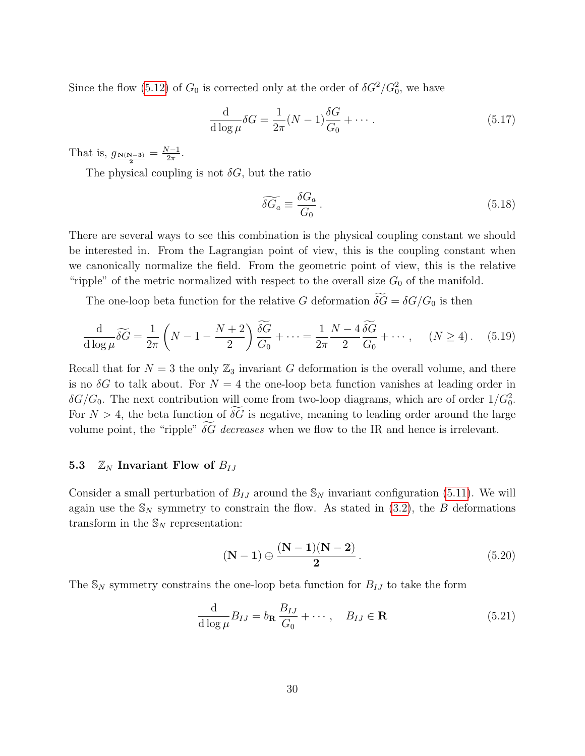Since the flow (5.12) of $G_0$ is corrected only at the order of $\delta G^2/G_0^2$, we have

$$\frac{\mathrm{d}}{\mathrm{d}\log\mu}\delta G = \frac{1}{2\pi}(N-1)\frac{\delta G}{G_0} + \cdots \,. \tag{5.17}$$

That is, $g_{\frac{\mathbf{N(N-3)}}{\mathbf{2}}} = \frac{N-1}{2\pi}$.

The physical coupling is not $\delta G$, but the ratio

$$\widetilde{\delta G}_a \equiv \frac{\delta G_a}{G_0} \,. \tag{5.18}$$

There are several ways to see this combination is the physical coupling constant we should be interested in. From the Lagrangian point of view, this is the coupling constant when we canonically normalize the field. From the geometric point of view, this is the relative "ripple" of the metric normalized with respect to the overall size $G_0$ of the manifold.

The one-loop beta function for the relative $G$ deformation $\widetilde{\delta G} = \delta G/G_0$ is then

$$\frac{\mathrm{d}}{\mathrm{d}\log\mu}\widetilde{\delta G} = \frac{1}{2\pi}\left(N-1-\frac{N+2}{2}\right)\frac{\widetilde{\delta G}}{G_0} + \cdots = \frac{1}{2\pi}\frac{N-4}{2}\frac{\widetilde{\delta G}}{G_0} + \cdots \,, \quad (N \geq 4) \,. \tag{5.19}$$

Recall that for $N=3$ the only $\mathbb{Z}_3$ invariant $G$ deformation is the overall volume, and there is no $\delta G$ to talk about. For $N=4$ the one-loop beta function vanishes at leading order in $\delta G/G_0$. The next contribution will come from two-loop diagrams, which are of order $1/G_0^2$. For $N>4$, the beta function of $\widetilde{\delta G}$ is negative, meaning to leading order around the large volume point, the "ripple" $\widetilde{\delta G}$ *decreases* when we flow to the IR and hence is irrelevant.

### 5.3 $\mathbb{Z}_N$ Invariant Flow of $B_{IJ}$

Consider a small perturbation of $B_{IJ}$ around the $\mathbb{S}_N$ invariant configuration (5.11). We will again use the $\mathbb{S}_N$ symmetry to constrain the flow. As stated in (3.2), the $B$ deformations transform in the $\mathbb{S}_N$ representation:

$$(\mathbf{N-1}) \oplus \frac{(\mathbf{N-1})(\mathbf{N-2})}{\mathbf{2}} \,. \tag{5.20}$$

The $\mathbb{S}_N$ symmetry constrains the one-loop beta function for $B_{IJ}$ to take the form

$$\frac{\mathrm{d}}{\mathrm{d}\log\mu}B_{IJ} = b_{\mathbf{R}}\,\frac{B_{IJ}}{G_0} + \cdots \,, \quad B_{IJ} \in \mathbf{R} \tag{5.21}$$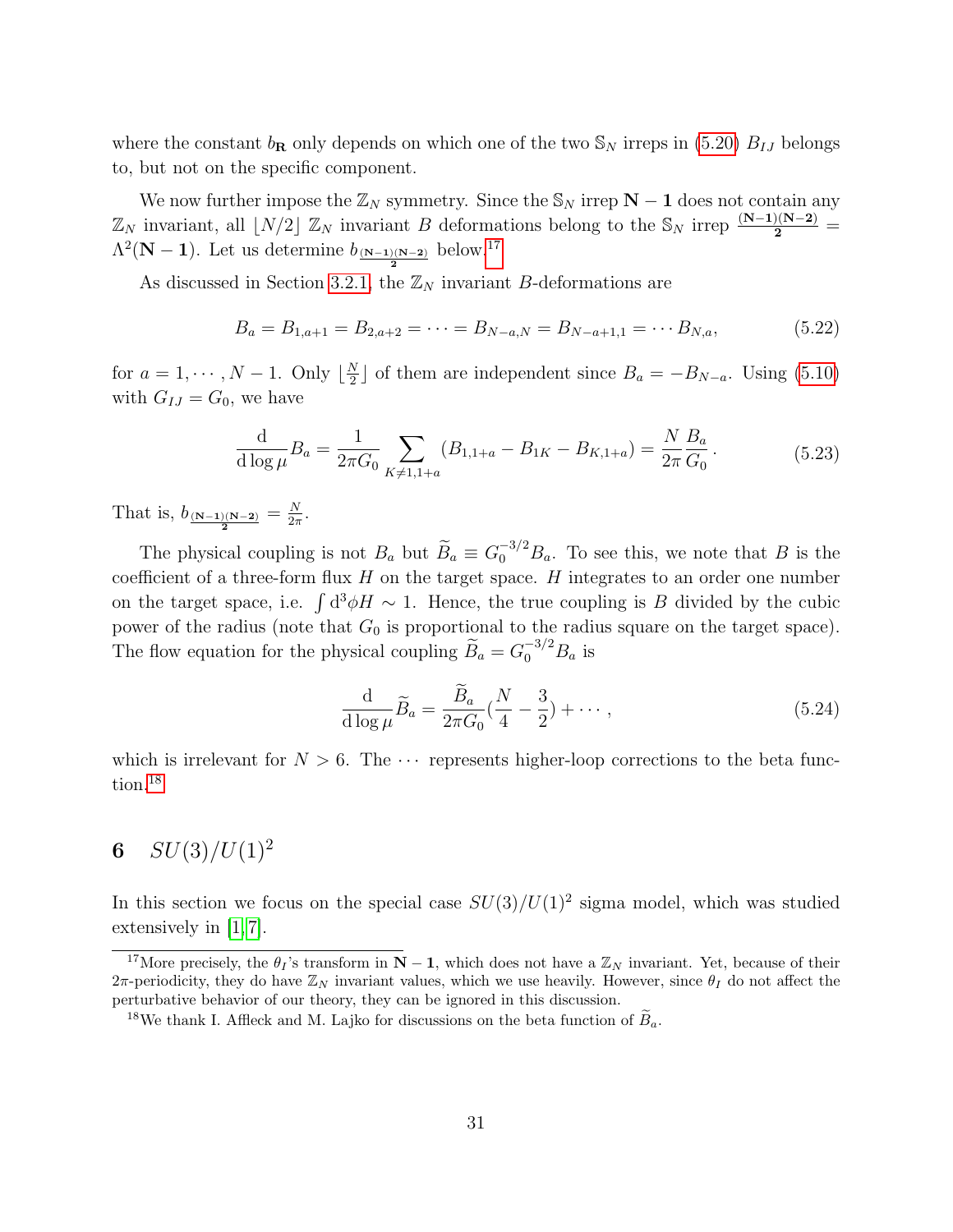where the constant $b_{\mathbf{R}}$ only depends on which one of the two $\mathbb{S}_N$ irreps in (5.20) $B_{IJ}$ belongs to, but not on the specific component.

We now further impose the $\mathbb{Z}_N$ symmetry. Since the $\mathbb{S}_N$ irrep $\mathbf{N-1}$ does not contain any $\mathbb{Z}_N$ invariant, all $\lfloor N/2 \rfloor$ $\mathbb{Z}_N$ invariant $B$ deformations belong to the $\mathbb{S}_N$ irrep $\frac{\mathbf{(N-1)(N-2)}}{\mathbf{2}} = \Lambda^2(\mathbf{N-1})$. Let us determine $b_{\frac{\mathbf{(N-1)(N-2)}}{\mathbf{2}}}$ below.[17]

As discussed in Section 3.2.1, the $\mathbb{Z}_N$ invariant $B$-deformations are

$$B_a = B_{1,a+1} = B_{2,a+2} = \cdots = B_{N-a,N} = B_{N-a+1,1} = \cdots B_{N,a}, \tag{5.22}$$

for $a = 1, \cdots, N-1$. Only $\lfloor \frac{N}{2} \rfloor$ of them are independent since $B_a = -B_{N-a}$. Using (5.10) with $G_{IJ} = G_0$, we have

$$\frac{\mathrm{d}}{\mathrm{d}\log\mu} B_a = \frac{1}{2\pi G_0} \sum_{K \neq 1, 1+a} (B_{1,1+a} - B_{1K} - B_{K,1+a}) = \frac{N}{2\pi} \frac{B_a}{G_0} \,. \tag{5.23}$$

That is, $b_{\frac{\mathbf{(N-1)(N-2)}}{\mathbf{2}}} = \frac{N}{2\pi}$.

The physical coupling is not $B_a$ but $\widetilde{B}_a \equiv G_0^{-3/2} B_a$. To see this, we note that $B$ is the coefficient of a three-form flux $H$ on the target space. $H$ integrates to an order one number on the target space, i.e. $\int \mathrm{d}^3\phi H \sim 1$. Hence, the true coupling is $B$ divided by the cubic power of the radius (note that $G_0$ is proportional to the radius square on the target space). The flow equation for the physical coupling $\widetilde{B}_a = G_0^{-3/2} B_a$ is

$$\frac{\mathrm{d}}{\mathrm{d}\log\mu} \widetilde{B}_a = \frac{\widetilde{B}_a}{2\pi G_0} \left(\frac{N}{4} - \frac{3}{2}\right) + \cdots \,, \tag{5.24}$$

which is irrelevant for $N > 6$. The $\cdots$ represents higher-loop corrections to the beta function.[18]

# 6 $SU(3)/U(1)^2$

In this section we focus on the special case $SU(3)/U(1)^2$ sigma model, which was studied extensively in [1, 7].

---

[17] More precisely, the $\theta_I$'s transform in $\mathbf{N-1}$, which does not have a $\mathbb{Z}_N$ invariant. Yet, because of their $2\pi$-periodicity, they do have $\mathbb{Z}_N$ invariant values, which we use heavily. However, since $\theta_I$ do not affect the perturbative behavior of our theory, they can be ignored in this discussion.

[18] We thank I. Affleck and M. Lajko for discussions on the beta function of $\widetilde{B}_a$.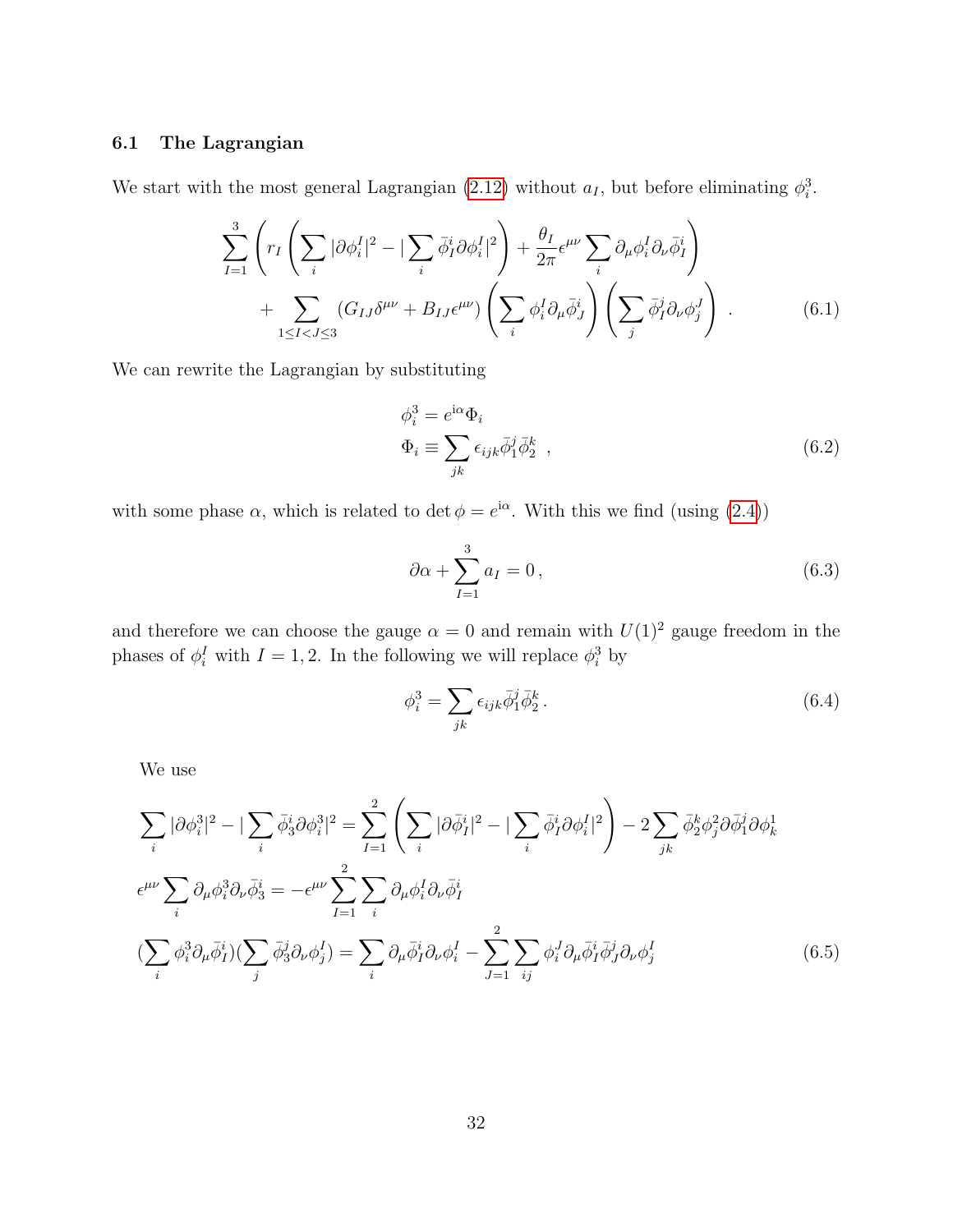### 6.1 The Lagrangian

We start with the most general Lagrangian (2.12) without $a_I$, but before eliminating $\phi^3_i$.

$$
\begin{aligned}
\sum_{I=1}^{3} \left( r_I \left( \sum_i |\partial \phi^I_i|^2 - |\sum_i \bar{\phi}^i_I \partial \phi^I_i|^2 \right) + \frac{\theta_I}{2\pi} \epsilon^{\mu\nu} \sum_i \partial_\mu \phi^I_i \partial_\nu \bar{\phi}^i_I \right) \\
+ \sum_{1 \le I < J \le 3} (G_{IJ}\delta^{\mu\nu} + B_{IJ}\epsilon^{\mu\nu}) \left( \sum_i \phi^I_i \partial_\mu \bar{\phi}^i_J \right) \left( \sum_j \bar{\phi}^j_I \partial_\nu \phi^J_j \right) \, .
\end{aligned}
\tag{6.1}
$$

We can rewrite the Lagrangian by substituting

$$
\begin{aligned}
&\phi^3_i = e^{\mathrm{i}\alpha} \Phi_i \\
&\Phi_i \equiv \sum_{jk} \epsilon_{ijk} \bar{\phi}^j_1 \bar{\phi}^k_2 \ ,
\end{aligned}
\tag{6.2}
$$

with some phase $\alpha$, which is related to $\det \phi = e^{\mathrm{i}\alpha}$. With this we find (using (2.4))

$$
\partial \alpha + \sum_{I=1}^{3} a_I = 0 \, ,
\tag{6.3}
$$

and therefore we can choose the gauge $\alpha = 0$ and remain with $U(1)^2$ gauge freedom in the phases of $\phi^I_i$ with $I = 1, 2$. In the following we will replace $\phi^3_i$ by

$$
\phi^3_i = \sum_{jk} \epsilon_{ijk} \bar{\phi}^j_1 \bar{\phi}^k_2 \, .
\tag{6.4}
$$

We use

$$
\begin{aligned}
&\sum_i |\partial \phi^3_i|^2 - |\sum_i \bar{\phi}^i_3 \partial \phi^3_i|^2 = \sum_{I=1}^{2} \left( \sum_i |\partial \bar{\phi}^i_I|^2 - |\sum_i \bar{\phi}^i_I \partial \phi^I_i|^2 \right) - 2 \sum_{jk} \bar{\phi}^k_2 \phi^2_j \partial \bar{\phi}^j_1 \partial \phi^1_k \\
&\epsilon^{\mu\nu} \sum_i \partial_\mu \phi^3_i \partial_\nu \bar{\phi}^i_3 = -\epsilon^{\mu\nu} \sum_{I=1}^{2} \sum_i \partial_\mu \phi^I_i \partial_\nu \bar{\phi}^i_I \\
&(\sum_i \phi^3_i \partial_\mu \bar{\phi}^i_I)(\sum_j \bar{\phi}^j_3 \partial_\nu \phi^I_j) = \sum_i \partial_\mu \bar{\phi}^i_I \partial_\nu \phi^I_i - \sum_{J=1}^{2} \sum_{ij} \phi^J_i \partial_\mu \bar{\phi}^i_I \bar{\phi}^j_J \partial_\nu \phi^I_j
\end{aligned}
\tag{6.5}
$$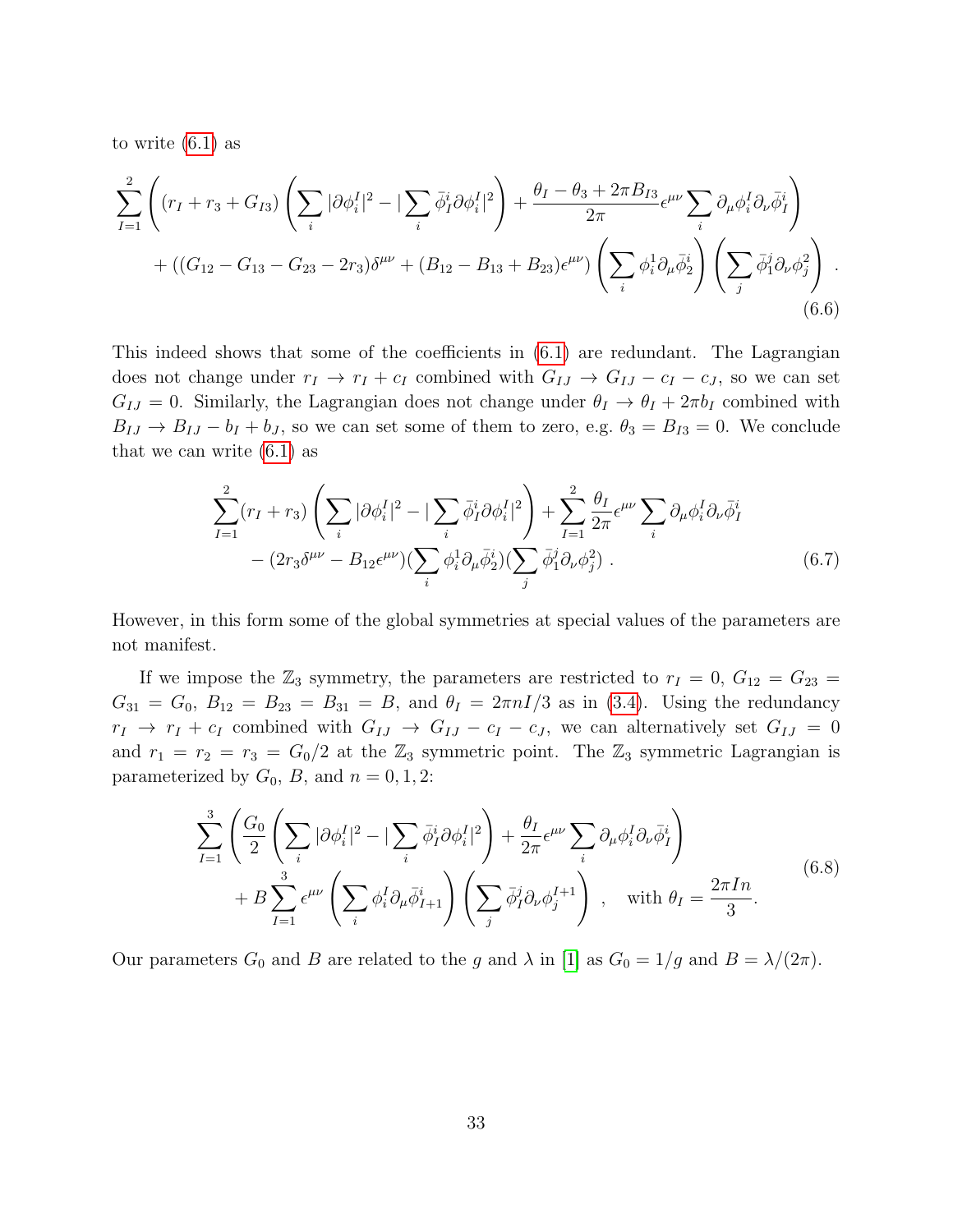to write (6.1) as

$$
\begin{aligned}
\sum_{I=1}^{2} \Bigg( (r_I + r_3 + G_{I3}) \left( \sum_i |\partial \phi_i^I|^2 - |\sum_i \bar{\phi}_I^i \partial \phi_i^I|^2 \right) + \frac{\theta_I - \theta_3 + 2\pi B_{I3}}{2\pi} \epsilon^{\mu\nu} \sum_i \partial_\mu \phi_i^I \partial_\nu \bar{\phi}_I^i \Bigg) \\
+ \left( (G_{12} - G_{13} - G_{23} - 2r_3)\delta^{\mu\nu} + (B_{12} - B_{13} + B_{23})\epsilon^{\mu\nu} \right) \left( \sum_i \phi_i^1 \partial_\mu \bar{\phi}_2^i \right) \left( \sum_j \bar{\phi}_1^j \partial_\nu \phi_j^2 \right) .
\end{aligned}
\tag{6.6}
$$

This indeed shows that some of the coefficients in (6.1) are redundant. The Lagrangian does not change under $r_I \to r_I + c_I$ combined with $G_{IJ} \to G_{IJ} - c_I - c_J$, so we can set $G_{IJ} = 0$. Similarly, the Lagrangian does not change under $\theta_I \to \theta_I + 2\pi b_I$ combined with $B_{IJ} \to B_{IJ} - b_I + b_J$, so we can set some of them to zero, e.g. $\theta_3 = B_{I3} = 0$. We conclude that we can write (6.1) as

$$
\begin{aligned}
\sum_{I=1}^{2} (r_I + r_3) \left( \sum_i |\partial \phi_i^I|^2 - |\sum_i \bar{\phi}_I^i \partial \phi_i^I|^2 \right) + \sum_{I=1}^{2} \frac{\theta_I}{2\pi} \epsilon^{\mu\nu} \sum_i \partial_\mu \phi_i^I \partial_\nu \bar{\phi}_I^i \\
- (2r_3 \delta^{\mu\nu} - B_{12}\epsilon^{\mu\nu}) (\sum_i \phi_i^1 \partial_\mu \bar{\phi}_2^i)(\sum_j \bar{\phi}_1^j \partial_\nu \phi_j^2) .
\end{aligned}
\tag{6.7}
$$

However, in this form some of the global symmetries at special values of the parameters are not manifest.

If we impose the $\mathbb{Z}_3$ symmetry, the parameters are restricted to $r_I = 0$, $G_{12} = G_{23} = G_{31} = G_0$, $B_{12} = B_{23} = B_{31} = B$, and $\theta_I = 2\pi n I/3$ as in (3.4). Using the redundancy $r_I \to r_I + c_I$ combined with $G_{IJ} \to G_{IJ} - c_I - c_J$, we can alternatively set $G_{IJ} = 0$ and $r_1 = r_2 = r_3 = G_0/2$ at the $\mathbb{Z}_3$ symmetric point. The $\mathbb{Z}_3$ symmetric Lagrangian is parameterized by $G_0$, $B$, and $n = 0, 1, 2$:

$$
\begin{aligned}
\sum_{I=1}^{3} \left( \frac{G_0}{2} \left( \sum_i |\partial \phi_i^I|^2 - |\sum_i \bar{\phi}_I^i \partial \phi_i^I|^2 \right) + \frac{\theta_I}{2\pi} \epsilon^{\mu\nu} \sum_i \partial_\mu \phi_i^I \partial_\nu \bar{\phi}_I^i \right) \\
+ B \sum_{I=1}^{3} \epsilon^{\mu\nu} \left( \sum_i \phi_i^I \partial_\mu \bar{\phi}_{I+1}^i \right) \left( \sum_j \bar{\phi}_I^j \partial_\nu \phi_j^{I+1} \right) , \quad \text{with } \theta_I = \frac{2\pi I n}{3}.
\end{aligned}
\tag{6.8}
$$

Our parameters $G_0$ and $B$ are related to the $g$ and $\lambda$ in [1] as $G_0 = 1/g$ and $B = \lambda/(2\pi)$.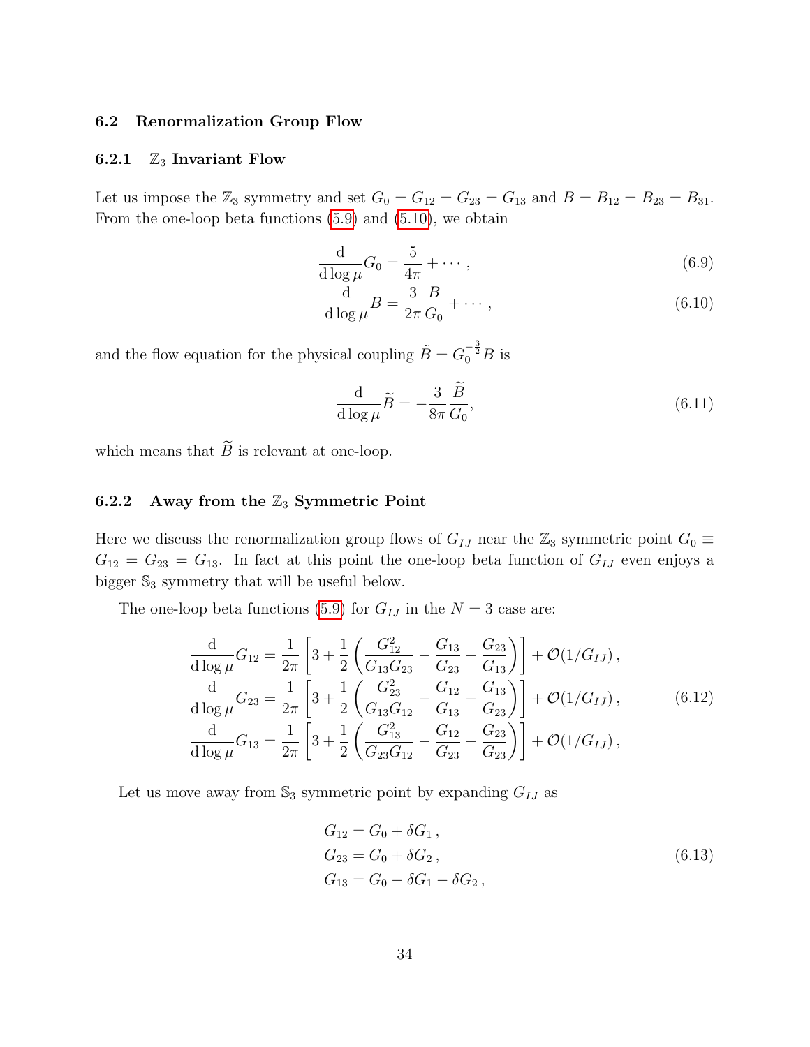### 6.2 Renormalization Group Flow

#### 6.2.1 $\mathbb{Z}_3$ Invariant Flow

Let us impose the $\mathbb{Z}_3$ symmetry and set $G_0 = G_{12} = G_{23} = G_{13}$ and $B = B_{12} = B_{23} = B_{31}$. From the one-loop beta functions (5.9) and (5.10), we obtain

$$
\frac{\mathrm{d}}{\mathrm{d}\log\mu} G_0 = \frac{5}{4\pi} + \cdots \,, \tag{6.9}
$$

$$
\frac{\mathrm{d}}{\mathrm{d}\log\mu} B = \frac{3}{2\pi}\frac{B}{G_0} + \cdots \,, \tag{6.10}
$$

and the flow equation for the physical coupling $\tilde{B} = G_0^{-\frac{3}{2}} B$ is

$$
\frac{\mathrm{d}}{\mathrm{d}\log\mu}\widetilde{B} = -\frac{3}{8\pi}\frac{\widetilde{B}}{G_0}, \tag{6.11}
$$

which means that $\widetilde{B}$ is relevant at one-loop.

#### 6.2.2 Away from the $\mathbb{Z}_3$ Symmetric Point

Here we discuss the renormalization group flows of $G_{IJ}$ near the $\mathbb{Z}_3$ symmetric point $G_0 \equiv G_{12} = G_{23} = G_{13}$. In fact at this point the one-loop beta function of $G_{IJ}$ even enjoys a bigger $\mathbb{S}_3$ symmetry that will be useful below.

The one-loop beta functions (5.9) for $G_{IJ}$ in the $N = 3$ case are:

$$
\begin{aligned}
\frac{\mathrm{d}}{\mathrm{d}\log\mu} G_{12} &= \frac{1}{2\pi}\left[3 + \frac{1}{2}\left(\frac{G_{12}^2}{G_{13}G_{23}} - \frac{G_{13}}{G_{23}} - \frac{G_{23}}{G_{13}}\right)\right] + \mathcal{O}(1/G_{IJ})\,, \\
\frac{\mathrm{d}}{\mathrm{d}\log\mu} G_{23} &= \frac{1}{2\pi}\left[3 + \frac{1}{2}\left(\frac{G_{23}^2}{G_{13}G_{12}} - \frac{G_{12}}{G_{13}} - \frac{G_{13}}{G_{23}}\right)\right] + \mathcal{O}(1/G_{IJ})\,, \\
\frac{\mathrm{d}}{\mathrm{d}\log\mu} G_{13} &= \frac{1}{2\pi}\left[3 + \frac{1}{2}\left(\frac{G_{13}^2}{G_{23}G_{12}} - \frac{G_{12}}{G_{23}} - \frac{G_{23}}{G_{23}}\right)\right] + \mathcal{O}(1/G_{IJ})\,,
\end{aligned} \tag{6.12}
$$

Let us move away from $\mathbb{S}_3$ symmetric point by expanding $G_{IJ}$ as

$$
\begin{aligned}
G_{12} &= G_0 + \delta G_1\,, \\
G_{23} &= G_0 + \delta G_2\,, \\
G_{13} &= G_0 - \delta G_1 - \delta G_2\,,
\end{aligned} \tag{6.13}
$$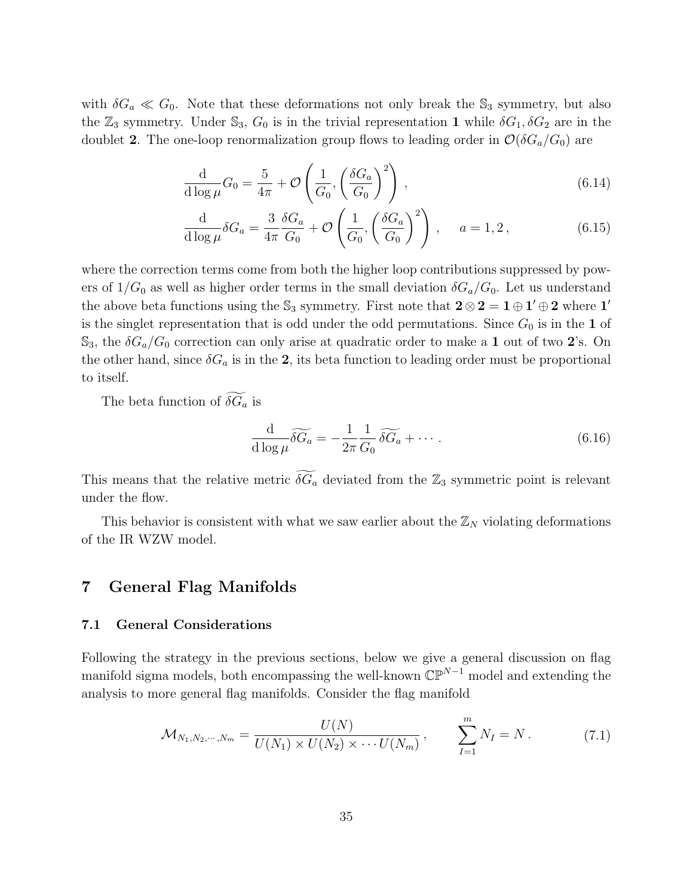with $\delta G_a \ll G_0$. Note that these deformations not only break the $\mathbb{S}_3$ symmetry, but also the $\mathbb{Z}_3$ symmetry. Under $\mathbb{S}_3$, $G_0$ is in the trivial representation $\mathbf{1}$ while $\delta G_1, \delta G_2$ are in the doublet $\mathbf{2}$. The one-loop renormalization group flows to leading order in $\mathcal{O}(\delta G_a/G_0)$ are

$$
\frac{\mathrm{d}}{\mathrm{d}\log\mu} G_0 = \frac{5}{4\pi} + \mathcal{O}\left(\frac{1}{G_0}, \left(\frac{\delta G_a}{G_0}\right)^2\right) , \tag{6.14}
$$

$$
\frac{\mathrm{d}}{\mathrm{d}\log\mu} \delta G_a = \frac{3}{4\pi}\frac{\delta G_a}{G_0} + \mathcal{O}\left(\frac{1}{G_0}, \left(\frac{\delta G_a}{G_0}\right)^2\right) , \qquad a = 1, 2 , \tag{6.15}
$$

where the correction terms come from both the higher loop contributions suppressed by powers of $1/G_0$ as well as higher order terms in the small deviation $\delta G_a/G_0$. Let us understand the above beta functions using the $\mathbb{S}_3$ symmetry. First note that $\mathbf{2} \otimes \mathbf{2} = \mathbf{1} \oplus \mathbf{1}' \oplus \mathbf{2}$ where $\mathbf{1}'$ is the singlet representation that is odd under the odd permutations. Since $G_0$ is in the $\mathbf{1}$ of $\mathbb{S}_3$, the $\delta G_a/G_0$ correction can only arise at quadratic order to make a $\mathbf{1}$ out of two $\mathbf{2}$'s. On the other hand, since $\delta G_a$ is in the $\mathbf{2}$, its beta function to leading order must be proportional to itself.

The beta function of $\widetilde{\delta G_a}$ is

$$
\frac{\mathrm{d}}{\mathrm{d}\log\mu} \widetilde{\delta G_a} = -\frac{1}{2\pi}\frac{1}{G_0}\widetilde{\delta G_a} + \cdots . \tag{6.16}
$$

This means that the relative metric $\widetilde{\delta G_a}$ deviated from the $\mathbb{Z}_3$ symmetric point is relevant under the flow.

This behavior is consistent with what we saw earlier about the $\mathbb{Z}_N$ violating deformations of the IR WZW model.

# 7 General Flag Manifolds

## 7.1 General Considerations

Following the strategy in the previous sections, below we give a general discussion on flag manifold sigma models, both encompassing the well-known $\mathbb{CP}^{N-1}$ model and extending the analysis to more general flag manifolds. Consider the flag manifold

$$
\mathcal{M}_{N_1,N_2,\cdots,N_m} = \frac{U(N)}{U(N_1) \times U(N_2) \times \cdots U(N_m)} , \qquad \sum_{I=1}^{m} N_I = N . \tag{7.1}
$$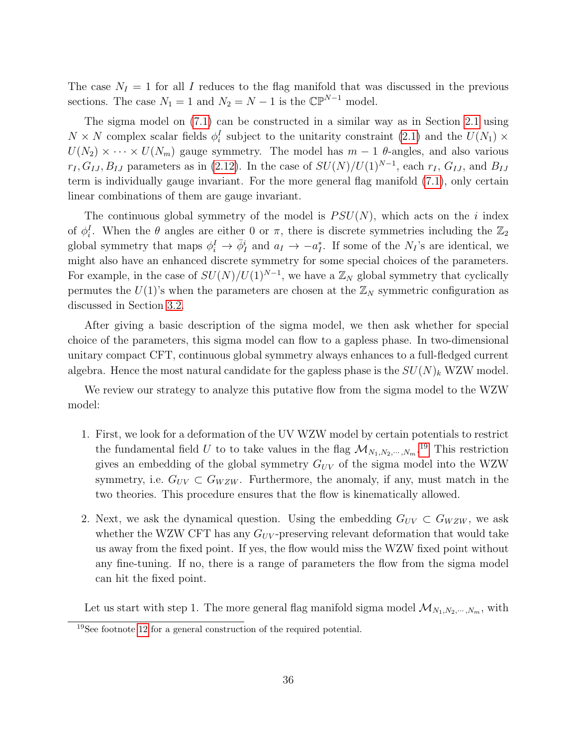The case $N_I = 1$ for all $I$ reduces to the flag manifold that was discussed in the previous sections. The case $N_1 = 1$ and $N_2 = N - 1$ is the $\mathbb{CP}^{N-1}$ model.

The sigma model on (7.1) can be constructed in a similar way as in Section 2.1 using $N \times N$ complex scalar fields $\phi_i^I$ subject to the unitarity constraint (2.1) and the $U(N_1) \times U(N_2) \times \cdots \times U(N_m)$ gauge symmetry. The model has $m - 1$ $\theta$-angles, and also various $r_I, G_{IJ}, B_{IJ}$ parameters as in (2.12). In the case of $SU(N)/U(1)^{N-1}$, each $r_I$, $G_{IJ}$, and $B_{IJ}$ term is individually gauge invariant. For the more general flag manifold (7.1), only certain linear combinations of them are gauge invariant.

The continuous global symmetry of the model is $PSU(N)$, which acts on the $i$ index of $\phi_i^I$. When the $\theta$ angles are either 0 or $\pi$, there is discrete symmetries including the $\mathbb{Z}_2$ global symmetry that maps $\phi_i^I \to \bar{\phi}_I^i$ and $a_I \to -a_I^*$. If some of the $N_I$'s are identical, we might also have an enhanced discrete symmetry for some special choices of the parameters. For example, in the case of $SU(N)/U(1)^{N-1}$, we have a $\mathbb{Z}_N$ global symmetry that cyclically permutes the $U(1)$'s when the parameters are chosen at the $\mathbb{Z}_N$ symmetric configuration as discussed in Section 3.2.

After giving a basic description of the sigma model, we then ask whether for special choice of the parameters, this sigma model can flow to a gapless phase. In two-dimensional unitary compact CFT, continuous global symmetry always enhances to a full-fledged current algebra. Hence the most natural candidate for the gapless phase is the $SU(N)_k$ WZW model.

We review our strategy to analyze this putative flow from the sigma model to the WZW model:

1. First, we look for a deformation of the UV WZW model by certain potentials to restrict the fundamental field $U$ to to take values in the flag $\mathcal{M}_{N_1,N_2,\cdots,N_m}$.[19] This restriction gives an embedding of the global symmetry $G_{UV}$ of the sigma model into the WZW symmetry, i.e. $G_{UV} \subset G_{WZW}$. Furthermore, the anomaly, if any, must match in the two theories. This procedure ensures that the flow is kinematically allowed.

2. Next, we ask the dynamical question. Using the embedding $G_{UV} \subset G_{WZW}$, we ask whether the WZW CFT has any $G_{UV}$-preserving relevant deformation that would take us away from the fixed point. If yes, the flow would miss the WZW fixed point without any fine-tuning. If no, there is a range of parameters the flow from the sigma model can hit the fixed point.

Let us start with step 1. The more general flag manifold sigma model $\mathcal{M}_{N_1,N_2,\cdots,N_m}$, with

[19] See footnote 12 for a general construction of the required potential.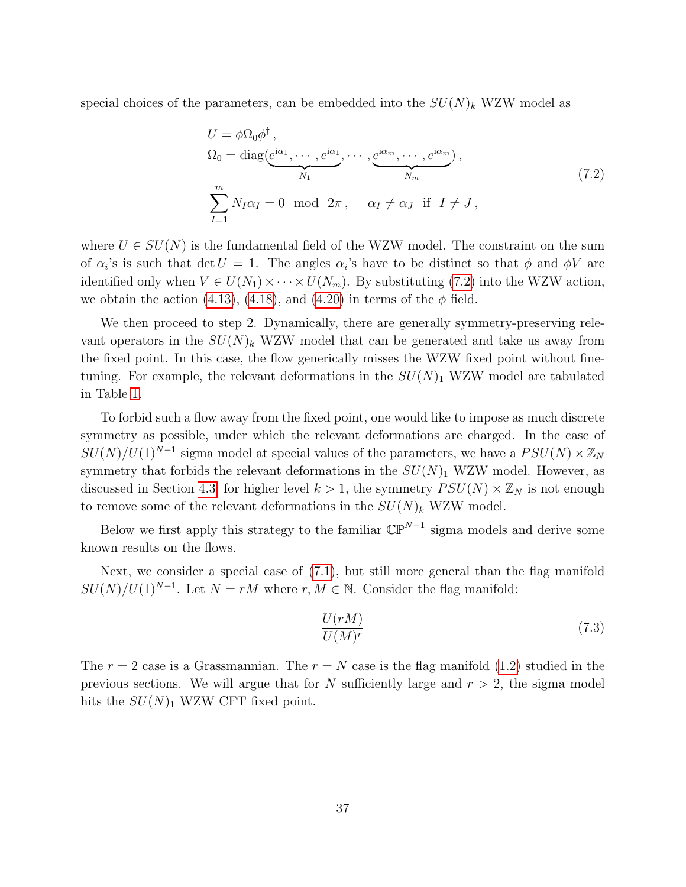special choices of the parameters, can be embedded into the $SU(N)_k$ WZW model as

$$
\begin{aligned}
&U = \phi \Omega_0 \phi^\dagger \,, \\
&\Omega_0 = \text{diag}(\underbrace{e^{\mathrm{i}\alpha_1}, \cdots, e^{\mathrm{i}\alpha_1}}_{N_1}, \cdots, \underbrace{e^{\mathrm{i}\alpha_m}, \cdots, e^{\mathrm{i}\alpha_m}}_{N_m}) \,, \\
&\sum_{I=1}^{m} N_I \alpha_I = 0 \mod 2\pi \,, \qquad \alpha_I \neq \alpha_J \text{ if } I \neq J \,,
\end{aligned}
\tag{7.2}
$$

where $U \in SU(N)$ is the fundamental field of the WZW model. The constraint on the sum of $\alpha_i$'s is such that $\det U = 1$. The angles $\alpha_i$'s have to be distinct so that $\phi$ and $\phi V$ are identified only when $V \in U(N_1) \times \cdots \times U(N_m)$. By substituting (7.2) into the WZW action, we obtain the action (4.13), (4.18), and (4.20) in terms of the $\phi$ field.

We then proceed to step 2. Dynamically, there are generally symmetry-preserving relevant operators in the $SU(N)_k$ WZW model that can be generated and take us away from the fixed point. In this case, the flow generically misses the WZW fixed point without fine-tuning. For example, the relevant deformations in the $SU(N)_1$ WZW model are tabulated in Table 1.

To forbid such a flow away from the fixed point, one would like to impose as much discrete symmetry as possible, under which the relevant deformations are charged. In the case of $SU(N)/U(1)^{N-1}$ sigma model at special values of the parameters, we have a $PSU(N) \times \mathbb{Z}_N$ symmetry that forbids the relevant deformations in the $SU(N)_1$ WZW model. However, as discussed in Section 4.3, for higher level $k > 1$, the symmetry $PSU(N) \times \mathbb{Z}_N$ is not enough to remove some of the relevant deformations in the $SU(N)_k$ WZW model.

Below we first apply this strategy to the familiar $\mathbb{CP}^{N-1}$ sigma models and derive some known results on the flows.

Next, we consider a special case of (7.1), but still more general than the flag manifold $SU(N)/U(1)^{N-1}$. Let $N = rM$ where $r, M \in \mathbb{N}$. Consider the flag manifold:

$$
\frac{U(rM)}{U(M)^r}
\tag{7.3}
$$

The $r = 2$ case is a Grassmannian. The $r = N$ case is the flag manifold (1.2) studied in the previous sections. We will argue that for $N$ sufficiently large and $r > 2$, the sigma model hits the $SU(N)_1$ WZW CFT fixed point.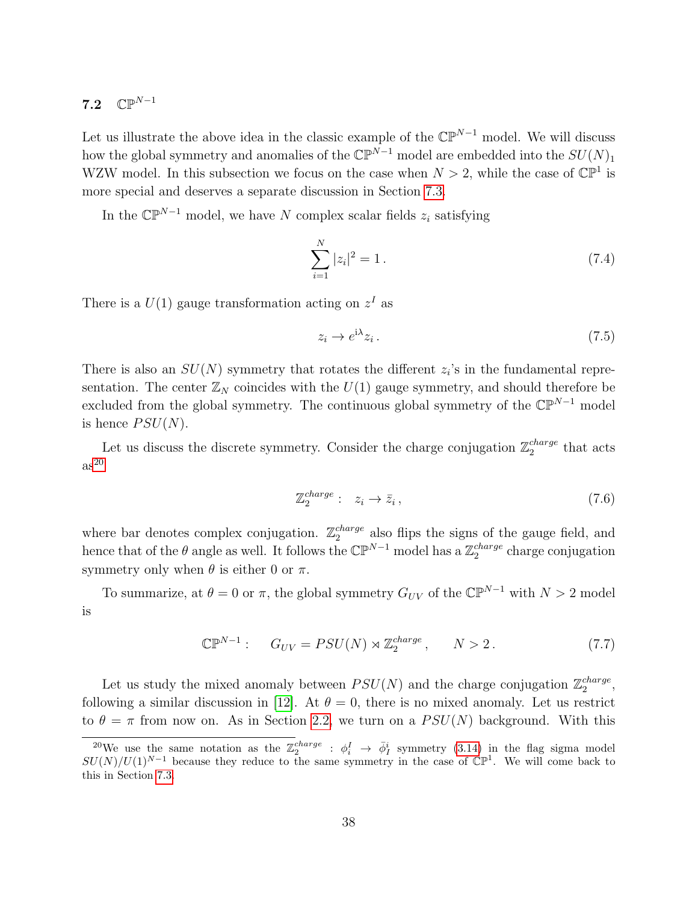### 7.2 $\mathbb{CP}^{N-1}$

Let us illustrate the above idea in the classic example of the $\mathbb{CP}^{N-1}$ model. We will discuss how the global symmetry and anomalies of the $\mathbb{CP}^{N-1}$ model are embedded into the $SU(N)_1$ WZW model. In this subsection we focus on the case when $N > 2$, while the case of $\mathbb{CP}^1$ is more special and deserves a separate discussion in Section 7.3.

In the $\mathbb{CP}^{N-1}$ model, we have $N$ complex scalar fields $z_i$ satisfying

$$\sum_{i=1}^{N} |z_i|^2 = 1 \,. \tag{7.4}$$

There is a $U(1)$ gauge transformation acting on $z^I$ as

$$z_i \to e^{\mathrm{i}\lambda} z_i \,. \tag{7.5}$$

There is also an $SU(N)$ symmetry that rotates the different $z_i$'s in the fundamental representation. The center $\mathbb{Z}_N$ coincides with the $U(1)$ gauge symmetry, and should therefore be excluded from the global symmetry. The continuous global symmetry of the $\mathbb{CP}^{N-1}$ model is hence $PSU(N)$.

Let us discuss the discrete symmetry. Consider the charge conjugation $\mathbb{Z}_2^{charge}$ that acts as[20]

$$\mathbb{Z}_2^{charge}: \quad z_i \to \bar{z}_i \,, \tag{7.6}$$

where bar denotes complex conjugation. $\mathbb{Z}_2^{charge}$ also flips the signs of the gauge field, and hence that of the $\theta$ angle as well. It follows the $\mathbb{CP}^{N-1}$ model has a $\mathbb{Z}_2^{charge}$ charge conjugation symmetry only when $\theta$ is either 0 or $\pi$.

To summarize, at $\theta = 0$ or $\pi$, the global symmetry $G_{UV}$ of the $\mathbb{CP}^{N-1}$ with $N > 2$ model is

$$\mathbb{CP}^{N-1}: \quad G_{UV} = PSU(N) \rtimes \mathbb{Z}_2^{charge} \,, \qquad N > 2 \,. \tag{7.7}$$

Let us study the mixed anomaly between $PSU(N)$ and the charge conjugation $\mathbb{Z}_2^{charge}$, following a similar discussion in [12]. At $\theta = 0$, there is no mixed anomaly. Let us restrict to $\theta = \pi$ from now on. As in Section 2.2, we turn on a $PSU(N)$ background. With this

[20] We use the same notation as the $\mathbb{Z}_2^{charge}: \phi_i^I \to \bar{\phi}_I^i$ symmetry (3.14) in the flag sigma model $SU(N)/U(1)^{N-1}$ because they reduce to the same symmetry in the case of $\mathbb{CP}^1$. We will come back to this in Section 7.3.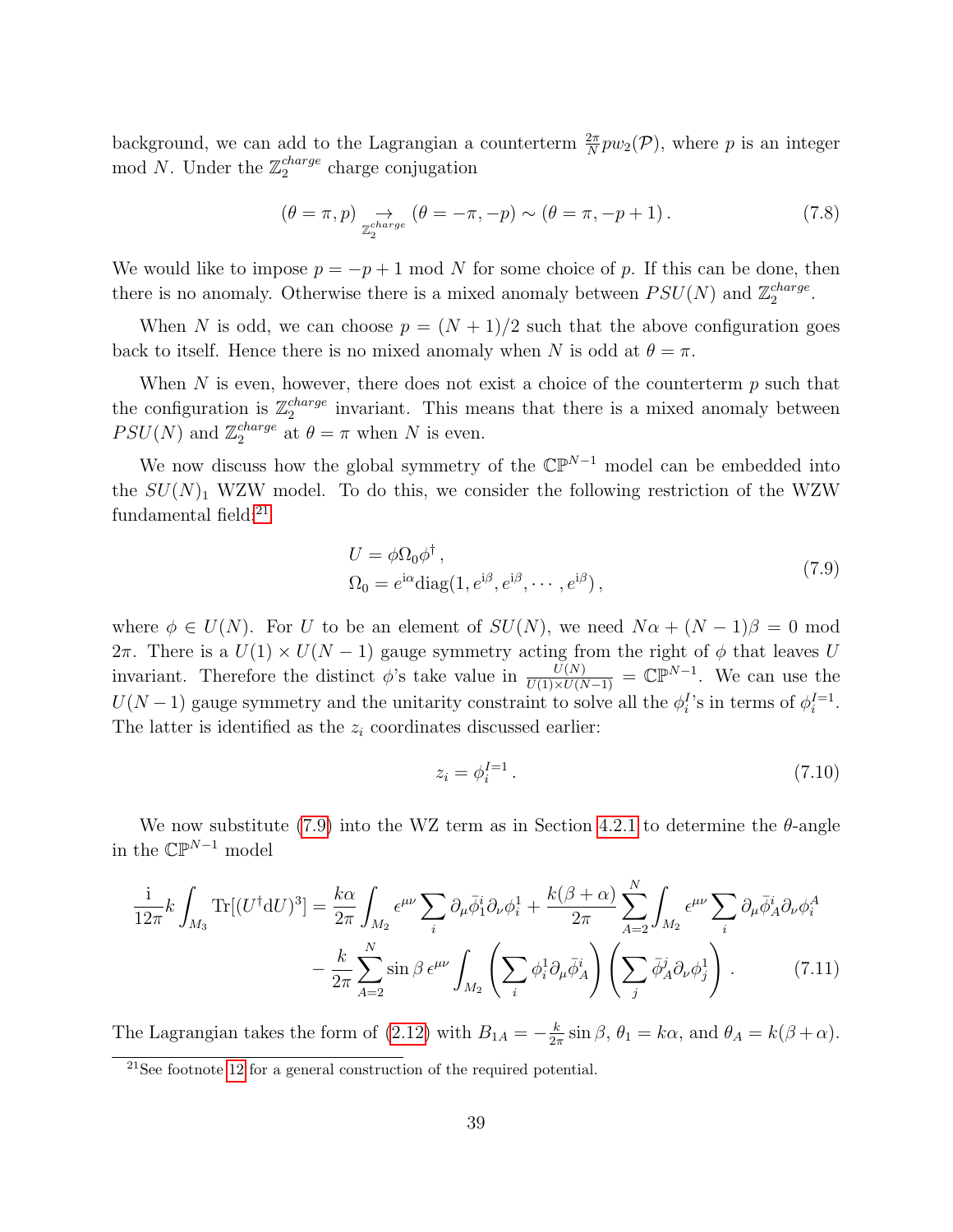background, we can add to the Lagrangian a counterterm $\frac{2\pi}{N} p w_2(\mathcal{P})$, where $p$ is an integer mod $N$. Under the $\mathbb{Z}_2^{charge}$ charge conjugation

$$
(\theta = \pi, p) \underset{\mathbb{Z}_2^{charge}}{\rightarrow} (\theta = -\pi, -p) \sim (\theta = \pi, -p+1) \,. \tag{7.8}
$$

We would like to impose $p = -p + 1 \mod N$ for some choice of $p$. If this can be done, then there is no anomaly. Otherwise there is a mixed anomaly between $PSU(N)$ and $\mathbb{Z}_2^{charge}$.

When $N$ is odd, we can choose $p = (N+1)/2$ such that the above configuration goes back to itself. Hence there is no mixed anomaly when $N$ is odd at $\theta = \pi$.

When $N$ is even, however, there does not exist a choice of the counterterm $p$ such that the configuration is $\mathbb{Z}_2^{charge}$ invariant. This means that there is a mixed anomaly between $PSU(N)$ and $\mathbb{Z}_2^{charge}$ at $\theta = \pi$ when $N$ is even.

We now discuss how the global symmetry of the $\mathbb{CP}^{N-1}$ model can be embedded into the $SU(N)_1$ WZW model. To do this, we consider the following restriction of the WZW fundamental field:[21]

$$
\begin{aligned}
&U = \phi \Omega_0 \phi^\dagger \,, \\
&\Omega_0 = e^{\mathrm{i}\alpha} \mathrm{diag}(1, e^{\mathrm{i}\beta}, e^{\mathrm{i}\beta}, \cdots, e^{\mathrm{i}\beta}) \,,
\end{aligned} \tag{7.9}
$$

where $\phi \in U(N)$. For $U$ to be an element of $SU(N)$, we need $N\alpha + (N-1)\beta = 0 \mod 2\pi$. There is a $U(1) \times U(N-1)$ gauge symmetry acting from the right of $\phi$ that leaves $U$ invariant. Therefore the distinct $\phi$'s take value in $\frac{U(N)}{U(1)\times U(N-1)} = \mathbb{CP}^{N-1}$. We can use the $U(N-1)$ gauge symmetry and the unitarity constraint to solve all the $\phi_i^I$'s in terms of $\phi_i^{I=1}$. The latter is identified as the $z_i$ coordinates discussed earlier:

$$
z_i = \phi_i^{I=1} \,. \tag{7.10}
$$

We now substitute (7.9) into the WZ term as in Section 4.2.1 to determine the $\theta$-angle in the $\mathbb{CP}^{N-1}$ model

$$
\begin{aligned}
\frac{\mathrm{i}}{12\pi} k \int_{M_3} \mathrm{Tr}[(U^\dagger \mathrm{d}U)^3] = &\frac{k\alpha}{2\pi} \int_{M_2} \epsilon^{\mu\nu} \sum_i \partial_\mu \bar{\phi}_1^i \partial_\nu \phi_i^1 + \frac{k(\beta+\alpha)}{2\pi} \sum_{A=2}^N \int_{M_2} \epsilon^{\mu\nu} \sum_i \partial_\mu \bar{\phi}_A^i \partial_\nu \phi_i^A \\
&- \frac{k}{2\pi} \sum_{A=2}^N \sin\beta \, \epsilon^{\mu\nu} \int_{M_2} \left( \sum_i \phi_i^1 \partial_\mu \bar{\phi}_A^i \right) \left( \sum_j \bar{\phi}_A^j \partial_\nu \phi_j^1 \right) .
\end{aligned} \tag{7.11}
$$

The Lagrangian takes the form of (2.12) with $B_{1A} = -\frac{k}{2\pi} \sin\beta$, $\theta_1 = k\alpha$, and $\theta_A = k(\beta + \alpha)$.

[21] See footnote 12 for a general construction of the required potential.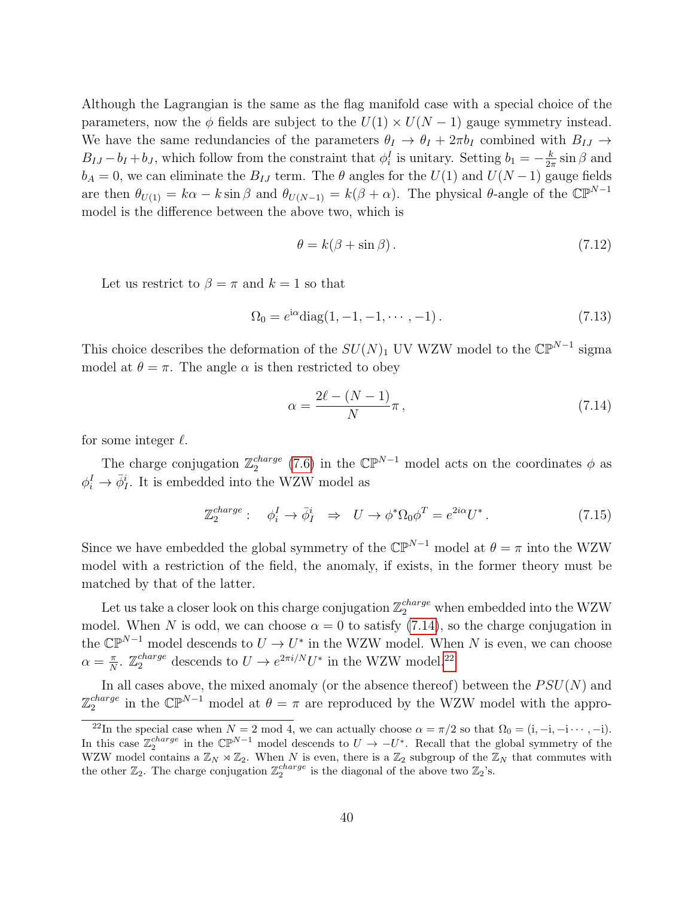Although the Lagrangian is the same as the flag manifold case with a special choice of the parameters, now the $\phi$ fields are subject to the $U(1)\times U(N-1)$ gauge symmetry instead. We have the same redundancies of the parameters $\theta_I \to \theta_I + 2\pi b_I$ combined with $B_{IJ} \to B_{IJ} - b_I + b_J$, which follow from the constraint that $\phi^I_i$ is unitary. Setting $b_1 = -\frac{k}{2\pi}\sin\beta$ and $b_A = 0$, we can eliminate the $B_{IJ}$ term. The $\theta$ angles for the $U(1)$ and $U(N-1)$ gauge fields are then $\theta_{U(1)} = k\alpha - k\sin\beta$ and $\theta_{U(N-1)} = k(\beta+\alpha)$. The physical $\theta$-angle of the $\mathbb{CP}^{N-1}$ model is the difference between the above two, which is

$$\theta = k(\beta + \sin\beta)\,. \tag{7.12}$$

Let us restrict to $\beta = \pi$ and $k=1$ so that

$$\Omega_0 = e^{\mathrm{i}\alpha}\mathrm{diag}(1,-1,-1,\cdots,-1)\,. \tag{7.13}$$

This choice describes the deformation of the $SU(N)_1$ UV WZW model to the $\mathbb{CP}^{N-1}$ sigma model at $\theta=\pi$. The angle $\alpha$ is then restricted to obey

$$\alpha = \frac{2\ell - (N-1)}{N}\pi\,, \tag{7.14}$$

for some integer $\ell$.

The charge conjugation $\mathbb{Z}_2^{charge}$ (7.6) in the $\mathbb{CP}^{N-1}$ model acts on the coordinates $\phi$ as $\phi^I_i \to \bar\phi^i_I$. It is embedded into the WZW model as

$$\mathbb{Z}_2^{charge}: \quad \phi^I_i \to \bar\phi^i_I \quad \Rightarrow \quad U \to \phi^*\Omega_0\phi^T = e^{2i\alpha}U^*\,. \tag{7.15}$$

Since we have embedded the global symmetry of the $\mathbb{CP}^{N-1}$ model at $\theta=\pi$ into the WZW model with a restriction of the field, the anomaly, if exists, in the former theory must be matched by that of the latter.

Let us take a closer look on this charge conjugation $\mathbb{Z}_2^{charge}$ when embedded into the WZW model. When $N$ is odd, we can choose $\alpha=0$ to satisfy (7.14), so the charge conjugation in the $\mathbb{CP}^{N-1}$ model descends to $U\to U^*$ in the WZW model. When $N$ is even, we can choose $\alpha = \frac{\pi}{N}$. $\mathbb{Z}_2^{charge}$ descends to $U \to e^{2\pi i/N}U^*$ in the WZW model.[22]

In all cases above, the mixed anomaly (or the absence thereof) between the $PSU(N)$ and $\mathbb{Z}_2^{charge}$ in the $\mathbb{CP}^{N-1}$ model at $\theta=\pi$ are reproduced by the WZW model with the appro-

[22] In the special case when $N = 2 \bmod 4$, we can actually choose $\alpha=\pi/2$ so that $\Omega_0 = (\mathrm{i}, -\mathrm{i}, -\mathrm{i}\cdots,-\mathrm{i})$. In this case $\mathbb{Z}_2^{charge}$ in the $\mathbb{CP}^{N-1}$ model descends to $U\to -U^*$. Recall that the global symmetry of the WZW model contains a $\mathbb{Z}_N \rtimes \mathbb{Z}_2$. When $N$ is even, there is a $\mathbb{Z}_2$ subgroup of the $\mathbb{Z}_N$ that commutes with the other $\mathbb{Z}_2$. The charge conjugation $\mathbb{Z}_2^{charge}$ is the diagonal of the above two $\mathbb{Z}_2$'s.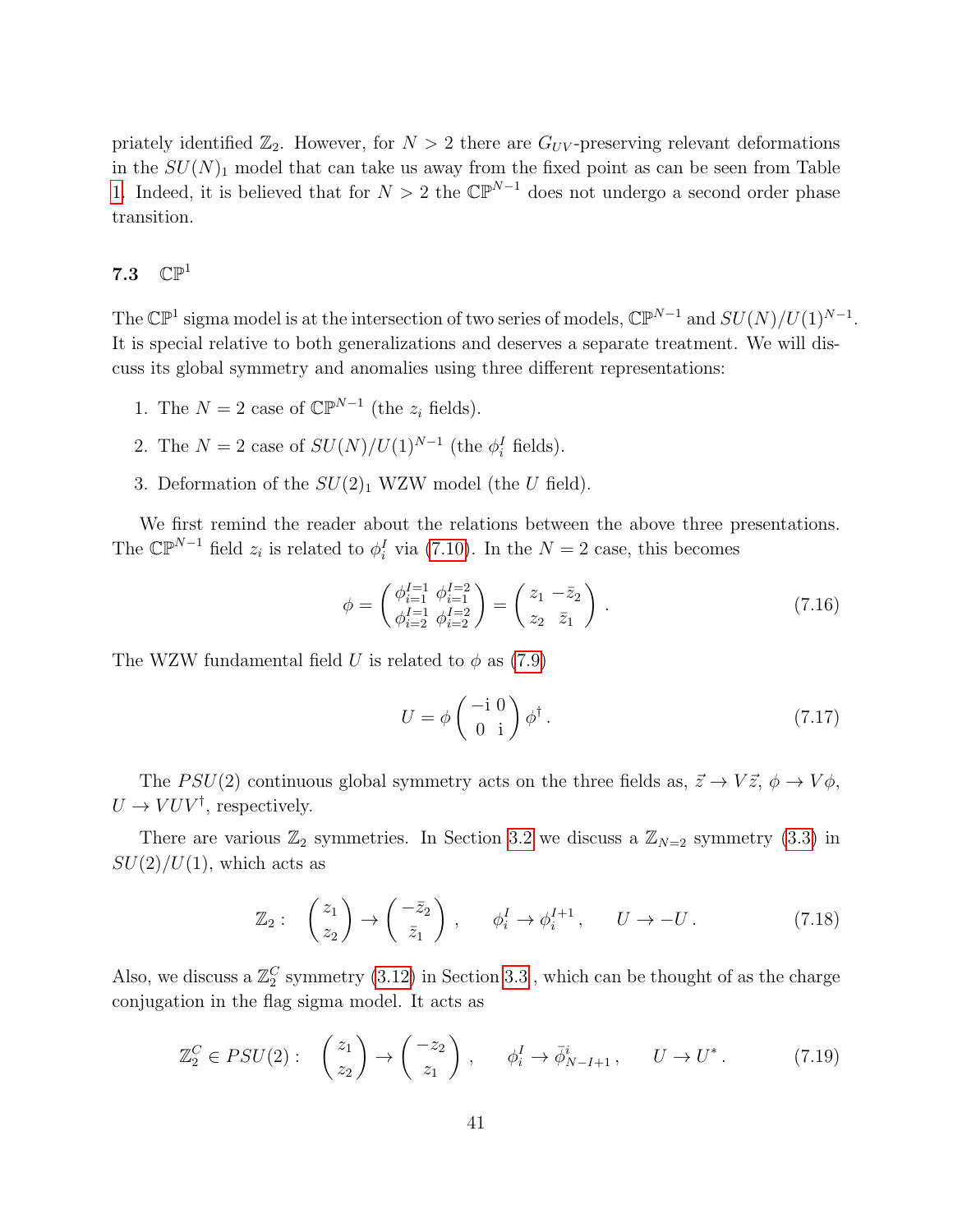priately identified $\mathbb{Z}_2$. However, for $N > 2$ there are $G_{UV}$-preserving relevant deformations in the $SU(N)_1$ model that can take us away from the fixed point as can be seen from Table 1. Indeed, it is believed that for $N > 2$ the $\mathbb{CP}^{N-1}$ does not undergo a second order phase transition.

### 7.3 $\mathbb{CP}^1$

The $\mathbb{CP}^1$ sigma model is at the intersection of two series of models, $\mathbb{CP}^{N-1}$ and $SU(N)/U(1)^{N-1}$. It is special relative to both generalizations and deserves a separate treatment. We will discuss its global symmetry and anomalies using three different representations:

1. The $N = 2$ case of $\mathbb{CP}^{N-1}$ (the $z_i$ fields).
2. The $N = 2$ case of $SU(N)/U(1)^{N-1}$ (the $\phi_i^I$ fields).
3. Deformation of the $SU(2)_1$ WZW model (the $U$ field).

We first remind the reader about the relations between the above three presentations. The $\mathbb{CP}^{N-1}$ field $z_i$ is related to $\phi_i^I$ via (7.10). In the $N = 2$ case, this becomes

$$\phi = \begin{pmatrix} \phi_{i=1}^{I=1} & \phi_{i=1}^{I=2} \\ \phi_{i=2}^{I=1} & \phi_{i=2}^{I=2} \end{pmatrix} = \begin{pmatrix} z_1 & -\bar{z}_2 \\ z_2 & \bar{z}_1 \end{pmatrix} . \tag{7.16}$$

The WZW fundamental field $U$ is related to $\phi$ as (7.9)

$$U = \phi \begin{pmatrix} -\mathrm{i} & 0 \\ 0 & \mathrm{i} \end{pmatrix} \phi^\dagger . \tag{7.17}$$

The $PSU(2)$ continuous global symmetry acts on the three fields as, $\vec{z} \to V\vec{z}$, $\phi \to V\phi$, $U \to VUV^\dagger$, respectively.

There are various $\mathbb{Z}_2$ symmetries. In Section 3.2 we discuss a $\mathbb{Z}_{N=2}$ symmetry (3.3) in $SU(2)/U(1)$, which acts as

$$\mathbb{Z}_2 : \quad \begin{pmatrix} z_1 \\ z_2 \end{pmatrix} \to \begin{pmatrix} -\bar{z}_2 \\ \bar{z}_1 \end{pmatrix} , \qquad \phi_i^I \to \phi_i^{I+1} , \qquad U \to -U . \tag{7.18}$$

Also, we discuss a $\mathbb{Z}_2^C$ symmetry (3.12) in Section 3.3, which can be thought of as the charge conjugation in the flag sigma model. It acts as

$$\mathbb{Z}_2^C \in PSU(2) : \quad \begin{pmatrix} z_1 \\ z_2 \end{pmatrix} \to \begin{pmatrix} -z_2 \\ z_1 \end{pmatrix} , \qquad \phi_i^I \to \bar{\phi}_{N-I+1}^i , \qquad U \to U^* . \tag{7.19}$$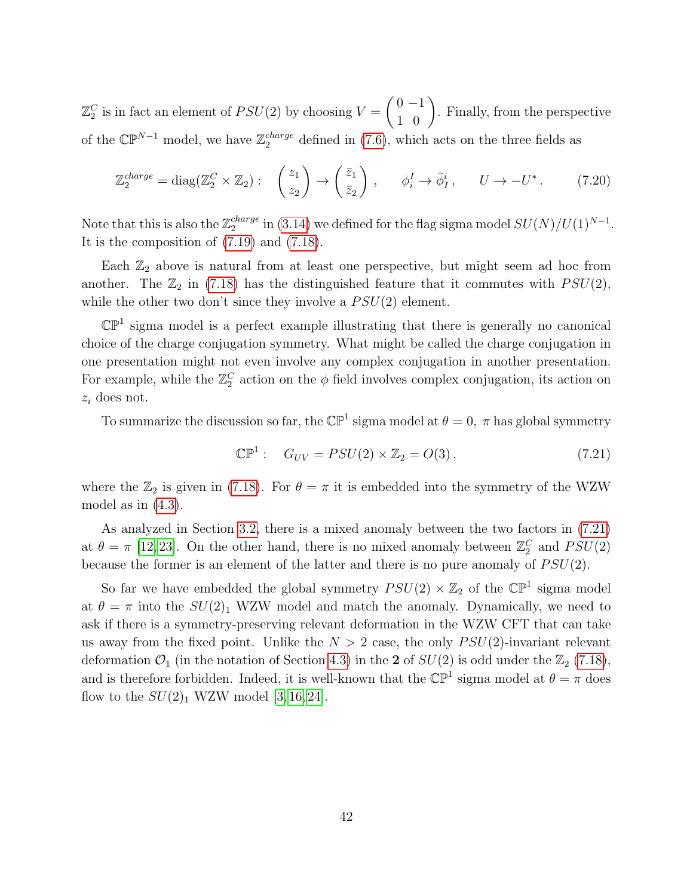$\mathbb{Z}_2^C$ is in fact an element of $PSU(2)$ by choosing $V = \begin{pmatrix} 0 & -1 \\ 1 & 0 \end{pmatrix}$. Finally, from the perspective of the $\mathbb{CP}^{N-1}$ model, we have $\mathbb{Z}_2^{charge}$ defined in (7.6), which acts on the three fields as

$$\mathbb{Z}_2^{charge} = \text{diag}(\mathbb{Z}_2^C \times \mathbb{Z}_2): \quad \begin{pmatrix} z_1 \\ z_2 \end{pmatrix} \to \begin{pmatrix} \bar{z}_1 \\ \bar{z}_2 \end{pmatrix}, \qquad \phi_i^I \to \bar{\phi}_I^i, \qquad U \to -U^*. \tag{7.20}$$

Note that this is also the $\mathbb{Z}_2^{charge}$ in (3.14) we defined for the flag sigma model $SU(N)/U(1)^{N-1}$. It is the composition of (7.19) and (7.18).

Each $\mathbb{Z}_2$ above is natural from at least one perspective, but might seem ad hoc from another. The $\mathbb{Z}_2$ in (7.18) has the distinguished feature that it commutes with $PSU(2)$, while the other two don't since they involve a $PSU(2)$ element.

$\mathbb{CP}^1$ sigma model is a perfect example illustrating that there is generally no canonical choice of the charge conjugation symmetry. What might be called the charge conjugation in one presentation might not even involve any complex conjugation in another presentation. For example, while the $\mathbb{Z}_2^C$ action on the $\phi$ field involves complex conjugation, its action on $z_i$ does not.

To summarize the discussion so far, the $\mathbb{CP}^1$ sigma model at $\theta = 0,\ \pi$ has global symmetry

$$\mathbb{CP}^1: \quad G_{UV} = PSU(2) \times \mathbb{Z}_2 = O(3), \tag{7.21}$$

where the $\mathbb{Z}_2$ is given in (7.18). For $\theta = \pi$ it is embedded into the symmetry of the WZW model as in (4.3).

As analyzed in Section 3.2, there is a mixed anomaly between the two factors in (7.21) at $\theta = \pi$ [12, 23]. On the other hand, there is no mixed anomaly between $\mathbb{Z}_2^C$ and $PSU(2)$ because the former is an element of the latter and there is no pure anomaly of $PSU(2)$.

So far we have embedded the global symmetry $PSU(2) \times \mathbb{Z}_2$ of the $\mathbb{CP}^1$ sigma model at $\theta = \pi$ into the $SU(2)_1$ WZW model and match the anomaly. Dynamically, we need to ask if there is a symmetry-preserving relevant deformation in the WZW CFT that can take us away from the fixed point. Unlike the $N > 2$ case, the only $PSU(2)$-invariant relevant deformation $\mathcal{O}_1$ (in the notation of Section 4.3) in the **2** of $SU(2)$ is odd under the $\mathbb{Z}_2$ (7.18), and is therefore forbidden. Indeed, it is well-known that the $\mathbb{CP}^1$ sigma model at $\theta = \pi$ does flow to the $SU(2)_1$ WZW model [3, 16, 24].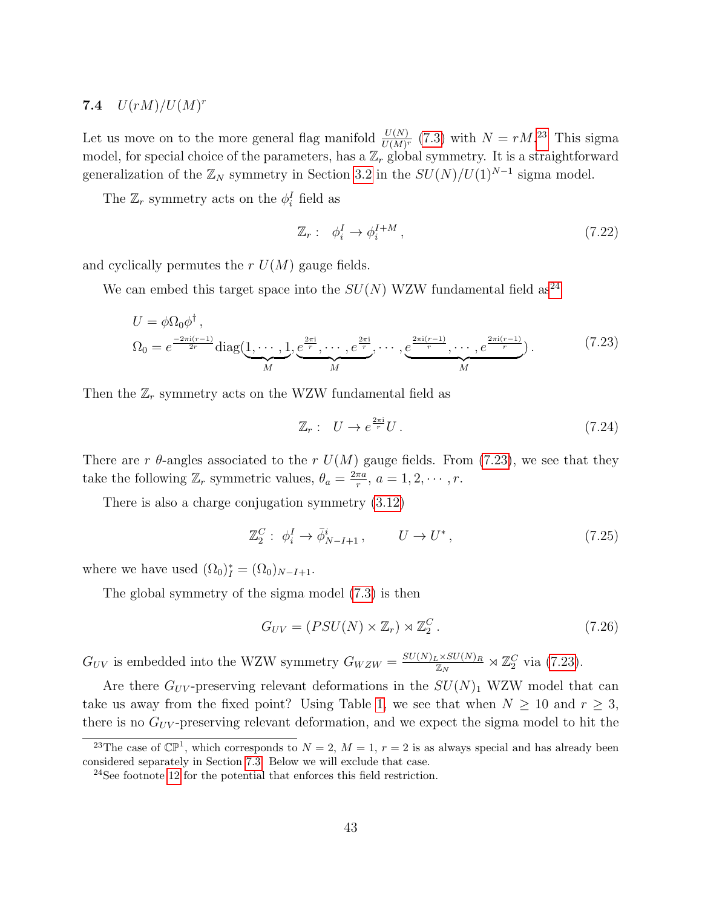### 7.4 $U(rM)/U(M)^r$

Let us move on to the more general flag manifold $\frac{U(N)}{U(M)^r}$ (7.3) with $N = rM$.[23] This sigma model, for special choice of the parameters, has a $\mathbb{Z}_r$ global symmetry. It is a straightforward generalization of the $\mathbb{Z}_N$ symmetry in Section 3.2 in the $SU(N)/U(1)^{N-1}$ sigma model.

The $\mathbb{Z}_r$ symmetry acts on the $\phi_i^I$ field as

$$\mathbb{Z}_r: \quad \phi_i^I \to \phi_i^{I+M}\,, \tag{7.22}$$

and cyclically permutes the $r$ $U(M)$ gauge fields.

We can embed this target space into the $SU(N)$ WZW fundamental field as[24]

$$\begin{aligned}
&U = \phi \Omega_0 \phi^\dagger\,, \\
&\Omega_0 = e^{\frac{-2\pi i(r-1)}{2r}} \mathrm{diag}(\underbrace{1, \cdots, 1}_{M}, \underbrace{e^{\frac{2\pi i}{r}}, \cdots, e^{\frac{2\pi i}{r}}}_{M}, \cdots, \underbrace{e^{\frac{2\pi i(r-1)}{r}}, \cdots, e^{\frac{2\pi i(r-1)}{r}}}_{M})\,.
\end{aligned} \tag{7.23}$$

Then the $\mathbb{Z}_r$ symmetry acts on the WZW fundamental field as

$$\mathbb{Z}_r: \quad U \to e^{\frac{2\pi i}{r}} U\,. \tag{7.24}$$

There are $r$ $\theta$-angles associated to the $r$ $U(M)$ gauge fields. From (7.23), we see that they take the following $\mathbb{Z}_r$ symmetric values, $\theta_a = \frac{2\pi a}{r}$, $a = 1, 2, \cdots, r$.

There is also a charge conjugation symmetry (3.12)

$$\mathbb{Z}_2^C: \ \phi_i^I \to \bar{\phi}_{N-I+1}^i\,, \qquad U \to U^*\,, \tag{7.25}$$

where we have used $(\Omega_0)_I^* = (\Omega_0)_{N-I+1}$.

The global symmetry of the sigma model (7.3) is then

$$G_{UV} = (PSU(N) \times \mathbb{Z}_r) \rtimes \mathbb{Z}_2^C\,. \tag{7.26}$$

$G_{UV}$ is embedded into the WZW symmetry $G_{WZW} = \frac{SU(N)_L \times SU(N)_R}{\mathbb{Z}_N} \rtimes \mathbb{Z}_2^C$ via (7.23).

Are there $G_{UV}$-preserving relevant deformations in the $SU(N)_1$ WZW model that can take us away from the fixed point? Using Table 1, we see that when $N \geq 10$ and $r \geq 3$, there is no $G_{UV}$-preserving relevant deformation, and we expect the sigma model to hit the

[23] The case of $\mathbb{CP}^1$, which corresponds to $N = 2$, $M = 1$, $r = 2$ is as always special and has already been considered separately in Section 7.3. Below we will exclude that case.

[24] See footnote 12 for the potential that enforces this field restriction.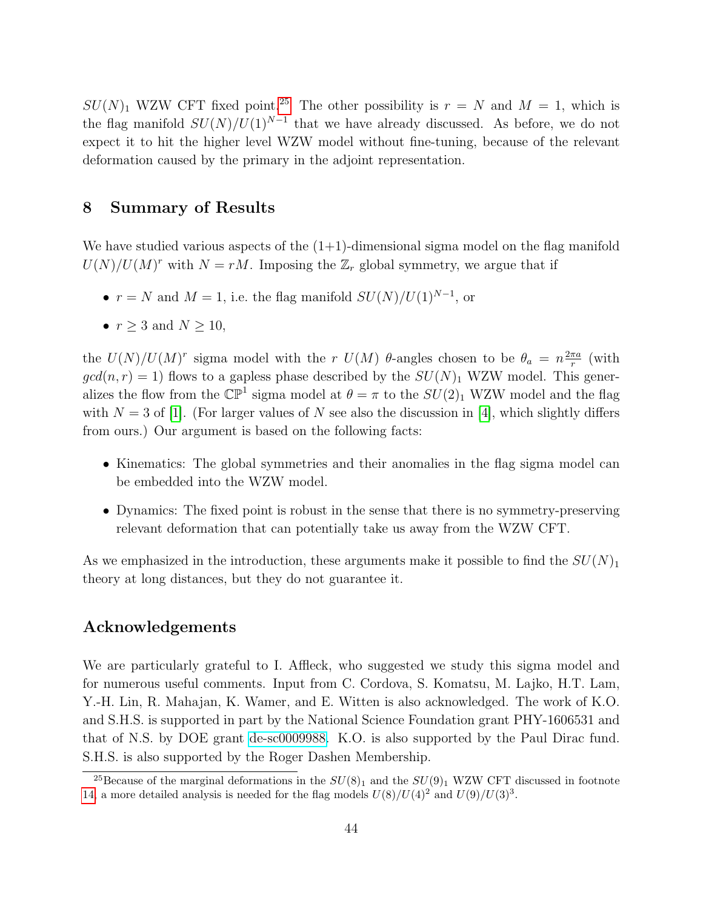$SU(N)_1$ WZW CFT fixed point.[25] The other possibility is $r = N$ and $M = 1$, which is the flag manifold $SU(N)/U(1)^{N-1}$ that we have already discussed. As before, we do not expect it to hit the higher level WZW model without fine-tuning, because of the relevant deformation caused by the primary in the adjoint representation.

## 8 Summary of Results

We have studied various aspects of the (1+1)-dimensional sigma model on the flag manifold $U(N)/U(M)^r$ with $N = rM$. Imposing the $\mathbb{Z}_r$ global symmetry, we argue that if

- $r = N$ and $M = 1$, i.e. the flag manifold $SU(N)/U(1)^{N-1}$, or
- $r \geq 3$ and $N \geq 10$,

the $U(N)/U(M)^r$ sigma model with the $r$ $U(M)$ $\theta$-angles chosen to be $\theta_a = n\frac{2\pi a}{r}$ (with $gcd(n, r) = 1$) flows to a gapless phase described by the $SU(N)_1$ WZW model. This generalizes the flow from the $\mathbb{CP}^1$ sigma model at $\theta = \pi$ to the $SU(2)_1$ WZW model and the flag with $N = 3$ of [1]. (For larger values of $N$ see also the discussion in [4], which slightly differs from ours.) Our argument is based on the following facts:

- Kinematics: The global symmetries and their anomalies in the flag sigma model can be embedded into the WZW model.
- Dynamics: The fixed point is robust in the sense that there is no symmetry-preserving relevant deformation that can potentially take us away from the WZW CFT.

As we emphasized in the introduction, these arguments make it possible to find the $SU(N)_1$ theory at long distances, but they do not guarantee it.

### Acknowledgements

We are particularly grateful to I. Affleck, who suggested we study this sigma model and for numerous useful comments. Input from C. Cordova, S. Komatsu, M. Lajko, H.T. Lam, Y.-H. Lin, R. Mahajan, K. Wamer, and E. Witten is also acknowledged. The work of K.O. and S.H.S. is supported in part by the National Science Foundation grant PHY-1606531 and that of N.S. by DOE grant de-sc0009988. K.O. is also supported by the Paul Dirac fund. S.H.S. is also supported by the Roger Dashen Membership.

[25] Because of the marginal deformations in the $SU(8)_1$ and the $SU(9)_1$ WZW CFT discussed in footnote 14, a more detailed analysis is needed for the flag models $U(8)/U(4)^2$ and $U(9)/U(3)^3$.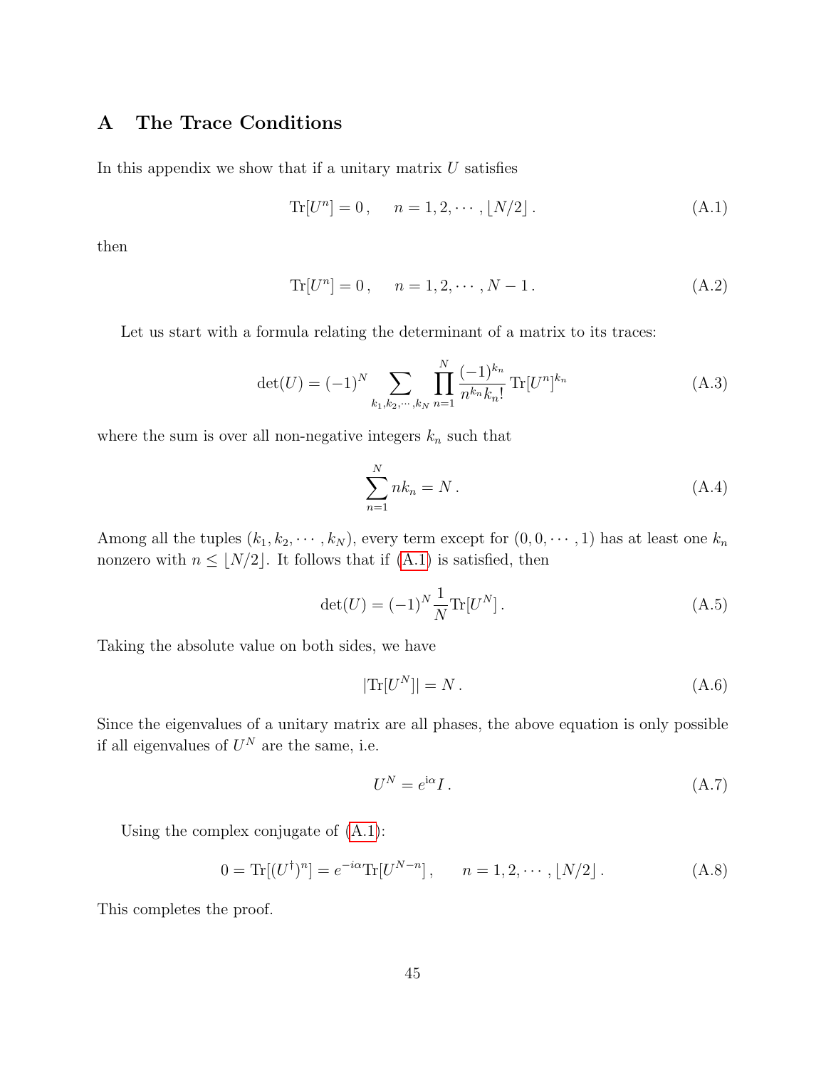# A The Trace Conditions

In this appendix we show that if a unitary matrix $U$ satisfies

$$\mathrm{Tr}[U^n] = 0\,, \quad n = 1, 2, \cdots, \lfloor N/2 \rfloor\,. \tag{A.1}$$

then

$$\mathrm{Tr}[U^n] = 0\,, \quad n = 1, 2, \cdots, N-1\,. \tag{A.2}$$

Let us start with a formula relating the determinant of a matrix to its traces:

$$\det(U) = (-1)^N \sum_{k_1, k_2, \cdots, k_N} \prod_{n=1}^{N} \frac{(-1)^{k_n}}{n^{k_n} k_n!} \mathrm{Tr}[U^n]^{k_n} \tag{A.3}$$

where the sum is over all non-negative integers $k_n$ such that

$$\sum_{n=1}^{N} n k_n = N\,. \tag{A.4}$$

Among all the tuples $(k_1, k_2, \cdots, k_N)$, every term except for $(0, 0, \cdots, 1)$ has at least one $k_n$ nonzero with $n \leq \lfloor N/2 \rfloor$. It follows that if (A.1) is satisfied, then

$$\det(U) = (-1)^N \frac{1}{N} \mathrm{Tr}[U^N]\,. \tag{A.5}$$

Taking the absolute value on both sides, we have

$$|\mathrm{Tr}[U^N]| = N\,. \tag{A.6}$$

Since the eigenvalues of a unitary matrix are all phases, the above equation is only possible if all eigenvalues of $U^N$ are the same, i.e.

$$U^N = e^{\mathrm{i}\alpha} I\,. \tag{A.7}$$

Using the complex conjugate of (A.1):

$$0 = \mathrm{Tr}[(U^\dagger)^n] = e^{-i\alpha} \mathrm{Tr}[U^{N-n}]\,, \qquad n = 1, 2, \cdots, \lfloor N/2 \rfloor\,. \tag{A.8}$$

This completes the proof.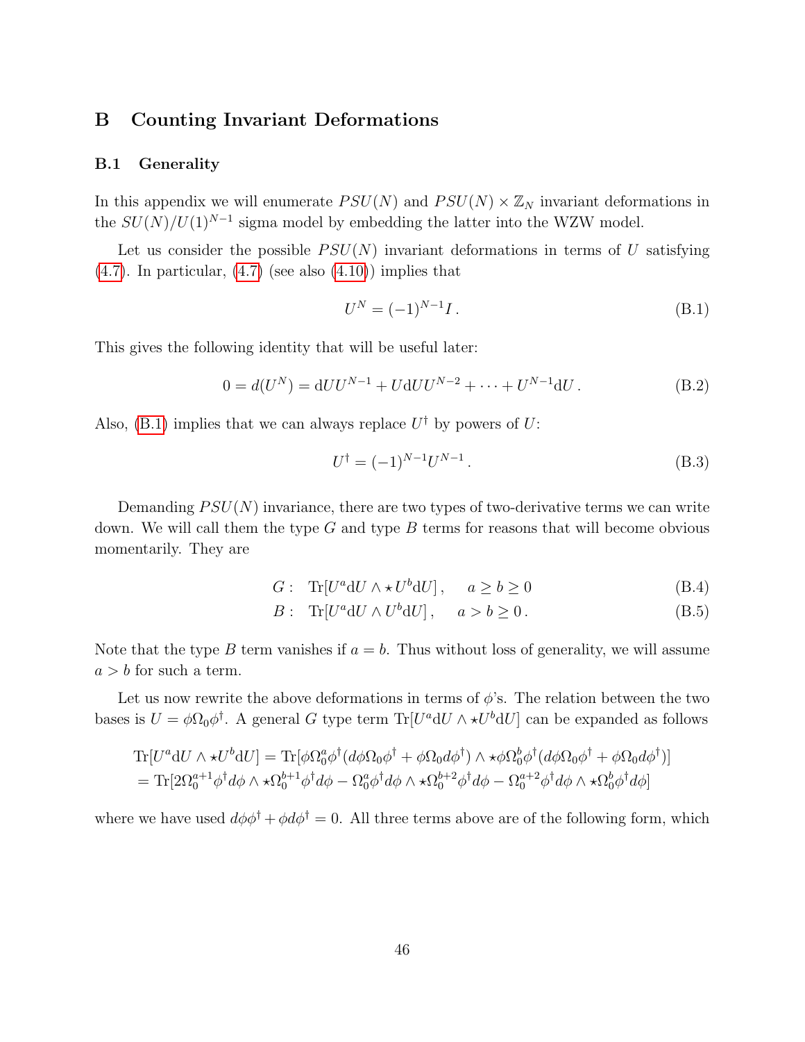## B Counting Invariant Deformations

### B.1 Generality

In this appendix we will enumerate $PSU(N)$ and $PSU(N) \times \mathbb{Z}_N$ invariant deformations in the $SU(N)/U(1)^{N-1}$ sigma model by embedding the latter into the WZW model.

Let us consider the possible $PSU(N)$ invariant deformations in terms of $U$ satisfying (4.7). In particular, (4.7) (see also (4.10)) implies that

$$U^N = (-1)^{N-1} I \,. \tag{B.1}$$

This gives the following identity that will be useful later:

$$0 = d(U^N) = \mathrm{d}U U^{N-1} + U \mathrm{d}U U^{N-2} + \cdots + U^{N-1}\mathrm{d}U \,. \tag{B.2}$$

Also, (B.1) implies that we can always replace $U^\dagger$ by powers of $U$:

$$U^\dagger = (-1)^{N-1} U^{N-1} \,. \tag{B.3}$$

Demanding $PSU(N)$ invariance, there are two types of two-derivative terms we can write down. We will call them the type $G$ and type $B$ terms for reasons that will become obvious momentarily. They are

$$G: \quad \mathrm{Tr}[U^a \mathrm{d}U \wedge \star U^b \mathrm{d}U] \,, \qquad a \geq b \geq 0 \tag{B.4}$$

$$B: \quad \mathrm{Tr}[U^a \mathrm{d}U \wedge U^b \mathrm{d}U] \,, \qquad a > b \geq 0 \,. \tag{B.5}$$

Note that the type $B$ term vanishes if $a = b$. Thus without loss of generality, we will assume $a > b$ for such a term.

Let us now rewrite the above deformations in terms of $\phi$'s. The relation between the two bases is $U = \phi \Omega_0 \phi^\dagger$. A general $G$ type term $\mathrm{Tr}[U^a \mathrm{d}U \wedge \star U^b \mathrm{d}U]$ can be expanded as follows

$$\begin{aligned}
&\mathrm{Tr}[U^a \mathrm{d}U \wedge \star U^b \mathrm{d}U] = \mathrm{Tr}[\phi \Omega_0^a \phi^\dagger (d\phi \Omega_0 \phi^\dagger + \phi \Omega_0 d\phi^\dagger) \wedge \star \phi \Omega_0^b \phi^\dagger (d\phi \Omega_0 \phi^\dagger + \phi \Omega_0 d\phi^\dagger)] \\
&= \mathrm{Tr}[2\Omega_0^{a+1} \phi^\dagger d\phi \wedge \star \Omega_0^{b+1} \phi^\dagger d\phi - \Omega_0^a \phi^\dagger d\phi \wedge \star \Omega_0^{b+2} \phi^\dagger d\phi - \Omega_0^{a+2} \phi^\dagger d\phi \wedge \star \Omega_0^b \phi^\dagger d\phi]
\end{aligned}$$

where we have used $d\phi\phi^\dagger + \phi d\phi^\dagger = 0$. All three terms above are of the following form, which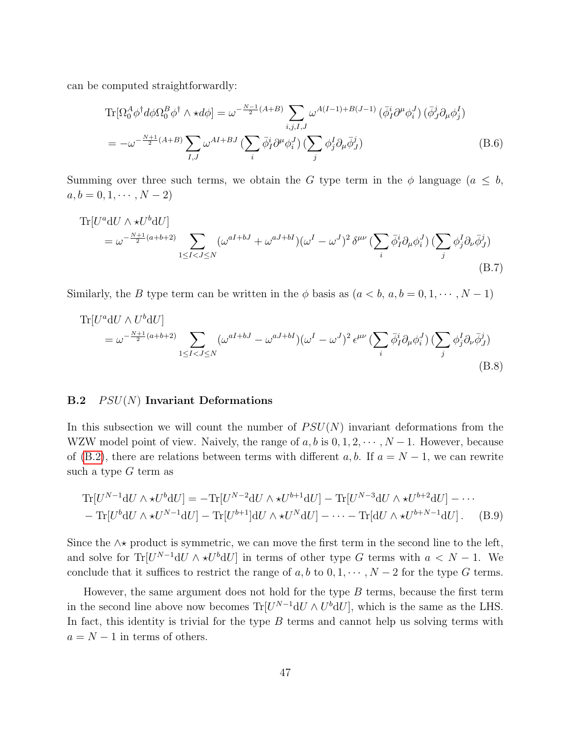can be computed straightforwardly:

$$
\begin{aligned}
\mathrm{Tr}[\Omega_0^A \phi^\dagger d\phi \Omega_0^B \phi^\dagger \wedge \star d\phi] &= \omega^{-\frac{N-1}{2}(A+B)} \sum_{i,j,I,J} \omega^{A(I-1)+B(J-1)} \, (\bar{\phi}_I^i \partial^\mu \phi_i^J) \, (\bar{\phi}_J^j \partial_\mu \phi_j^I) \\
&= -\omega^{-\frac{N+1}{2}(A+B)} \sum_{I,J} \omega^{AI+BJ} \, (\sum_i \bar{\phi}_I^i \partial^\mu \phi_i^J) \, (\sum_j \phi_j^I \partial_\mu \bar{\phi}_J^j)
\end{aligned}
\tag{B.6}
$$

Summing over three such terms, we obtain the $G$ type term in the $\phi$ language ($a \le b$, $a, b = 0, 1, \cdots, N-2$)

$$
\begin{aligned}
&\mathrm{Tr}[U^a \mathrm{d}U \wedge \star U^b \mathrm{d}U] \\
&\quad = \omega^{-\frac{N+1}{2}(a+b+2)} \sum_{1 \le I < J \le N} (\omega^{aI+bJ} + \omega^{aJ+bI})(\omega^I - \omega^J)^2 \, \delta^{\mu\nu} \, (\sum_i \bar{\phi}_I^i \partial_\mu \phi_i^J) \, (\sum_j \phi_j^I \partial_\nu \bar{\phi}_J^j)
\end{aligned}
\tag{B.7}
$$

Similarly, the $B$ type term can be written in the $\phi$ basis as ($a < b$, $a, b = 0, 1, \cdots, N-1$)

$$
\begin{aligned}
&\mathrm{Tr}[U^a \mathrm{d}U \wedge U^b \mathrm{d}U] \\
&\quad = \omega^{-\frac{N+1}{2}(a+b+2)} \sum_{1 \le I < J \le N} (\omega^{aI+bJ} - \omega^{aJ+bI})(\omega^I - \omega^J)^2 \, \epsilon^{\mu\nu} \, (\sum_i \bar{\phi}_I^i \partial_\mu \phi_i^J) \, (\sum_j \phi_j^I \partial_\nu \bar{\phi}_J^j)
\end{aligned}
\tag{B.8}
$$

### B.2 $PSU(N)$ Invariant Deformations

In this subsection we will count the number of $PSU(N)$ invariant deformations from the WZW model point of view. Naively, the range of $a, b$ is $0, 1, 2, \cdots, N-1$. However, because of (B.2), there are relations between terms with different $a, b$. If $a = N-1$, we can rewrite such a type $G$ term as

$$
\begin{aligned}
\mathrm{Tr}[U^{N-1} \mathrm{d}U \wedge \star U^b \mathrm{d}U] &= -\mathrm{Tr}[U^{N-2} \mathrm{d}U \wedge \star U^{b+1} \mathrm{d}U] - \mathrm{Tr}[U^{N-3} \mathrm{d}U \wedge \star U^{b+2} \mathrm{d}U] - \cdots \\
&- \mathrm{Tr}[U^b \mathrm{d}U \wedge \star U^{N-1} \mathrm{d}U] - \mathrm{Tr}[U^{b+1}] \mathrm{d}U \wedge \star U^N \mathrm{d}U] - \cdots - \mathrm{Tr}[\mathrm{d}U \wedge \star U^{b+N-1} \mathrm{d}U] \, .
\end{aligned}
\tag{B.9}
$$

Since the $\wedge\star$ product is symmetric, we can move the first term in the second line to the left, and solve for $\mathrm{Tr}[U^{N-1} \mathrm{d}U \wedge \star U^b \mathrm{d}U]$ in terms of other type $G$ terms with $a < N-1$. We conclude that it suffices to restrict the range of $a, b$ to $0, 1, \cdots, N-2$ for the type $G$ terms.

However, the same argument does not hold for the type $B$ terms, because the first term in the second line above now becomes $\mathrm{Tr}[U^{N-1} \mathrm{d}U \wedge U^b \mathrm{d}U]$, which is the same as the LHS. In fact, this identity is trivial for the type $B$ terms and cannot help us solving terms with $a = N-1$ in terms of others.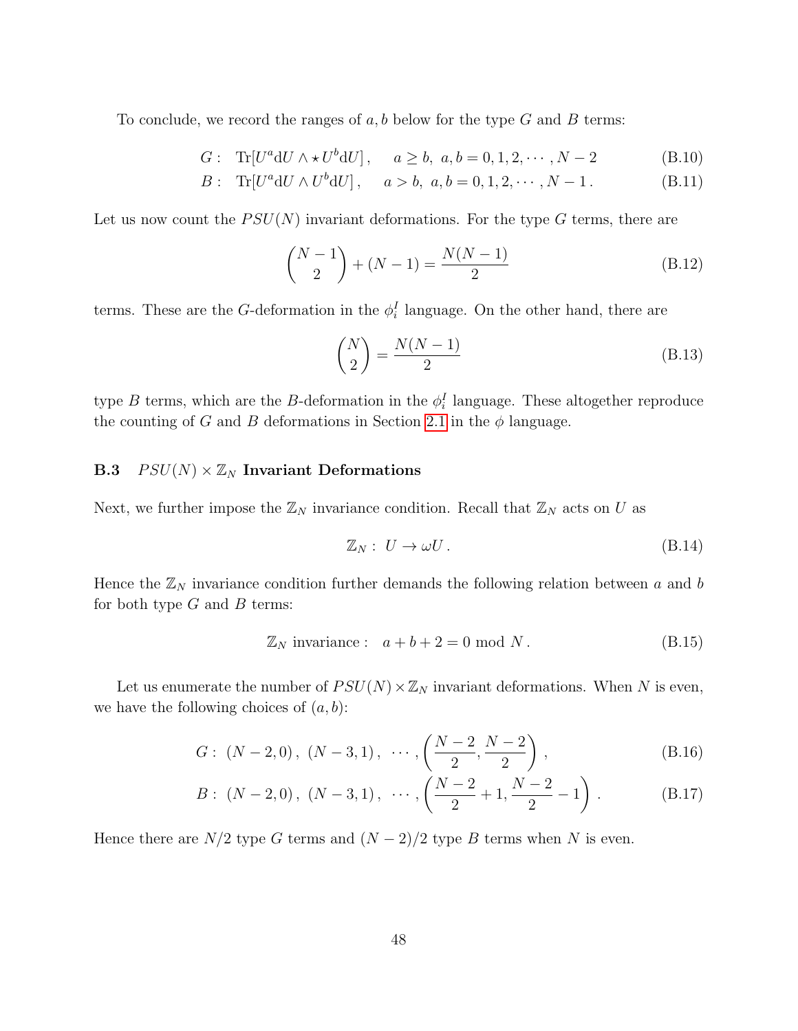To conclude, we record the ranges of $a, b$ below for the type $G$ and $B$ terms:

$$
\begin{aligned}
G: &\quad \mathrm{Tr}[U^a \mathrm{d}U \wedge \star U^b \mathrm{d}U]\,, \qquad a \geq b,\ a,b = 0,1,2,\cdots, N-2 && \text{(B.10)}\\
B: &\quad \mathrm{Tr}[U^a \mathrm{d}U \wedge U^b \mathrm{d}U]\,, \qquad a > b,\ a,b = 0,1,2,\cdots, N-1\,. && \text{(B.11)}
\end{aligned}
$$

Let us now count the $PSU(N)$ invariant deformations. For the type $G$ terms, there are

$$
\binom{N-1}{2} + (N-1) = \frac{N(N-1)}{2} \tag{B.12}
$$

terms. These are the $G$-deformation in the $\phi_i^I$ language. On the other hand, there are

$$
\binom{N}{2} = \frac{N(N-1)}{2} \tag{B.13}
$$

type $B$ terms, which are the $B$-deformation in the $\phi_i^I$ language. These altogether reproduce the counting of $G$ and $B$ deformations in Section 2.1 in the $\phi$ language.

### B.3 $PSU(N) \times \mathbb{Z}_N$ Invariant Deformations

Next, we further impose the $\mathbb{Z}_N$ invariance condition. Recall that $\mathbb{Z}_N$ acts on $U$ as

$$
\mathbb{Z}_N:\ U \to \omega U\,. \tag{B.14}
$$

Hence the $\mathbb{Z}_N$ invariance condition further demands the following relation between $a$ and $b$ for both type $G$ and $B$ terms:

$$
\mathbb{Z}_N \text{ invariance}: \quad a + b + 2 = 0 \bmod N\,. \tag{B.15}
$$

Let us enumerate the number of $PSU(N) \times \mathbb{Z}_N$ invariant deformations. When $N$ is even, we have the following choices of $(a, b)$:

$$
\begin{aligned}
G:&\ (N-2, 0)\,,\ (N-3, 1)\,,\ \cdots, \left(\frac{N-2}{2}, \frac{N-2}{2}\right)\,, && \text{(B.16)}\\
B:&\ (N-2, 0)\,,\ (N-3, 1)\,,\ \cdots, \left(\frac{N-2}{2}+1, \frac{N-2}{2}-1\right)\,. && \text{(B.17)}
\end{aligned}
$$

Hence there are $N/2$ type $G$ terms and $(N-2)/2$ type $B$ terms when $N$ is even.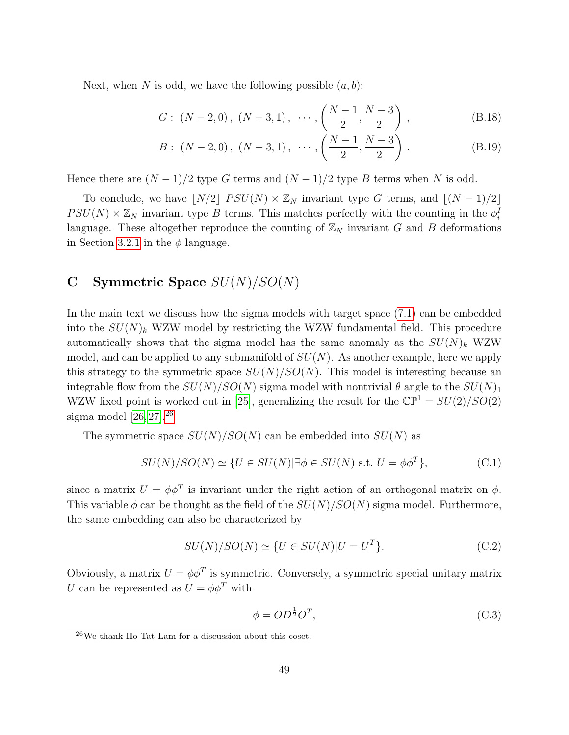Next, when $N$ is odd, we have the following possible $(a, b)$:

$$G: \ (N-2, 0)\,,\ (N-3, 1)\,,\ \cdots, \left(\frac{N-1}{2}, \frac{N-3}{2}\right)\,, \tag{B.18}$$

$$B: \ (N-2, 0)\,,\ (N-3, 1)\,,\ \cdots, \left(\frac{N-1}{2}, \frac{N-3}{2}\right)\,. \tag{B.19}$$

Hence there are $(N-1)/2$ type $G$ terms and $(N-1)/2$ type $B$ terms when $N$ is odd.

To conclude, we have $\lfloor N/2 \rfloor$ $PSU(N) \times \mathbb{Z}_N$ invariant type $G$ terms, and $\lfloor (N-1)/2 \rfloor$ $PSU(N) \times \mathbb{Z}_N$ invariant type $B$ terms. This matches perfectly with the counting in the $\phi_i^I$ language. These altogether reproduce the counting of $\mathbb{Z}_N$ invariant $G$ and $B$ deformations in Section 3.2.1 in the $\phi$ language.

## C Symmetric Space $SU(N)/SO(N)$

In the main text we discuss how the sigma models with target space (7.1) can be embedded into the $SU(N)_k$ WZW model by restricting the WZW fundamental field. This procedure automatically shows that the sigma model has the same anomaly as the $SU(N)_k$ WZW model, and can be applied to any submanifold of $SU(N)$. As another example, here we apply this strategy to the symmetric space $SU(N)/SO(N)$. This model is interesting because an integrable flow from the $SU(N)/SO(N)$ sigma model with nontrivial $\theta$ angle to the $SU(N)_1$ WZW fixed point is worked out in [25], generalizing the result for the $\mathbb{CP}^1 = SU(2)/SO(2)$ sigma model [26,27].[26]

The symmetric space $SU(N)/SO(N)$ can be embedded into $SU(N)$ as

$$SU(N)/SO(N) \simeq \{U \in SU(N) | \exists \phi \in SU(N) \text{ s.t. } U = \phi\phi^T\}, \tag{C.1}$$

since a matrix $U = \phi\phi^T$ is invariant under the right action of an orthogonal matrix on $\phi$. This variable $\phi$ can be thought as the field of the $SU(N)/SO(N)$ sigma model. Furthermore, the same embedding can also be characterized by

$$SU(N)/SO(N) \simeq \{U \in SU(N) | U = U^T\}. \tag{C.2}$$

Obviously, a matrix $U = \phi\phi^T$ is symmetric. Conversely, a symmetric special unitary matrix $U$ can be represented as $U = \phi\phi^T$ with

$$\phi = OD^{\frac{1}{2}}O^T, \tag{C.3}$$

[26] We thank Ho Tat Lam for a discussion about this coset.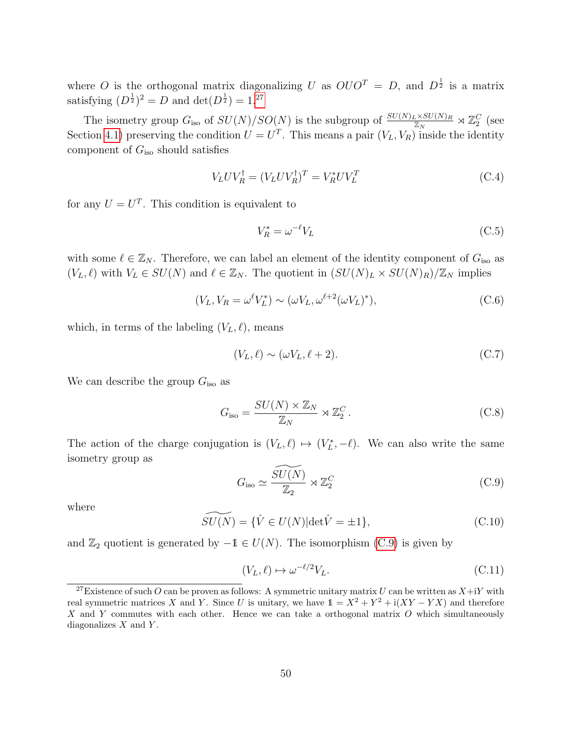where $O$ is the orthogonal matrix diagonalizing $U$ as $OUO^T = D$, and $D^{\frac{1}{2}}$ is a matrix satisfying $(D^{\frac{1}{2}})^2 = D$ and $\det(D^{\frac{1}{2}}) = 1$.[27]

The isometry group $G_{\rm iso}$ of $SU(N)/SO(N)$ is the subgroup of $\frac{SU(N)_L \times SU(N)_R}{\mathbb{Z}_N} \rtimes \mathbb{Z}_2^C$ (see Section 4.1) preserving the condition $U = U^T$. This means a pair $(V_L, V_R)$ inside the identity component of $G_{\rm iso}$ should satisfies

$$V_L U V_R^\dagger = (V_L U V_R^\dagger)^T = V_R^* U V_L^T \tag{C.4}$$

for any $U = U^T$. This condition is equivalent to

$$V_R^* = \omega^{-\ell} V_L \tag{C.5}$$

with some $\ell \in \mathbb{Z}_N$. Therefore, we can label an element of the identity component of $G_{\rm iso}$ as $(V_L, \ell)$ with $V_L \in SU(N)$ and $\ell \in \mathbb{Z}_N$. The quotient in $(SU(N)_L \times SU(N)_R)/\mathbb{Z}_N$ implies

$$(V_L, V_R = \omega^\ell V_L^*) \sim (\omega V_L, \omega^{\ell+2}(\omega V_L)^*), \tag{C.6}$$

which, in terms of the labeling $(V_L, \ell)$, means

$$(V_L, \ell) \sim (\omega V_L, \ell + 2). \tag{C.7}$$

We can describe the group $G_{\rm iso}$ as

$$G_{\rm iso} = \frac{SU(N) \times \mathbb{Z}_N}{\mathbb{Z}_N} \rtimes \mathbb{Z}_2^C \,. \tag{C.8}$$

The action of the charge conjugation is $(V_L, \ell) \mapsto (V_L^*, -\ell)$. We can also write the same isometry group as

$$G_{\rm iso} \simeq \frac{\widetilde{SU(N)}}{\mathbb{Z}_2} \rtimes \mathbb{Z}_2^C \tag{C.9}$$

where

$$\widetilde{SU(N)} = \{\hat{V} \in U(N) | \det \hat{V} = \pm 1\}, \tag{C.10}$$

and $\mathbb{Z}_2$ quotient is generated by $-\mathbb{1} \in U(N)$. The isomorphism (C.9) is given by

$$(V_L, \ell) \mapsto \omega^{-\ell/2} V_L. \tag{C.11}$$

[27] Existence of such $O$ can be proven as follows: A symmetric unitary matrix $U$ can be written as $X + {\rm i}Y$ with real symmetric matrices $X$ and $Y$. Since $U$ is unitary, we have $\mathbb{1} = X^2 + Y^2 + {\rm i}(XY - YX)$ and therefore $X$ and $Y$ commutes with each other. Hence we can take a orthogonal matrix $O$ which simultaneously diagonalizes $X$ and $Y$.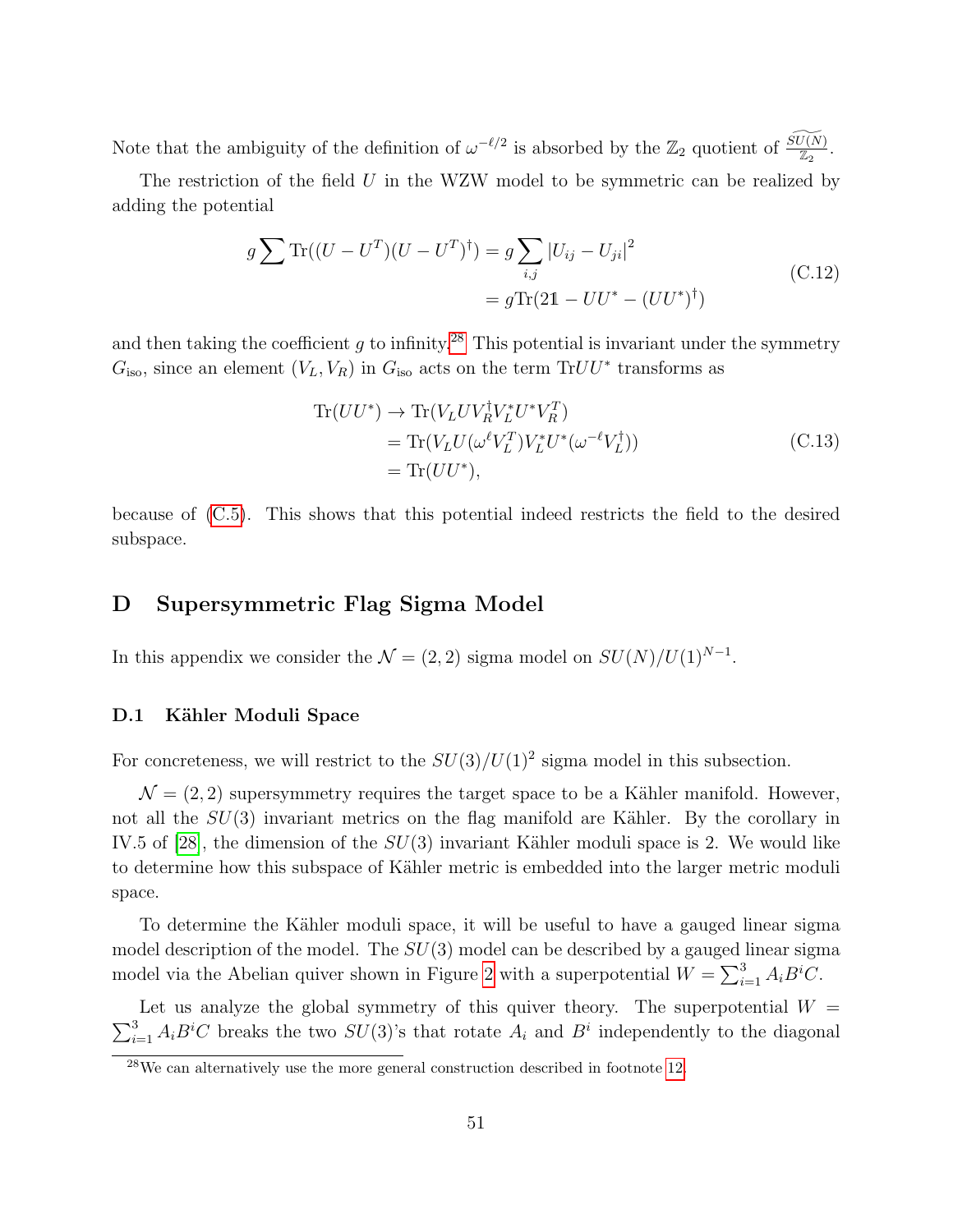Note that the ambiguity of the definition of $\omega^{-\ell/2}$ is absorbed by the $\mathbb{Z}_2$ quotient of $\frac{\widetilde{SU(N)}}{\mathbb{Z}_2}$.

The restriction of the field $U$ in the WZW model to be symmetric can be realized by adding the potential

$$
\begin{aligned}
g\sum \mathrm{Tr}((U-U^T)(U-U^T)^\dagger) &= g\sum_{i,j}|U_{ij}-U_{ji}|^2 \\
&= g\mathrm{Tr}(2\mathbb{1} - UU^* - (UU^*)^\dagger)
\end{aligned}
\tag{C.12}
$$

and then taking the coefficient $g$ to infinity.[28] This potential is invariant under the symmetry $G_{\text{iso}}$, since an element $(V_L, V_R)$ in $G_{\text{iso}}$ acts on the term $\mathrm{Tr}UU^*$ transforms as

$$
\begin{aligned}
\mathrm{Tr}(UU^*) &\to \mathrm{Tr}(V_L U V_R^\dagger V_L^* U^* V_R^T) \\
&= \mathrm{Tr}(V_L U (\omega^\ell V_L^T) V_L^* U^* (\omega^{-\ell} V_L^\dagger)) \\
&= \mathrm{Tr}(UU^*),
\end{aligned}
\tag{C.13}
$$

because of (C.5). This shows that this potential indeed restricts the field to the desired subspace.

## D Supersymmetric Flag Sigma Model

In this appendix we consider the $\mathcal{N}=(2,2)$ sigma model on $SU(N)/U(1)^{N-1}$.

### D.1 Kähler Moduli Space

For concreteness, we will restrict to the $SU(3)/U(1)^2$ sigma model in this subsection.

$\mathcal{N}=(2,2)$ supersymmetry requires the target space to be a Kähler manifold. However, not all the $SU(3)$ invariant metrics on the flag manifold are Kähler. By the corollary in IV.5 of [28], the dimension of the $SU(3)$ invariant Kähler moduli space is 2. We would like to determine how this subspace of Kähler metric is embedded into the larger metric moduli space.

To determine the Kähler moduli space, it will be useful to have a gauged linear sigma model description of the model. The $SU(3)$ model can be described by a gauged linear sigma model via the Abelian quiver shown in Figure 2 with a superpotential $W=\sum_{i=1}^3 A_i B^i C$.

Let us analyze the global symmetry of this quiver theory. The superpotential $W=\sum_{i=1}^3 A_i B^i C$ breaks the two $SU(3)$'s that rotate $A_i$ and $B^i$ independently to the diagonal

[28] We can alternatively use the more general construction described in footnote 12.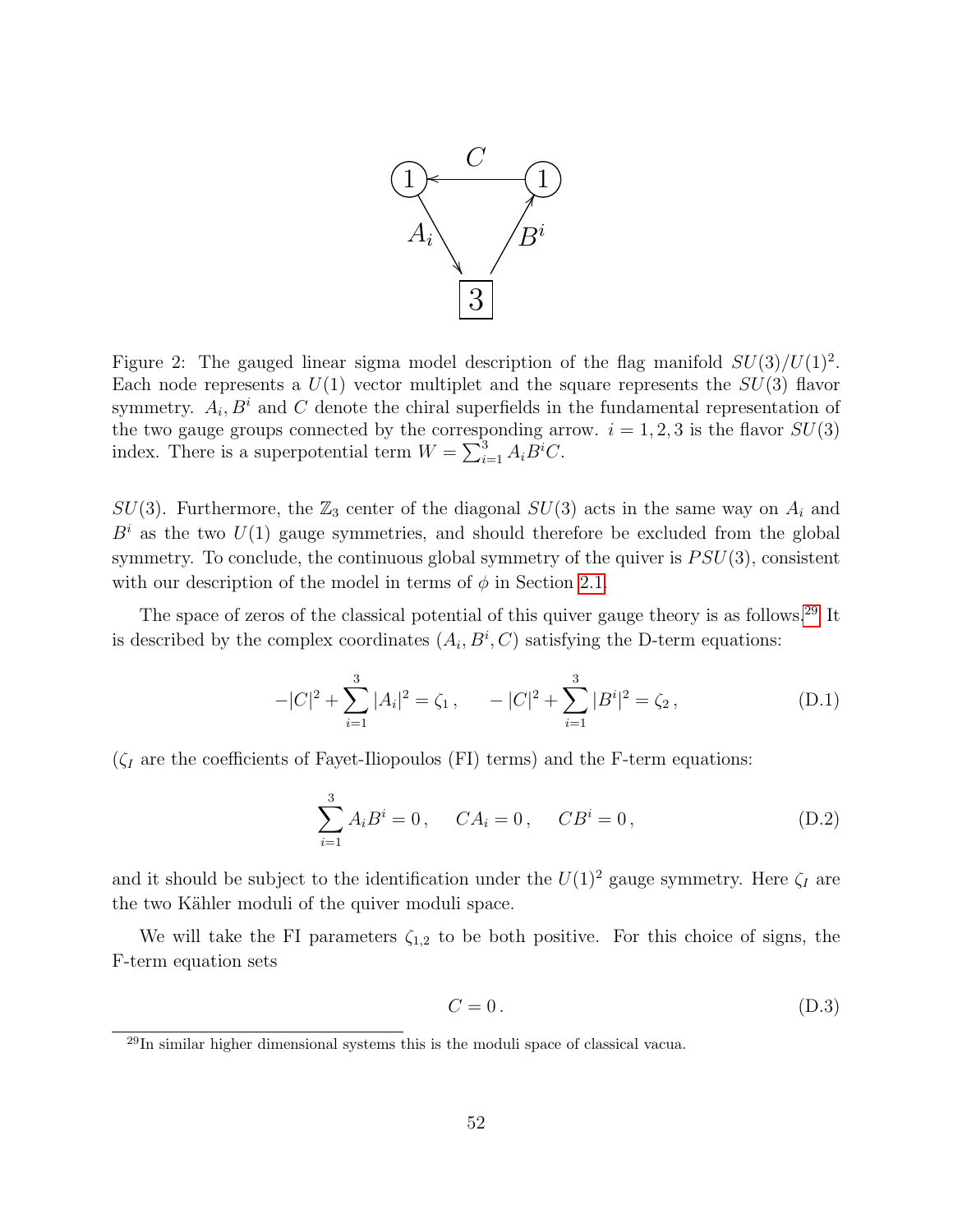Figure 2: The gauged linear sigma model description of the flag manifold $SU(3)/U(1)^2$. Each node represents a $U(1)$ vector multiplet and the square represents the $SU(3)$ flavor symmetry. $A_i, B^i$ and $C$ denote the chiral superfields in the fundamental representation of the two gauge groups connected by the corresponding arrow. $i = 1, 2, 3$ is the flavor $SU(3)$ index. There is a superpotential term $W = \sum_{i=1}^{3} A_i B^i C$.

$SU(3)$. Furthermore, the $\mathbb{Z}_3$ center of the diagonal $SU(3)$ acts in the same way on $A_i$ and $B^i$ as the two $U(1)$ gauge symmetries, and should therefore be excluded from the global symmetry. To conclude, the continuous global symmetry of the quiver is $PSU(3)$, consistent with our description of the model in terms of $\phi$ in Section 2.1.

The space of zeros of the classical potential of this quiver gauge theory is as follows.[29] It is described by the complex coordinates $(A_i, B^i, C)$ satisfying the D-term equations:

$$-|C|^2 + \sum_{i=1}^{3} |A_i|^2 = \zeta_1 \,, \qquad -|C|^2 + \sum_{i=1}^{3} |B^i|^2 = \zeta_2 \,, \tag{D.1}$$

($\zeta_I$ are the coefficients of Fayet-Iliopoulos (FI) terms) and the F-term equations:

$$\sum_{i=1}^{3} A_i B^i = 0 \,, \qquad C A_i = 0 \,, \qquad C B^i = 0 \,, \tag{D.2}$$

and it should be subject to the identification under the $U(1)^2$ gauge symmetry. Here $\zeta_I$ are the two Kähler moduli of the quiver moduli space.

We will take the FI parameters $\zeta_{1,2}$ to be both positive. For this choice of signs, the F-term equation sets

$$C = 0 \,. \tag{D.3}$$

[29] In similar higher dimensional systems this is the moduli space of classical vacua.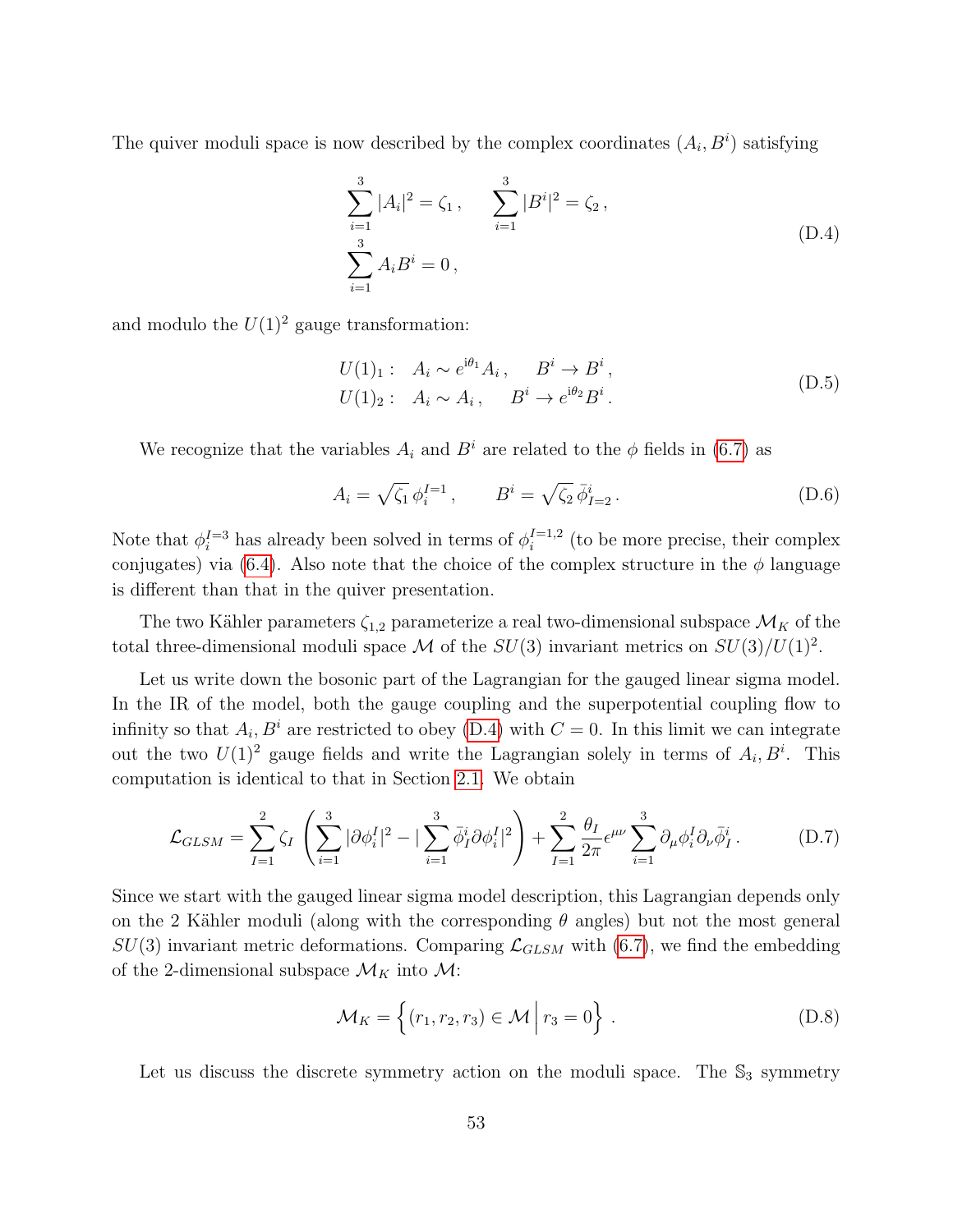The quiver moduli space is now described by the complex coordinates $(A_i, B^i)$ satisfying

$$
\begin{aligned}
&\sum_{i=1}^{3} |A_i|^2 = \zeta_1 \,, \qquad \sum_{i=1}^{3} |B^i|^2 = \zeta_2 \,, \\
&\sum_{i=1}^{3} A_i B^i = 0 \,,
\end{aligned}
\tag{D.4}
$$

and modulo the $U(1)^2$ gauge transformation:

$$
\begin{aligned}
U(1)_1: \quad & A_i \sim e^{\mathrm{i}\theta_1} A_i \,, \qquad B^i \to B^i \,, \\
U(1)_2: \quad & A_i \sim A_i \,, \qquad B^i \to e^{\mathrm{i}\theta_2} B^i \,.
\end{aligned}
\tag{D.5}
$$

We recognize that the variables $A_i$ and $B^i$ are related to the $\phi$ fields in (6.7) as

$$
A_i = \sqrt{\zeta_1}\, \phi_i^{I=1} \,, \qquad B^i = \sqrt{\zeta_2}\, \bar{\phi}^i_{I=2} \,. \tag{D.6}
$$

Note that $\phi_i^{I=3}$ has already been solved in terms of $\phi_i^{I=1,2}$ (to be more precise, their complex conjugates) via (6.4). Also note that the choice of the complex structure in the $\phi$ language is different than that in the quiver presentation.

The two Kähler parameters $\zeta_{1,2}$ parameterize a real two-dimensional subspace $\mathcal{M}_K$ of the total three-dimensional moduli space $\mathcal{M}$ of the $SU(3)$ invariant metrics on $SU(3)/U(1)^2$.

Let us write down the bosonic part of the Lagrangian for the gauged linear sigma model. In the IR of the model, both the gauge coupling and the superpotential coupling flow to infinity so that $A_i, B^i$ are restricted to obey (D.4) with $C = 0$. In this limit we can integrate out the two $U(1)^2$ gauge fields and write the Lagrangian solely in terms of $A_i, B^i$. This computation is identical to that in Section 2.1. We obtain

$$
\mathcal{L}_{GLSM} = \sum_{I=1}^{2} \zeta_I \left( \sum_{i=1}^{3} |\partial \phi_i^I|^2 - |\sum_{i=1}^{3} \bar{\phi}_I^i \partial \phi_i^I|^2 \right) + \sum_{I=1}^{2} \frac{\theta_I}{2\pi} \epsilon^{\mu\nu} \sum_{i=1}^{3} \partial_\mu \phi_i^I \partial_\nu \bar{\phi}_I^i \,. \tag{D.7}
$$

Since we start with the gauged linear sigma model description, this Lagrangian depends only on the 2 Kähler moduli (along with the corresponding $\theta$ angles) but not the most general $SU(3)$ invariant metric deformations. Comparing $\mathcal{L}_{GLSM}$ with (6.7), we find the embedding of the 2-dimensional subspace $\mathcal{M}_K$ into $\mathcal{M}$:

$$
\mathcal{M}_K = \left\{ (r_1, r_2, r_3) \in \mathcal{M} \,\middle|\, r_3 = 0 \right\} \,. \tag{D.8}
$$

Let us discuss the discrete symmetry action on the moduli space. The $\mathbb{S}_3$ symmetry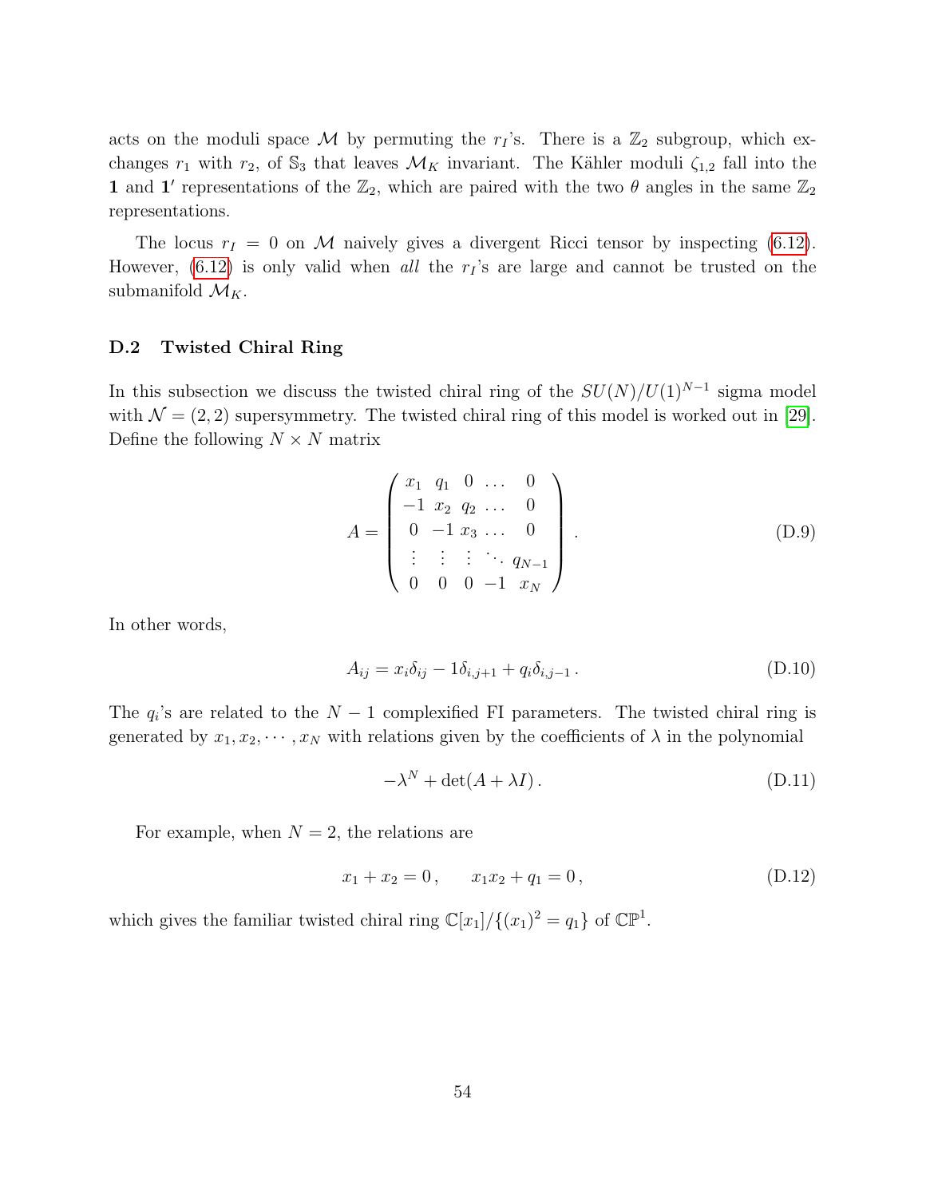acts on the moduli space $\mathcal{M}$ by permuting the $r_I$'s. There is a $\mathbb{Z}_2$ subgroup, which exchanges $r_1$ with $r_2$, of $\mathbb{S}_3$ that leaves $\mathcal{M}_K$ invariant. The Kähler moduli $\zeta_{1,2}$ fall into the $\mathbf{1}$ and $\mathbf{1}'$ representations of the $\mathbb{Z}_2$, which are paired with the two $\theta$ angles in the same $\mathbb{Z}_2$ representations.

The locus $r_I = 0$ on $\mathcal{M}$ naively gives a divergent Ricci tensor by inspecting (6.12). However, (6.12) is only valid when *all* the $r_I$'s are large and cannot be trusted on the submanifold $\mathcal{M}_K$.

### D.2 Twisted Chiral Ring

In this subsection we discuss the twisted chiral ring of the $SU(N)/U(1)^{N-1}$ sigma model with $\mathcal{N} = (2,2)$ supersymmetry. The twisted chiral ring of this model is worked out in [29]. Define the following $N \times N$ matrix

$$A = \begin{pmatrix} x_1 & q_1 & 0 & \dots & 0 \\ -1 & x_2 & q_2 & \dots & 0 \\ 0 & -1 & x_3 & \dots & 0 \\ \vdots & \vdots & \vdots & \ddots & q_{N-1} \\ 0 & 0 & 0 & -1 & x_N \end{pmatrix} . \tag{D.9}$$

In other words,

$$A_{ij} = x_i \delta_{ij} - 1\delta_{i,j+1} + q_i \delta_{i,j-1} \, . \tag{D.10}$$

The $q_i$'s are related to the $N-1$ complexified FI parameters. The twisted chiral ring is generated by $x_1, x_2, \cdots, x_N$ with relations given by the coefficients of $\lambda$ in the polynomial

$$-\lambda^N + \det(A + \lambda I) \, . \tag{D.11}$$

For example, when $N = 2$, the relations are

$$x_1 + x_2 = 0 \, , \qquad x_1 x_2 + q_1 = 0 \, , \tag{D.12}$$

which gives the familiar twisted chiral ring $\mathbb{C}[x_1]/\{(x_1)^2 = q_1\}$ of $\mathbb{CP}^1$.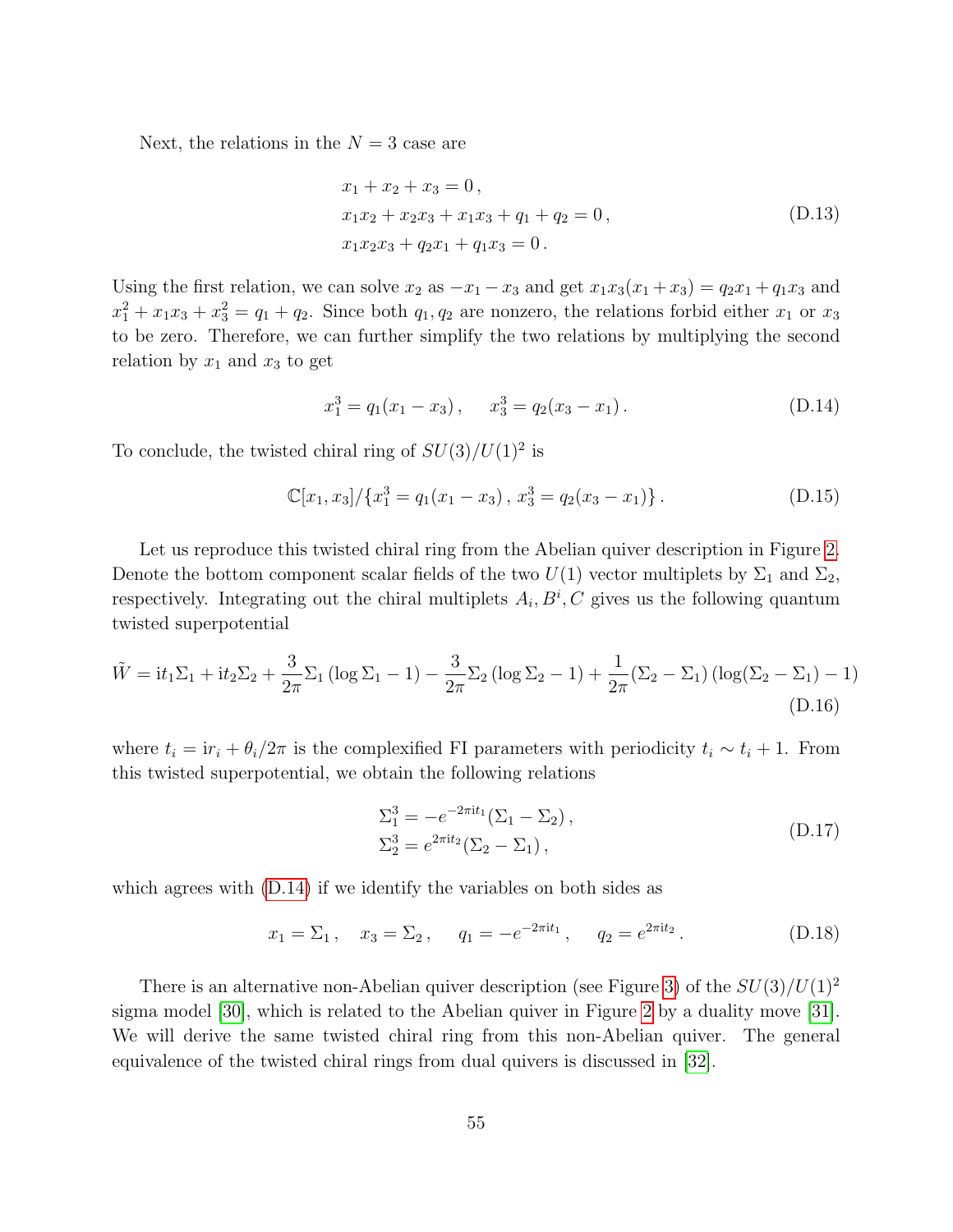Next, the relations in the $N = 3$ case are

$$
\begin{aligned}
&x_1 + x_2 + x_3 = 0\,, \\
&x_1 x_2 + x_2 x_3 + x_1 x_3 + q_1 + q_2 = 0\,, \\
&x_1 x_2 x_3 + q_2 x_1 + q_1 x_3 = 0\,.
\end{aligned}
\tag{D.13}
$$

Using the first relation, we can solve $x_2$ as $-x_1 - x_3$ and get $x_1 x_3(x_1 + x_3) = q_2 x_1 + q_1 x_3$ and $x_1^2 + x_1 x_3 + x_3^2 = q_1 + q_2$. Since both $q_1, q_2$ are nonzero, the relations forbid either $x_1$ or $x_3$ to be zero. Therefore, we can further simplify the two relations by multiplying the second relation by $x_1$ and $x_3$ to get

$$
x_1^3 = q_1(x_1 - x_3)\,, \qquad x_3^3 = q_2(x_3 - x_1)\,. \tag{D.14}
$$

To conclude, the twisted chiral ring of $SU(3)/U(1)^2$ is

$$
\mathbb{C}[x_1, x_3]/\{x_1^3 = q_1(x_1 - x_3)\,,\, x_3^3 = q_2(x_3 - x_1)\}\,. \tag{D.15}
$$

Let us reproduce this twisted chiral ring from the Abelian quiver description in Figure 2. Denote the bottom component scalar fields of the two $U(1)$ vector multiplets by $\Sigma_1$ and $\Sigma_2$, respectively. Integrating out the chiral multiplets $A_i, B^i, C$ gives us the following quantum twisted superpotential

$$
\tilde{W} = \mathrm{i}t_1\Sigma_1 + \mathrm{i}t_2\Sigma_2 + \frac{3}{2\pi}\Sigma_1\left(\log\Sigma_1 - 1\right) - \frac{3}{2\pi}\Sigma_2\left(\log\Sigma_2 - 1\right) + \frac{1}{2\pi}(\Sigma_2 - \Sigma_1)\left(\log(\Sigma_2 - \Sigma_1) - 1\right) \tag{D.16}
$$

where $t_i = \mathrm{i}r_i + \theta_i/2\pi$ is the complexified FI parameters with periodicity $t_i \sim t_i + 1$. From this twisted superpotential, we obtain the following relations

$$
\begin{aligned}
&\Sigma_1^3 = -e^{-2\pi \mathrm{i} t_1}(\Sigma_1 - \Sigma_2)\,, \\
&\Sigma_2^3 = e^{2\pi \mathrm{i} t_2}(\Sigma_2 - \Sigma_1)\,,
\end{aligned}
\tag{D.17}
$$

which agrees with (D.14) if we identify the variables on both sides as

$$
x_1 = \Sigma_1\,, \quad x_3 = \Sigma_2\,, \quad q_1 = -e^{-2\pi \mathrm{i} t_1}\,, \quad q_2 = e^{2\pi \mathrm{i} t_2}\,. \tag{D.18}
$$

There is an alternative non-Abelian quiver description (see Figure 3) of the $SU(3)/U(1)^2$ sigma model [30], which is related to the Abelian quiver in Figure 2 by a duality move [31]. We will derive the same twisted chiral ring from this non-Abelian quiver. The general equivalence of the twisted chiral rings from dual quivers is discussed in [32].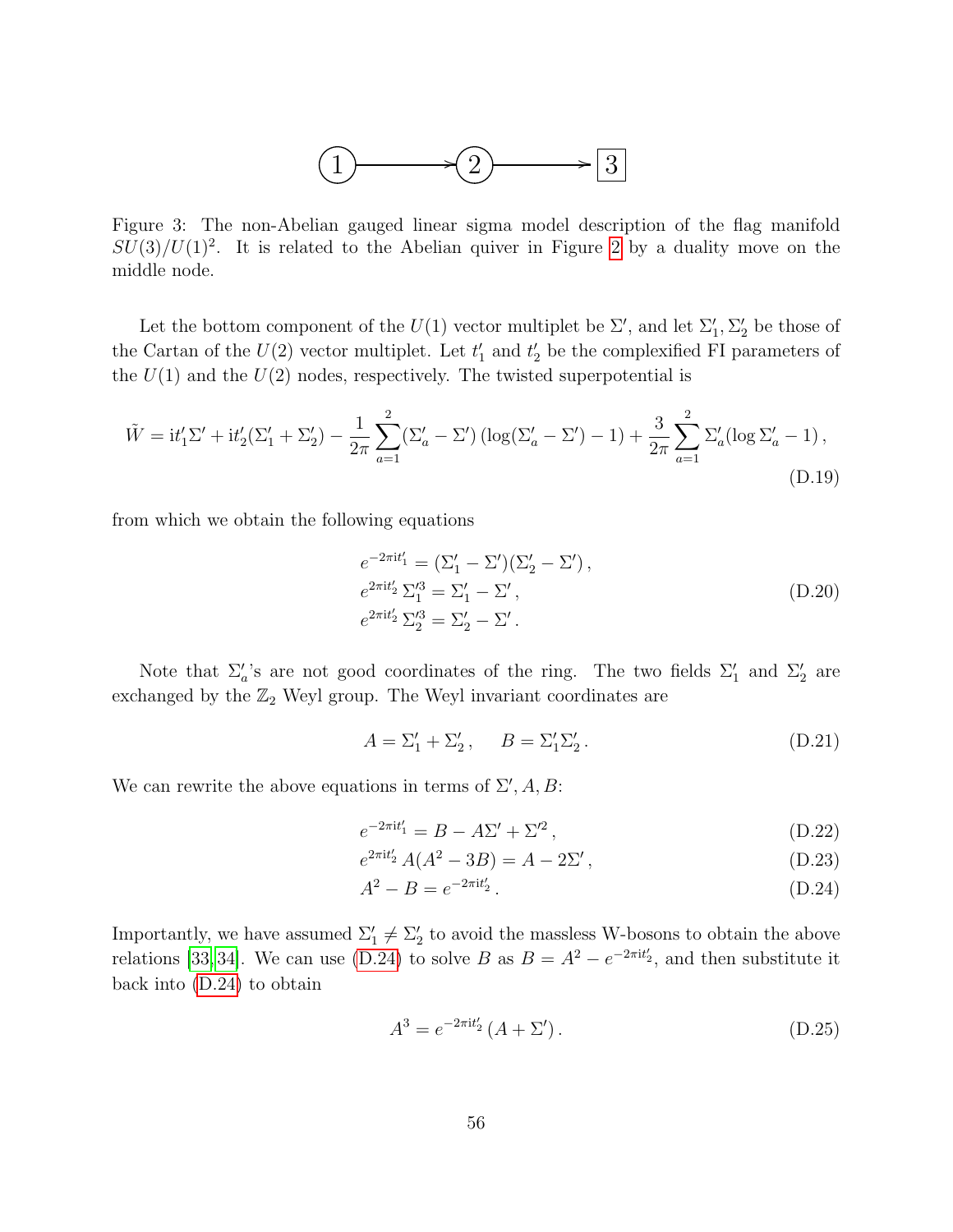Figure 3: The non-Abelian gauged linear sigma model description of the flag manifold $SU(3)/U(1)^2$. It is related to the Abelian quiver in Figure 2 by a duality move on the middle node.

Let the bottom component of the $U(1)$ vector multiplet be $\Sigma'$, and let $\Sigma'_1, \Sigma'_2$ be those of the Cartan of the $U(2)$ vector multiplet. Let $t'_1$ and $t'_2$ be the complexified FI parameters of the $U(1)$ and the $U(2)$ nodes, respectively. The twisted superpotential is

$$\tilde{W} = \mathrm{i}t'_1\Sigma' + \mathrm{i}t'_2(\Sigma'_1 + \Sigma'_2) - \frac{1}{2\pi}\sum_{a=1}^{2}(\Sigma'_a - \Sigma')\left(\log(\Sigma'_a - \Sigma') - 1\right) + \frac{3}{2\pi}\sum_{a=1}^{2}\Sigma'_a(\log\Sigma'_a - 1)\,, \tag{D.19}$$

from which we obtain the following equations

$$\begin{aligned} e^{-2\pi \mathrm{i}t'_1} &= (\Sigma'_1 - \Sigma')(\Sigma'_2 - \Sigma')\,, \\ e^{2\pi \mathrm{i}t'_2}\,\Sigma'^3_1 &= \Sigma'_1 - \Sigma'\,, \\ e^{2\pi \mathrm{i}t'_2}\,\Sigma'^3_2 &= \Sigma'_2 - \Sigma'\,. \end{aligned} \tag{D.20}$$

Note that $\Sigma'_a$'s are not good coordinates of the ring. The two fields $\Sigma'_1$ and $\Sigma'_2$ are exchanged by the $\mathbb{Z}_2$ Weyl group. The Weyl invariant coordinates are

$$A = \Sigma'_1 + \Sigma'_2\,, \qquad B = \Sigma'_1\Sigma'_2\,. \tag{D.21}$$

We can rewrite the above equations in terms of $\Sigma', A, B$:

$$e^{-2\pi \mathrm{i}t'_1} = B - A\Sigma' + \Sigma'^2\,, \tag{D.22}$$

$$e^{2\pi \mathrm{i}t'_2}\,A(A^2 - 3B) = A - 2\Sigma'\,, \tag{D.23}$$

$$A^2 - B = e^{-2\pi \mathrm{i}t'_2}\,. \tag{D.24}$$

Importantly, we have assumed $\Sigma'_1 \neq \Sigma'_2$ to avoid the massless W-bosons to obtain the above relations [33,34]. We can use (D.24) to solve $B$ as $B = A^2 - e^{-2\pi \mathrm{i}t'_2}$, and then substitute it back into (D.24) to obtain

$$A^3 = e^{-2\pi \mathrm{i}t'_2}\,(A + \Sigma')\,. \tag{D.25}$$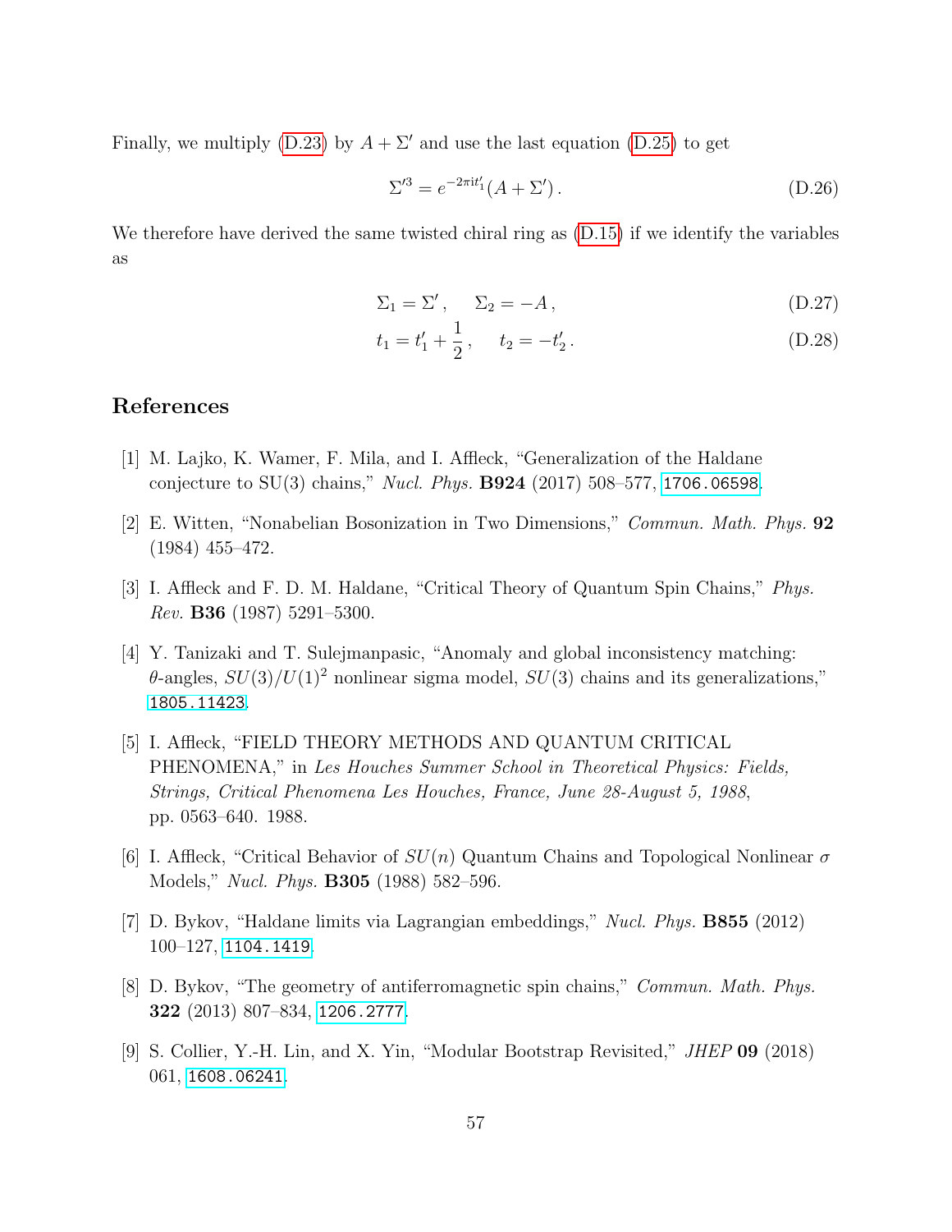Finally, we multiply (D.23) by $A + \Sigma'$ and use the last equation (D.25) to get

$$\Sigma'^3 = e^{-2\pi i t_1'}(A + \Sigma') \,. \tag{D.26}$$

We therefore have derived the same twisted chiral ring as (D.15) if we identify the variables as

$$\Sigma_1 = \Sigma' \,, \quad \Sigma_2 = -A \,, \tag{D.27}$$

$$t_1 = t_1' + \frac{1}{2} \,, \quad t_2 = -t_2' \,. \tag{D.28}$$

## References

[1] M. Lajko, K. Wamer, F. Mila, and I. Affleck, "Generalization of the Haldane conjecture to SU(3) chains," *Nucl. Phys.* **B924** (2017) 508–577, 1706.06598.

[2] E. Witten, "Nonabelian Bosonization in Two Dimensions," *Commun. Math. Phys.* **92** (1984) 455–472.

[3] I. Affleck and F. D. M. Haldane, "Critical Theory of Quantum Spin Chains," *Phys. Rev.* **B36** (1987) 5291–5300.

[4] Y. Tanizaki and T. Sulejmanpasic, "Anomaly and global inconsistency matching: $\theta$-angles, $SU(3)/U(1)^2$ nonlinear sigma model, $SU(3)$ chains and its generalizations," 1805.11423.

[5] I. Affleck, "FIELD THEORY METHODS AND QUANTUM CRITICAL PHENOMENA," in *Les Houches Summer School in Theoretical Physics: Fields, Strings, Critical Phenomena Les Houches, France, June 28-August 5, 1988*, pp. 0563–640. 1988.

[6] I. Affleck, "Critical Behavior of $SU(n)$ Quantum Chains and Topological Nonlinear $\sigma$ Models," *Nucl. Phys.* **B305** (1988) 582–596.

[7] D. Bykov, "Haldane limits via Lagrangian embeddings," *Nucl. Phys.* **B855** (2012) 100–127, 1104.1419.

[8] D. Bykov, "The geometry of antiferromagnetic spin chains," *Commun. Math. Phys.* **322** (2013) 807–834, 1206.2777.

[9] S. Collier, Y.-H. Lin, and X. Yin, "Modular Bootstrap Revisited," *JHEP* **09** (2018) 061, 1608.06241.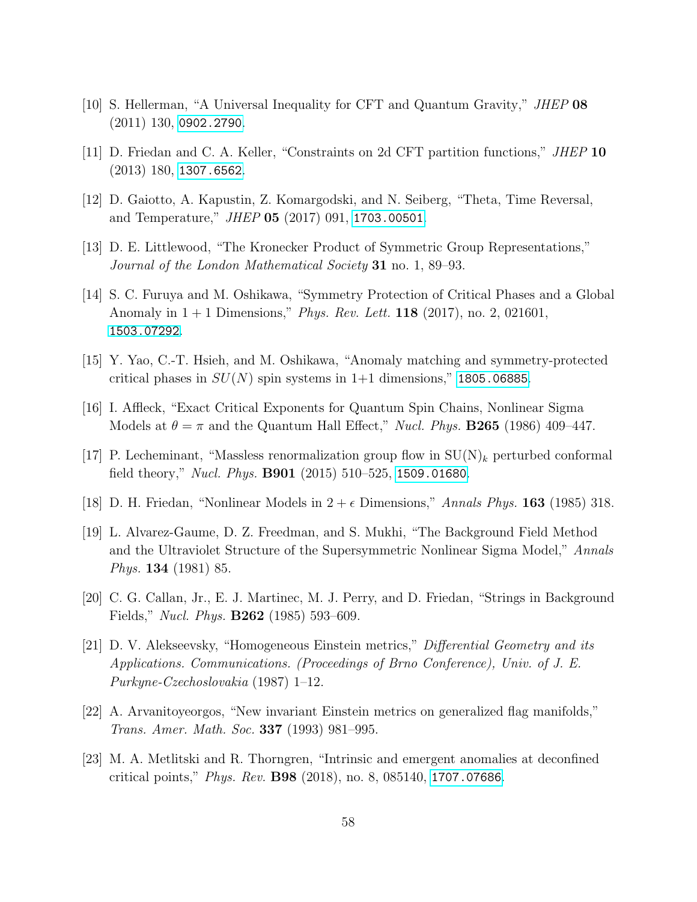[10] S. Hellerman, "A Universal Inequality for CFT and Quantum Gravity," *JHEP* **08** (2011) 130, 0902.2790.

[11] D. Friedan and C. A. Keller, "Constraints on 2d CFT partition functions," *JHEP* **10** (2013) 180, 1307.6562.

[12] D. Gaiotto, A. Kapustin, Z. Komargodski, and N. Seiberg, "Theta, Time Reversal, and Temperature," *JHEP* **05** (2017) 091, 1703.00501.

[13] D. E. Littlewood, "The Kronecker Product of Symmetric Group Representations," *Journal of the London Mathematical Society* **31** no. 1, 89–93.

[14] S. C. Furuya and M. Oshikawa, "Symmetry Protection of Critical Phases and a Global Anomaly in $1 + 1$ Dimensions," *Phys. Rev. Lett.* **118** (2017), no. 2, 021601, 1503.07292.

[15] Y. Yao, C.-T. Hsieh, and M. Oshikawa, "Anomaly matching and symmetry-protected critical phases in $SU(N)$ spin systems in 1+1 dimensions," 1805.06885.

[16] I. Affleck, "Exact Critical Exponents for Quantum Spin Chains, Nonlinear Sigma Models at $\theta = \pi$ and the Quantum Hall Effect," *Nucl. Phys.* **B265** (1986) 409–447.

[17] P. Lecheminant, "Massless renormalization group flow in $\mathrm{SU(N)}_k$ perturbed conformal field theory," *Nucl. Phys.* **B901** (2015) 510–525, 1509.01680.

[18] D. H. Friedan, "Nonlinear Models in $2 + \epsilon$ Dimensions," *Annals Phys.* **163** (1985) 318.

[19] L. Alvarez-Gaume, D. Z. Freedman, and S. Mukhi, "The Background Field Method and the Ultraviolet Structure of the Supersymmetric Nonlinear Sigma Model," *Annals Phys.* **134** (1981) 85.

[20] C. G. Callan, Jr., E. J. Martinec, M. J. Perry, and D. Friedan, "Strings in Background Fields," *Nucl. Phys.* **B262** (1985) 593–609.

[21] D. V. Alekseevsky, "Homogeneous Einstein metrics," *Differential Geometry and its Applications. Communications. (Proceedings of Brno Conference), Univ. of J. E. Purkyne-Czechoslovakia* (1987) 1–12.

[22] A. Arvanitoyeorgos, "New invariant Einstein metrics on generalized flag manifolds," *Trans. Amer. Math. Soc.* **337** (1993) 981–995.

[23] M. A. Metlitski and R. Thorngren, "Intrinsic and emergent anomalies at deconfined critical points," *Phys. Rev.* **B98** (2018), no. 8, 085140, 1707.07686.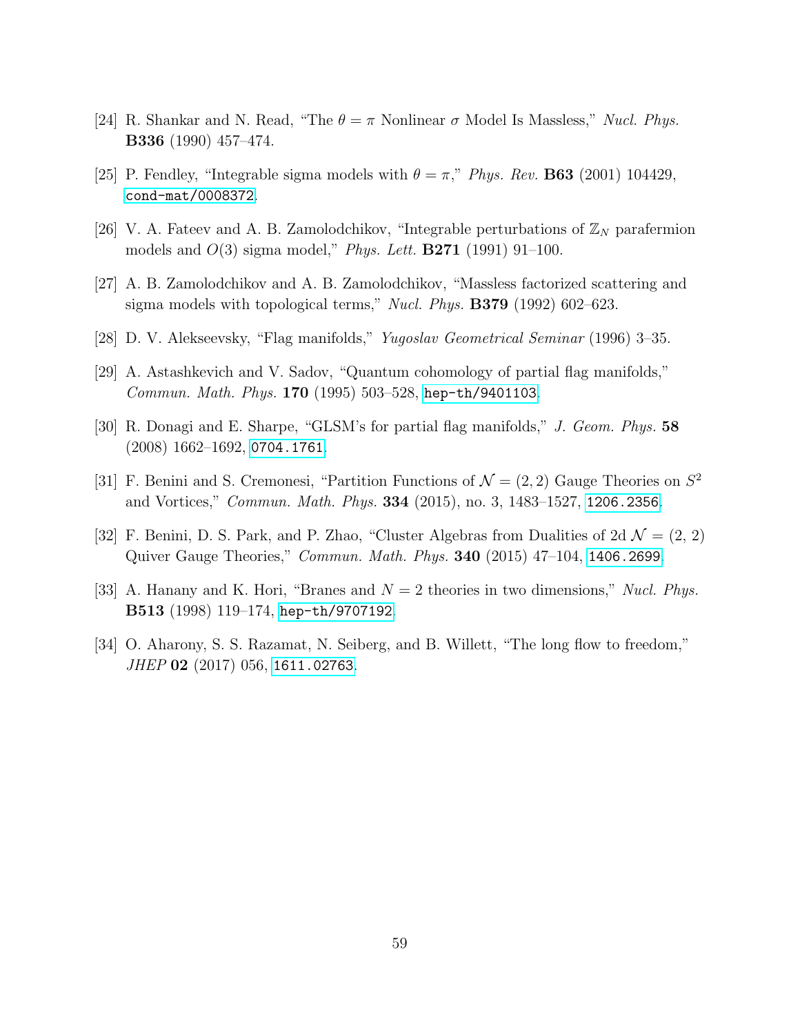[24] R. Shankar and N. Read, "The $\theta = \pi$ Nonlinear $\sigma$ Model Is Massless," *Nucl. Phys.* **B336** (1990) 457–474.

[25] P. Fendley, "Integrable sigma models with $\theta = \pi$," *Phys. Rev.* **B63** (2001) 104429, cond-mat/0008372.

[26] V. A. Fateev and A. B. Zamolodchikov, "Integrable perturbations of $\mathbb{Z}_N$ parafermion models and $O(3)$ sigma model," *Phys. Lett.* **B271** (1991) 91–100.

[27] A. B. Zamolodchikov and A. B. Zamolodchikov, "Massless factorized scattering and sigma models with topological terms," *Nucl. Phys.* **B379** (1992) 602–623.

[28] D. V. Alekseevsky, "Flag manifolds," *Yugoslav Geometrical Seminar* (1996) 3–35.

[29] A. Astashkevich and V. Sadov, "Quantum cohomology of partial flag manifolds," *Commun. Math. Phys.* **170** (1995) 503–528, hep-th/9401103.

[30] R. Donagi and E. Sharpe, "GLSM's for partial flag manifolds," *J. Geom. Phys.* **58** (2008) 1662–1692, 0704.1761.

[31] F. Benini and S. Cremonesi, "Partition Functions of $\mathcal{N} = (2, 2)$ Gauge Theories on $S^2$ and Vortices," *Commun. Math. Phys.* **334** (2015), no. 3, 1483–1527, 1206.2356.

[32] F. Benini, D. S. Park, and P. Zhao, "Cluster Algebras from Dualities of 2d $\mathcal{N} = (2, 2)$ Quiver Gauge Theories," *Commun. Math. Phys.* **340** (2015) 47–104, 1406.2699.

[33] A. Hanany and K. Hori, "Branes and $N = 2$ theories in two dimensions," *Nucl. Phys.* **B513** (1998) 119–174, hep-th/9707192.

[34] O. Aharony, S. S. Razamat, N. Seiberg, and B. Willett, "The long flow to freedom," *JHEP* **02** (2017) 056, 1611.02763.